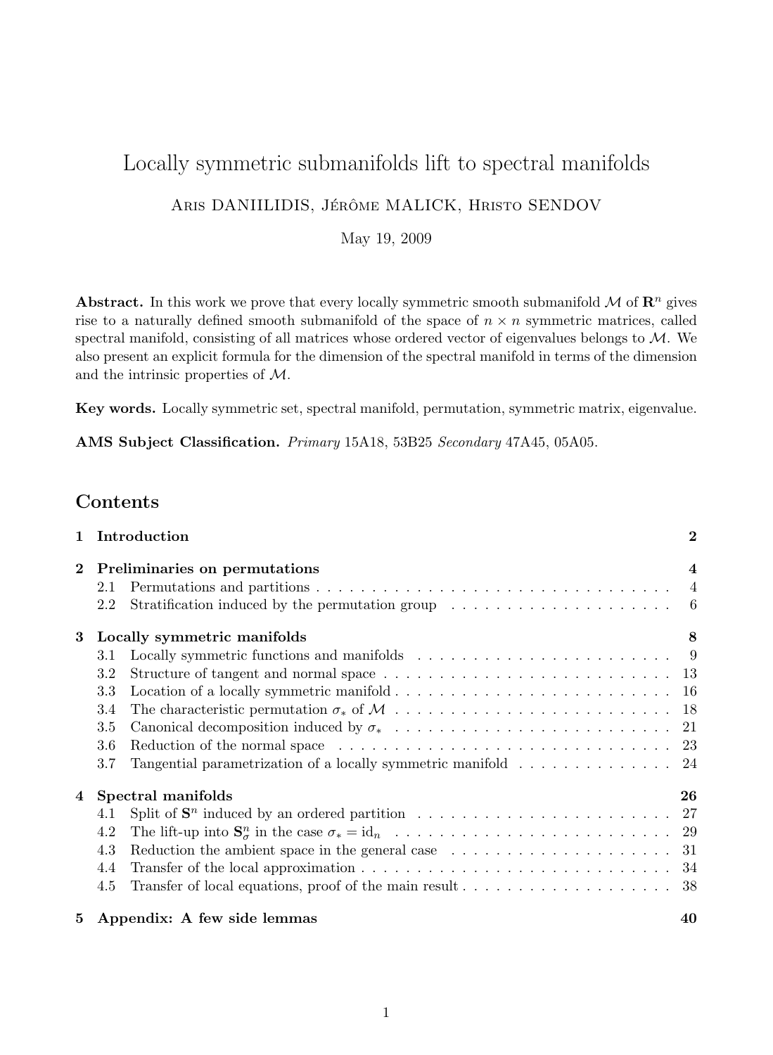# Locally symmetric submanifolds lift to spectral manifolds

Aris DANIILIDIS, Jérôme MALICK, Hristo SENDOV

May 19, 2009

**Abstract.** In this work we prove that every locally symmetric smooth submanifold $\mathcal{M}$ of $\mathbf{R}^n$ gives rise to a naturally defined smooth submanifold of the space of $n \times n$ symmetric matrices, called spectral manifold, consisting of all matrices whose ordered vector of eigenvalues belongs to $\mathcal{M}$. We also present an explicit formula for the dimension of the spectral manifold in terms of the dimension and the intrinsic properties of $\mathcal{M}$.

**Key words.** Locally symmetric set, spectral manifold, permutation, symmetric matrix, eigenvalue.

**AMS Subject Classification.** *Primary* 15A18, 53B25 *Secondary* 47A45, 05A05.

## Contents

- **1 Introduction** — 2
- **2 Preliminaries on permutations** — 4
  - 2.1 Permutations and partitions — 4
  - 2.2 Stratification induced by the permutation group — 6
- **3 Locally symmetric manifolds** — 8
  - 3.1 Locally symmetric functions and manifolds — 9
  - 3.2 Structure of tangent and normal space — 13
  - 3.3 Location of a locally symmetric manifold — 16
  - 3.4 The characteristic permutation $\sigma_*$ of $\mathcal{M}$ — 18
  - 3.5 Canonical decomposition induced by $\sigma_*$ — 21
  - 3.6 Reduction of the normal space — 23
  - 3.7 Tangential parametrization of a locally symmetric manifold — 24
- **4 Spectral manifolds** — 26
  - 4.1 Split of $\mathbf{S}^n$ induced by an ordered partition — 27
  - 4.2 The lift-up into $\mathbf{S}^n_\sigma$ in the case $\sigma_* = \mathrm{id}_n$ — 29
  - 4.3 Reduction the ambient space in the general case — 31
  - 4.4 Transfer of the local approximation — 34
  - 4.5 Transfer of local equations, proof of the main result — 38
- **5 Appendix: A few side lemmas** — 40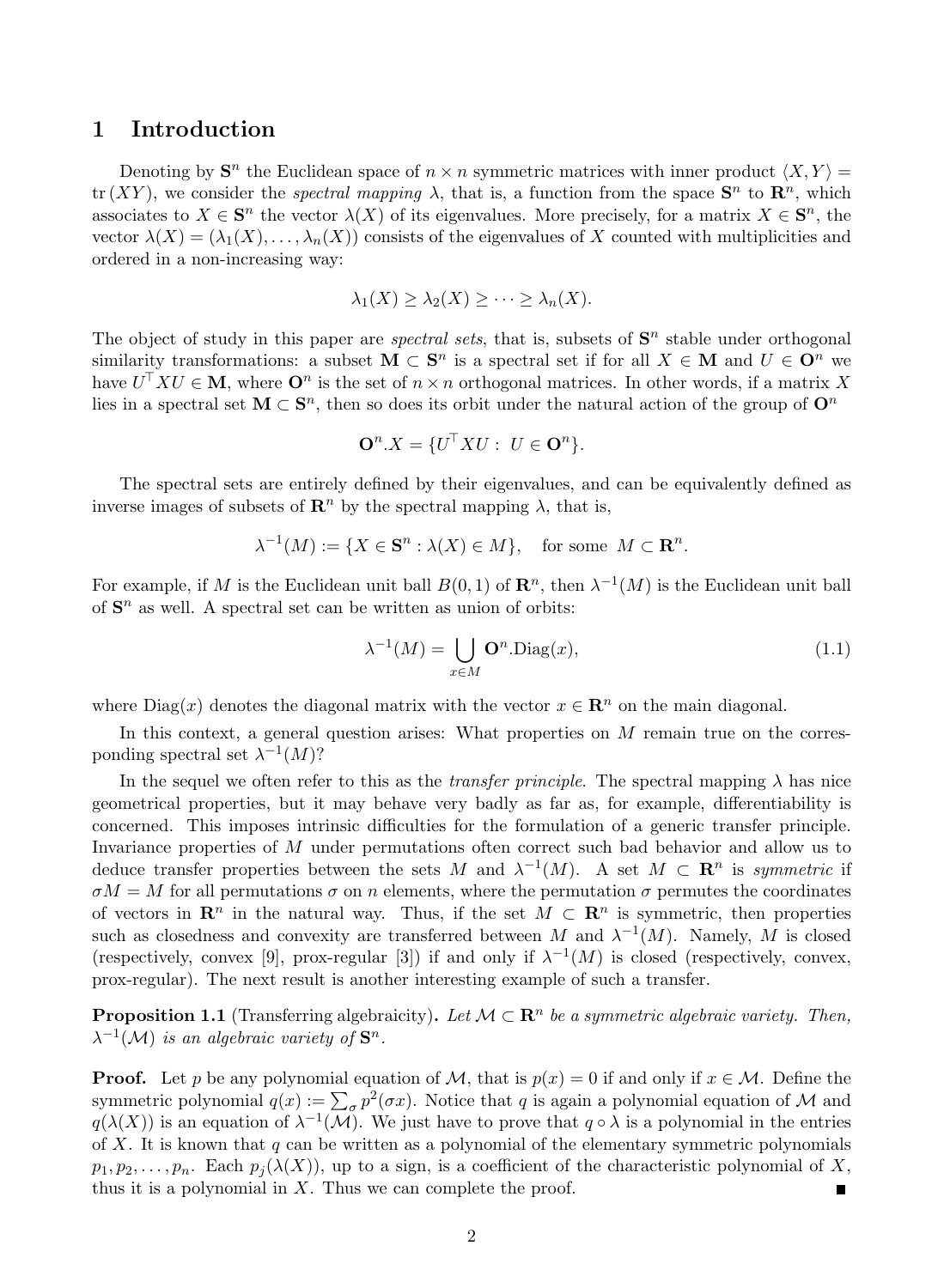## 1 Introduction

Denoting by $\mathbf{S}^n$ the Euclidean space of $n \times n$ symmetric matrices with inner product $\langle X, Y \rangle = \operatorname{tr}(XY)$, we consider the *spectral mapping* $\lambda$, that is, a function from the space $\mathbf{S}^n$ to $\mathbf{R}^n$, which associates to $X \in \mathbf{S}^n$ the vector $\lambda(X)$ of its eigenvalues. More precisely, for a matrix $X \in \mathbf{S}^n$, the vector $\lambda(X) = (\lambda_1(X), \ldots, \lambda_n(X))$ consists of the eigenvalues of $X$ counted with multiplicities and ordered in a non-increasing way:

$$\lambda_1(X) \geq \lambda_2(X) \geq \cdots \geq \lambda_n(X).$$

The object of study in this paper are *spectral sets*, that is, subsets of $\mathbf{S}^n$ stable under orthogonal similarity transformations: a subset $\mathbf{M} \subset \mathbf{S}^n$ is a spectral set if for all $X \in \mathbf{M}$ and $U \in \mathbf{O}^n$ we have $U^\top X U \in \mathbf{M}$, where $\mathbf{O}^n$ is the set of $n \times n$ orthogonal matrices. In other words, if a matrix $X$ lies in a spectral set $\mathbf{M} \subset \mathbf{S}^n$, then so does its orbit under the natural action of the group of $\mathbf{O}^n$

$$\mathbf{O}^n.X = \{U^\top X U : \; U \in \mathbf{O}^n\}.$$

The spectral sets are entirely defined by their eigenvalues, and can be equivalently defined as inverse images of subsets of $\mathbf{R}^n$ by the spectral mapping $\lambda$, that is,

$$\lambda^{-1}(M) := \{X \in \mathbf{S}^n : \lambda(X) \in M\}, \quad \text{for some } \; M \subset \mathbf{R}^n.$$

For example, if $M$ is the Euclidean unit ball $B(0,1)$ of $\mathbf{R}^n$, then $\lambda^{-1}(M)$ is the Euclidean unit ball of $\mathbf{S}^n$ as well. A spectral set can be written as union of orbits:

$$\lambda^{-1}(M) = \bigcup_{x \in M} \mathbf{O}^n.\mathrm{Diag}(x), \tag{1.1}$$

where $\mathrm{Diag}(x)$ denotes the diagonal matrix with the vector $x \in \mathbf{R}^n$ on the main diagonal.

In this context, a general question arises: What properties on $M$ remain true on the corresponding spectral set $\lambda^{-1}(M)$?

In the sequel we often refer to this as the *transfer principle*. The spectral mapping $\lambda$ has nice geometrical properties, but it may behave very badly as far as, for example, differentiability is concerned. This imposes intrinsic difficulties for the formulation of a generic transfer principle. Invariance properties of $M$ under permutations often correct such bad behavior and allow us to deduce transfer properties between the sets $M$ and $\lambda^{-1}(M)$. A set $M \subset \mathbf{R}^n$ is *symmetric* if $\sigma M = M$ for all permutations $\sigma$ on $n$ elements, where the permutation $\sigma$ permutes the coordinates of vectors in $\mathbf{R}^n$ in the natural way. Thus, if the set $M \subset \mathbf{R}^n$ is symmetric, then properties such as closedness and convexity are transferred between $M$ and $\lambda^{-1}(M)$. Namely, $M$ is closed (respectively, convex [9], prox-regular [3]) if and only if $\lambda^{-1}(M)$ is closed (respectively, convex, prox-regular). The next result is another interesting example of such a transfer.

**Proposition 1.1** (Transferring algebraicity)**.** *Let $\mathcal{M} \subset \mathbf{R}^n$ be a symmetric algebraic variety. Then, $\lambda^{-1}(\mathcal{M})$ is an algebraic variety of $\mathbf{S}^n$.*

**Proof.** Let $p$ be any polynomial equation of $\mathcal{M}$, that is $p(x) = 0$ if and only if $x \in \mathcal{M}$. Define the symmetric polynomial $q(x) := \sum_\sigma p^2(\sigma x)$. Notice that $q$ is again a polynomial equation of $\mathcal{M}$ and $q(\lambda(X))$ is an equation of $\lambda^{-1}(\mathcal{M})$. We just have to prove that $q \circ \lambda$ is a polynomial in the entries of $X$. It is known that $q$ can be written as a polynomial of the elementary symmetric polynomials $p_1, p_2, \ldots, p_n$. Each $p_j(\lambda(X))$, up to a sign, is a coefficient of the characteristic polynomial of $X$, thus it is a polynomial in $X$. Thus we can complete the proof. ∎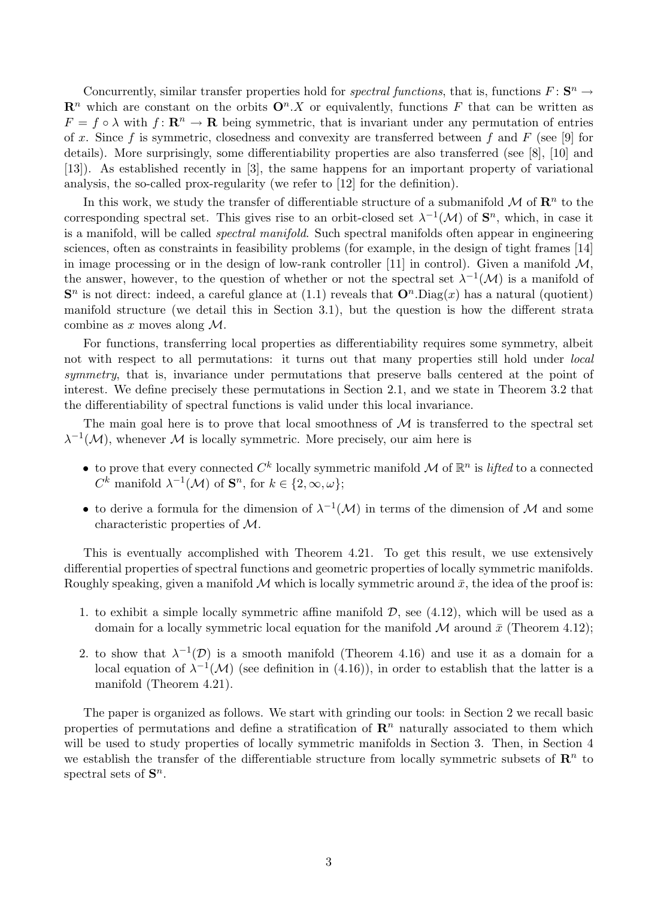Concurrently, similar transfer properties hold for *spectral functions*, that is, functions $F\colon \mathbf{S}^n \to \mathbf{R}^n$ which are constant on the orbits $\mathbf{O}^n.X$ or equivalently, functions $F$ that can be written as $F = f \circ \lambda$ with $f\colon \mathbf{R}^n \to \mathbf{R}$ being symmetric, that is invariant under any permutation of entries of $x$. Since $f$ is symmetric, closedness and convexity are transferred between $f$ and $F$ (see [9] for details). More surprisingly, some differentiability properties are also transferred (see [8], [10] and [13]). As established recently in [3], the same happens for an important property of variational analysis, the so-called prox-regularity (we refer to [12] for the definition).

In this work, we study the transfer of differentiable structure of a submanifold $\mathcal{M}$ of $\mathbf{R}^n$ to the corresponding spectral set. This gives rise to an orbit-closed set $\lambda^{-1}(\mathcal{M})$ of $\mathbf{S}^n$, which, in case it is a manifold, will be called *spectral manifold*. Such spectral manifolds often appear in engineering sciences, often as constraints in feasibility problems (for example, in the design of tight frames [14] in image processing or in the design of low-rank controller [11] in control). Given a manifold $\mathcal{M}$, the answer, however, to the question of whether or not the spectral set $\lambda^{-1}(\mathcal{M})$ is a manifold of $\mathbf{S}^n$ is not direct: indeed, a careful glance at (1.1) reveals that $\mathbf{O}^n.\mathrm{Diag}(x)$ has a natural (quotient) manifold structure (we detail this in Section 3.1), but the question is how the different strata combine as $x$ moves along $\mathcal{M}$.

For functions, transferring local properties as differentiability requires some symmetry, albeit not with respect to all permutations: it turns out that many properties still hold under *local symmetry*, that is, invariance under permutations that preserve balls centered at the point of interest. We define precisely these permutations in Section 2.1, and we state in Theorem 3.2 that the differentiability of spectral functions is valid under this local invariance.

The main goal here is to prove that local smoothness of $\mathcal{M}$ is transferred to the spectral set $\lambda^{-1}(\mathcal{M})$, whenever $\mathcal{M}$ is locally symmetric. More precisely, our aim here is

- to prove that every connected $C^k$ locally symmetric manifold $\mathcal{M}$ of $\mathbb{R}^n$ is *lifted* to a connected $C^k$ manifold $\lambda^{-1}(\mathcal{M})$ of $\mathbf{S}^n$, for $k \in \{2, \infty, \omega\}$;
- to derive a formula for the dimension of $\lambda^{-1}(\mathcal{M})$ in terms of the dimension of $\mathcal{M}$ and some characteristic properties of $\mathcal{M}$.

This is eventually accomplished with Theorem 4.21. To get this result, we use extensively differential properties of spectral functions and geometric properties of locally symmetric manifolds. Roughly speaking, given a manifold $\mathcal{M}$ which is locally symmetric around $\bar{x}$, the idea of the proof is:

1. to exhibit a simple locally symmetric affine manifold $\mathcal{D}$, see (4.12), which will be used as a domain for a locally symmetric local equation for the manifold $\mathcal{M}$ around $\bar{x}$ (Theorem 4.12);
2. to show that $\lambda^{-1}(\mathcal{D})$ is a smooth manifold (Theorem 4.16) and use it as a domain for a local equation of $\lambda^{-1}(\mathcal{M})$ (see definition in (4.16)), in order to establish that the latter is a manifold (Theorem 4.21).

The paper is organized as follows. We start with grinding our tools: in Section 2 we recall basic properties of permutations and define a stratification of $\mathbf{R}^n$ naturally associated to them which will be used to study properties of locally symmetric manifolds in Section 3. Then, in Section 4 we establish the transfer of the differentiable structure from locally symmetric subsets of $\mathbf{R}^n$ to spectral sets of $\mathbf{S}^n$.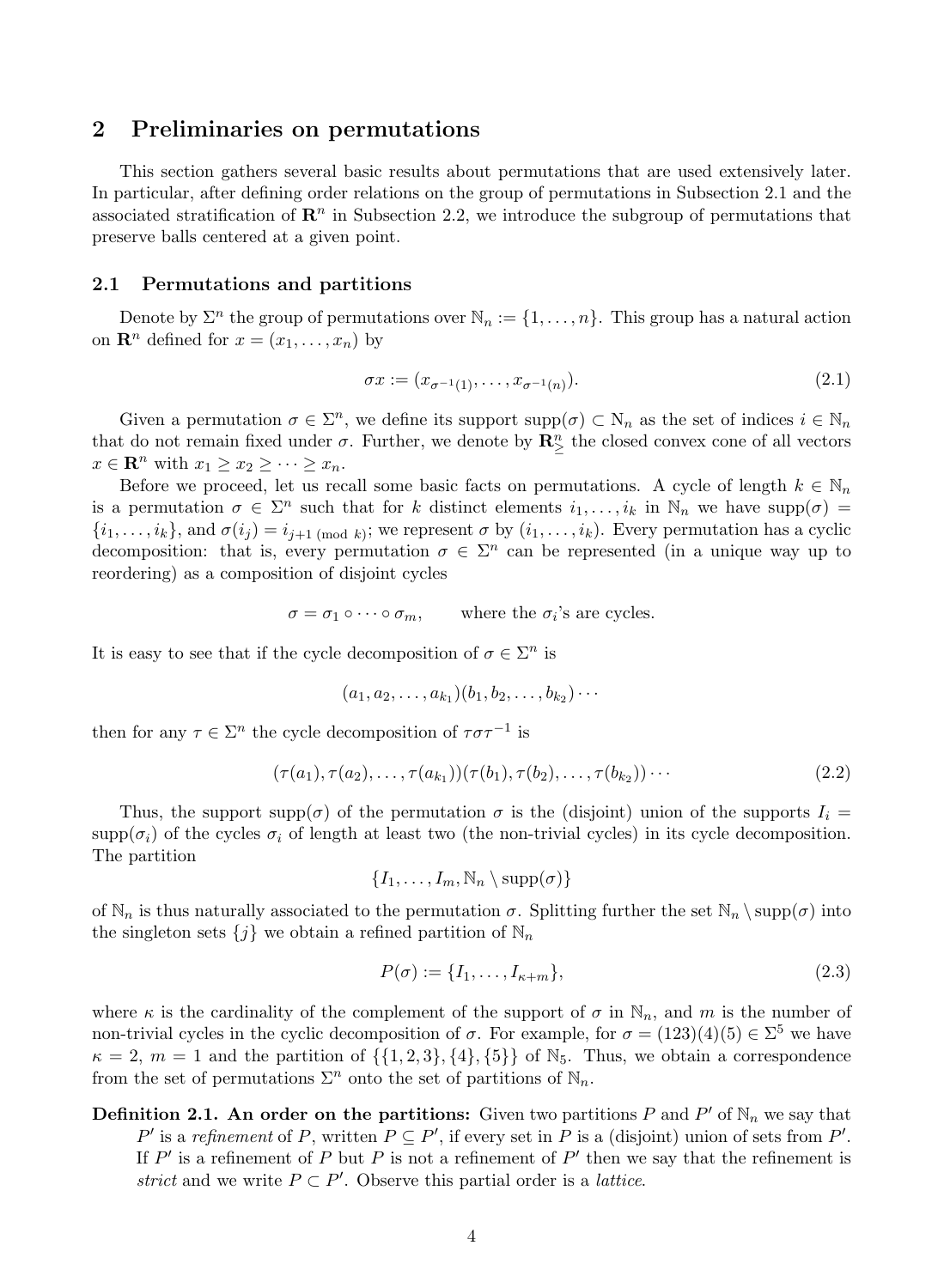## 2 Preliminaries on permutations

This section gathers several basic results about permutations that are used extensively later. In particular, after defining order relations on the group of permutations in Subsection 2.1 and the associated stratification of $\mathbf{R}^n$ in Subsection 2.2, we introduce the subgroup of permutations that preserve balls centered at a given point.

### 2.1 Permutations and partitions

Denote by $\Sigma^n$ the group of permutations over $\mathbb{N}_n := \{1, \ldots, n\}$. This group has a natural action on $\mathbf{R}^n$ defined for $x = (x_1, \ldots, x_n)$ by

$$\sigma x := (x_{\sigma^{-1}(1)}, \ldots, x_{\sigma^{-1}(n)}). \tag{2.1}$$

Given a permutation $\sigma \in \Sigma^n$, we define its support $\text{supp}(\sigma) \subset \mathbb{N}_n$ as the set of indices $i \in \mathbb{N}_n$ that do not remain fixed under $\sigma$. Further, we denote by $\mathbf{R}^n_{\geq}$ the closed convex cone of all vectors $x \in \mathbf{R}^n$ with $x_1 \geq x_2 \geq \cdots \geq x_n$.

Before we proceed, let us recall some basic facts on permutations. A cycle of length $k \in \mathbb{N}_n$ is a permutation $\sigma \in \Sigma^n$ such that for $k$ distinct elements $i_1, \ldots, i_k$ in $\mathbb{N}_n$ we have $\text{supp}(\sigma) = \{i_1, \ldots, i_k\}$, and $\sigma(i_j) = i_{j+1 \pmod k}$; we represent $\sigma$ by $(i_1, \ldots, i_k)$. Every permutation has a cyclic decomposition: that is, every permutation $\sigma \in \Sigma^n$ can be represented (in a unique way up to reordering) as a composition of disjoint cycles

$$\sigma = \sigma_1 \circ \cdots \circ \sigma_m, \qquad \text{where the } \sigma_i\text{'s are cycles.}$$

It is easy to see that if the cycle decomposition of $\sigma \in \Sigma^n$ is

$$(a_1, a_2, \ldots, a_{k_1})(b_1, b_2, \ldots, b_{k_2}) \cdots$$

then for any $\tau \in \Sigma^n$ the cycle decomposition of $\tau\sigma\tau^{-1}$ is

$$(\tau(a_1), \tau(a_2), \ldots, \tau(a_{k_1}))(\tau(b_1), \tau(b_2), \ldots, \tau(b_{k_2})) \cdots \tag{2.2}$$

Thus, the support $\text{supp}(\sigma)$ of the permutation $\sigma$ is the (disjoint) union of the supports $I_i = \text{supp}(\sigma_i)$ of the cycles $\sigma_i$ of length at least two (the non-trivial cycles) in its cycle decomposition. The partition

$$\{I_1, \ldots, I_m, \mathbb{N}_n \setminus \text{supp}(\sigma)\}$$

of $\mathbb{N}_n$ is thus naturally associated to the permutation $\sigma$. Splitting further the set $\mathbb{N}_n \setminus \text{supp}(\sigma)$ into the singleton sets $\{j\}$ we obtain a refined partition of $\mathbb{N}_n$

$$P(\sigma) := \{I_1, \ldots, I_{\kappa+m}\}, \tag{2.3}$$

where $\kappa$ is the cardinality of the complement of the support of $\sigma$ in $\mathbb{N}_n$, and $m$ is the number of non-trivial cycles in the cyclic decomposition of $\sigma$. For example, for $\sigma = (123)(4)(5) \in \Sigma^5$ we have $\kappa = 2$, $m = 1$ and the partition of $\{\{1, 2, 3\}, \{4\}, \{5\}\}$ of $\mathbb{N}_5$. Thus, we obtain a correspondence from the set of permutations $\Sigma^n$ onto the set of partitions of $\mathbb{N}_n$.

**Definition 2.1. An order on the partitions:** Given two partitions $P$ and $P'$ of $\mathbb{N}_n$ we say that $P'$ is a *refinement* of $P$, written $P \subseteq P'$, if every set in $P$ is a (disjoint) union of sets from $P'$. If $P'$ is a refinement of $P$ but $P$ is not a refinement of $P'$ then we say that the refinement is *strict* and we write $P \subset P'$. Observe this partial order is a *lattice*.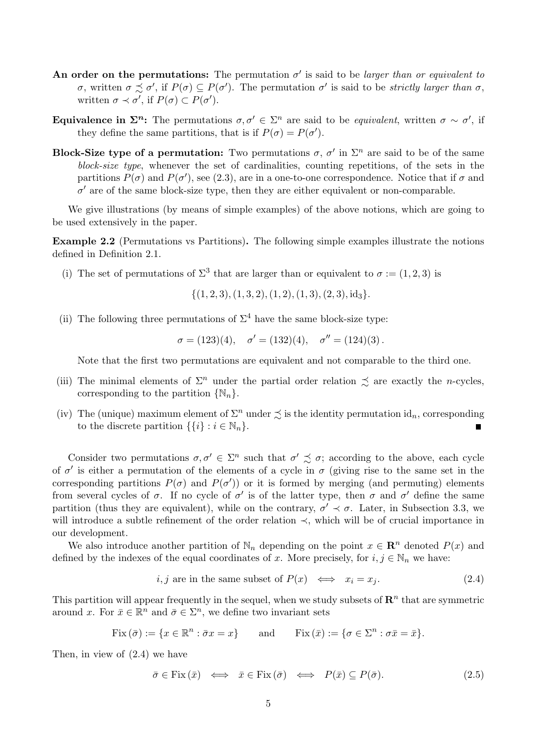**An order on the permutations:** The permutation $\sigma'$ is said to be *larger than or equivalent to* $\sigma$, written $\sigma \precsim \sigma'$, if $P(\sigma) \subseteq P(\sigma')$. The permutation $\sigma'$ is said to be *strictly larger than* $\sigma$, written $\sigma \prec \sigma'$, if $P(\sigma) \subset P(\sigma')$.

**Equivalence in $\Sigma^n$:** The permutations $\sigma, \sigma' \in \Sigma^n$ are said to be *equivalent*, written $\sigma \sim \sigma'$, if they define the same partitions, that is if $P(\sigma) = P(\sigma')$.

**Block-Size type of a permutation:** Two permutations $\sigma$, $\sigma'$ in $\Sigma^n$ are said to be of the same *block-size type*, whenever the set of cardinalities, counting repetitions, of the sets in the partitions $P(\sigma)$ and $P(\sigma')$, see (2.3), are in a one-to-one correspondence. Notice that if $\sigma$ and $\sigma'$ are of the same block-size type, then they are either equivalent or non-comparable.

We give illustrations (by means of simple examples) of the above notions, which are going to be used extensively in the paper.

**Example 2.2** (Permutations vs Partitions)**.** The following simple examples illustrate the notions defined in Definition 2.1.

(i) The set of permutations of $\Sigma^3$ that are larger than or equivalent to $\sigma := (1, 2, 3)$ is

$$\{(1, 2, 3), (1, 3, 2), (1, 2), (1, 3), (2, 3), \mathrm{id}_3\}.$$

(ii) The following three permutations of $\Sigma^4$ have the same block-size type:

$$\sigma = (123)(4), \quad \sigma' = (132)(4), \quad \sigma'' = (124)(3)\,.$$

Note that the first two permutations are equivalent and not comparable to the third one.

(iii) The minimal elements of $\Sigma^n$ under the partial order relation $\precsim$ are exactly the $n$-cycles, corresponding to the partition $\{\mathbb{N}_n\}$.

(iv) The (unique) maximum element of $\Sigma^n$ under $\precsim$ is the identity permutation $\mathrm{id}_n$, corresponding to the discrete partition $\{\{i\} : i \in \mathbb{N}_n\}$. ■

Consider two permutations $\sigma, \sigma' \in \Sigma^n$ such that $\sigma' \precsim \sigma$; according to the above, each cycle of $\sigma'$ is either a permutation of the elements of a cycle in $\sigma$ (giving rise to the same set in the corresponding partitions $P(\sigma)$ and $P(\sigma')$) or it is formed by merging (and permuting) elements from several cycles of $\sigma$. If no cycle of $\sigma'$ is of the latter type, then $\sigma$ and $\sigma'$ define the same partition (thus they are equivalent), while on the contrary, $\sigma' \prec \sigma$. Later, in Subsection 3.3, we will introduce a subtle refinement of the order relation $\prec$, which will be of crucial importance in our development.

We also introduce another partition of $\mathbb{N}_n$ depending on the point $x \in \mathbf{R}^n$ denoted $P(x)$ and defined by the indexes of the equal coordinates of $x$. More precisely, for $i, j \in \mathbb{N}_n$ we have:

$$i, j \text{ are in the same subset of } P(x) \iff x_i = x_j. \tag{2.4}$$

This partition will appear frequently in the sequel, when we study subsets of $\mathbf{R}^n$ that are symmetric around $x$. For $\bar{x} \in \mathbb{R}^n$ and $\bar{\sigma} \in \Sigma^n$, we define two invariant sets

$$\mathrm{Fix}\,(\bar{\sigma}) := \{x \in \mathbb{R}^n : \bar{\sigma}x = x\} \qquad \text{and} \qquad \mathrm{Fix}\,(\bar{x}) := \{\sigma \in \Sigma^n : \sigma\bar{x} = \bar{x}\}.$$

Then, in view of (2.4) we have

$$\bar{\sigma} \in \mathrm{Fix}\,(\bar{x}) \iff \bar{x} \in \mathrm{Fix}\,(\bar{\sigma}) \iff P(\bar{x}) \subseteq P(\bar{\sigma}). \tag{2.5}$$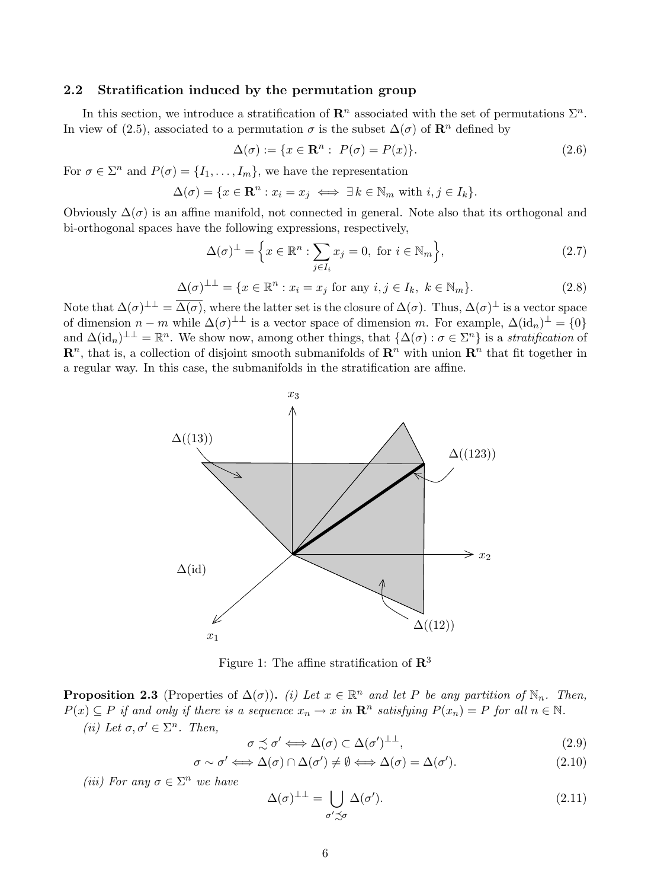### 2.2 Stratification induced by the permutation group

In this section, we introduce a stratification of $\mathbf{R}^n$ associated with the set of permutations $\Sigma^n$. In view of (2.5), associated to a permutation $\sigma$ is the subset $\Delta(\sigma)$ of $\mathbf{R}^n$ defined by

$$\Delta(\sigma) := \{x \in \mathbf{R}^n : \; P(\sigma) = P(x)\}. \tag{2.6}$$

For $\sigma \in \Sigma^n$ and $P(\sigma) = \{I_1, \ldots, I_m\}$, we have the representation

$$\Delta(\sigma) = \{x \in \mathbf{R}^n : x_i = x_j \iff \exists\, k \in \mathbb{N}_m \text{ with } i, j \in I_k\}.$$

Obviously $\Delta(\sigma)$ is an affine manifold, not connected in general. Note also that its orthogonal and bi-orthogonal spaces have the following expressions, respectively,

$$\Delta(\sigma)^\perp = \Big\{x \in \mathbb{R}^n : \sum_{j \in I_i} x_j = 0, \text{ for } i \in \mathbb{N}_m\Big\}, \tag{2.7}$$

$$\Delta(\sigma)^{\perp\perp} = \{x \in \mathbb{R}^n : x_i = x_j \text{ for any } i, j \in I_k, \; k \in \mathbb{N}_m\}. \tag{2.8}$$

Note that $\Delta(\sigma)^{\perp\perp} = \overline{\Delta(\sigma)}$, where the latter set is the closure of $\Delta(\sigma)$. Thus, $\Delta(\sigma)^\perp$ is a vector space of dimension $n - m$ while $\Delta(\sigma)^{\perp\perp}$ is a vector space of dimension $m$. For example, $\Delta(\mathrm{id}_n)^\perp = \{0\}$ and $\Delta(\mathrm{id}_n)^{\perp\perp} = \mathbb{R}^n$. We show now, among other things, that $\{\Delta(\sigma) : \sigma \in \Sigma^n\}$ is a *stratification* of $\mathbf{R}^n$, that is, a collection of disjoint smooth submanifolds of $\mathbf{R}^n$ with union $\mathbf{R}^n$ that fit together in a regular way. In this case, the submanifolds in the stratification are affine.

$x_3$

$\Delta((13))$

$\Delta((123))$

$x_2$

$\Delta(\mathrm{id})$

$\Delta((12))$

$x_1$

Figure 1: The affine stratification of $\mathbf{R}^3$

**Proposition 2.3** (Properties of $\Delta(\sigma)$)**.** *(i) Let $x \in \mathbb{R}^n$ and let $P$ be any partition of $\mathbb{N}_n$. Then, $P(x) \subseteq P$ if and only if there is a sequence $x_n \to x$ in $\mathbf{R}^n$ satisfying $P(x_n) = P$ for all $n \in \mathbb{N}$.*

*(ii) Let $\sigma, \sigma' \in \Sigma^n$. Then,*

$$\sigma \precsim \sigma' \iff \Delta(\sigma) \subset \Delta(\sigma')^{\perp\perp}, \tag{2.9}$$

$$\sigma \sim \sigma' \iff \Delta(\sigma) \cap \Delta(\sigma') \neq \emptyset \iff \Delta(\sigma) = \Delta(\sigma'). \tag{2.10}$$

*(iii) For any $\sigma \in \Sigma^n$ we have*

$$\Delta(\sigma)^{\perp\perp} = \bigcup_{\sigma' \precsim \sigma} \Delta(\sigma'). \tag{2.11}$$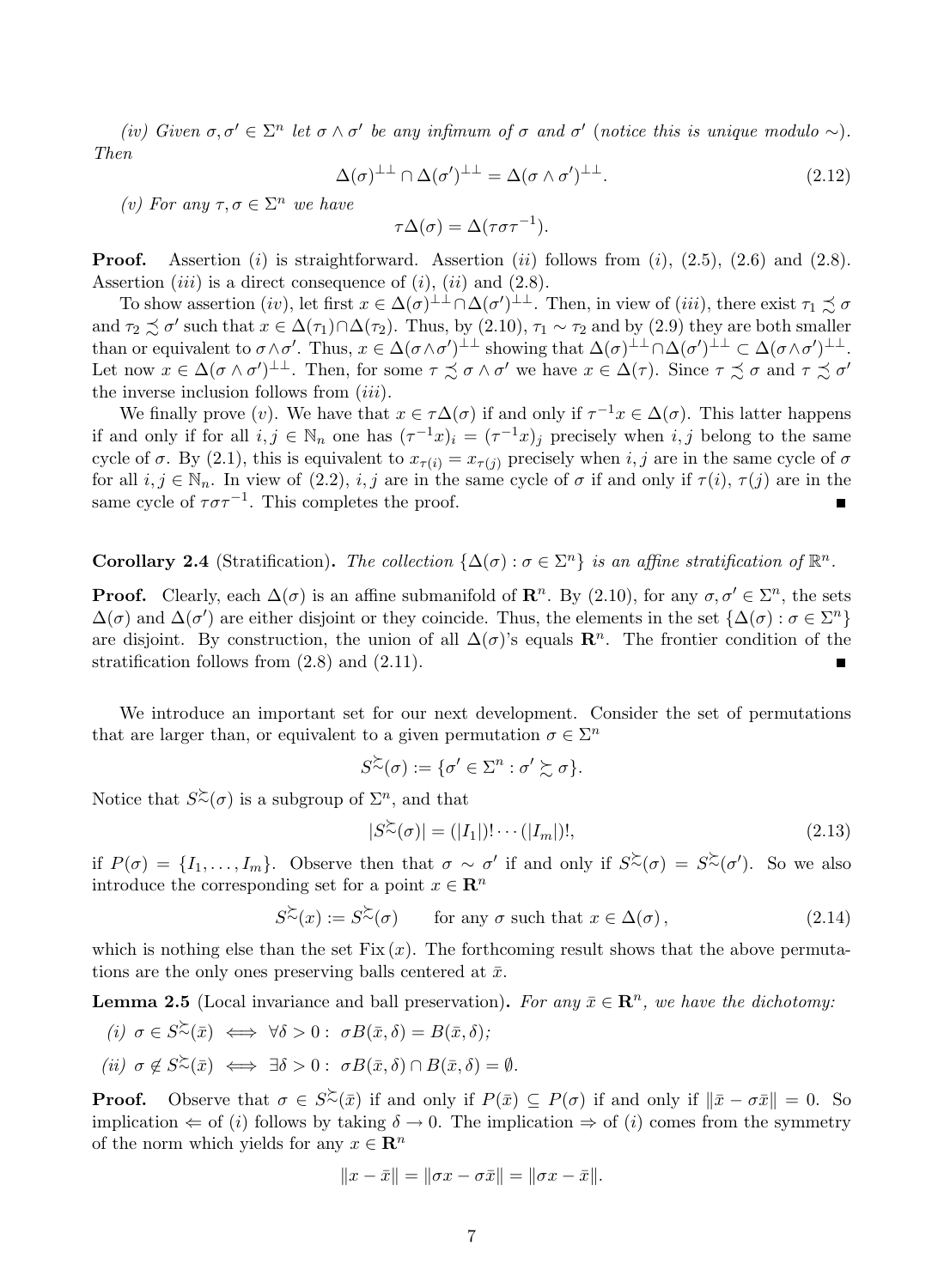*(iv) Given $\sigma, \sigma' \in \Sigma^n$ let $\sigma \wedge \sigma'$ be any infimum of $\sigma$ and $\sigma'$ (notice this is unique modulo $\sim$). Then*

$$\Delta(\sigma)^{\perp\perp} \cap \Delta(\sigma')^{\perp\perp} = \Delta(\sigma \wedge \sigma')^{\perp\perp}. \tag{2.12}$$

*(v) For any $\tau, \sigma \in \Sigma^n$ we have*

$$\tau\Delta(\sigma) = \Delta(\tau\sigma\tau^{-1}).$$

**Proof.** Assertion $(i)$ is straightforward. Assertion $(ii)$ follows from $(i)$, (2.5), (2.6) and (2.8). Assertion $(iii)$ is a direct consequence of $(i)$, $(ii)$ and (2.8).

To show assertion $(iv)$, let first $x \in \Delta(\sigma)^{\perp\perp} \cap \Delta(\sigma')^{\perp\perp}$. Then, in view of $(iii)$, there exist $\tau_1 \precsim \sigma$ and $\tau_2 \precsim \sigma'$ such that $x \in \Delta(\tau_1) \cap \Delta(\tau_2)$. Thus, by (2.10), $\tau_1 \sim \tau_2$ and by (2.9) they are both smaller than or equivalent to $\sigma \wedge \sigma'$. Thus, $x \in \Delta(\sigma \wedge \sigma')^{\perp\perp}$ showing that $\Delta(\sigma)^{\perp\perp} \cap \Delta(\sigma')^{\perp\perp} \subset \Delta(\sigma \wedge \sigma')^{\perp\perp}$. Let now $x \in \Delta(\sigma \wedge \sigma')^{\perp\perp}$. Then, for some $\tau \precsim \sigma \wedge \sigma'$ we have $x \in \Delta(\tau)$. Since $\tau \precsim \sigma$ and $\tau \precsim \sigma'$ the inverse inclusion follows from $(iii)$.

We finally prove $(v)$. We have that $x \in \tau\Delta(\sigma)$ if and only if $\tau^{-1}x \in \Delta(\sigma)$. This latter happens if and only if for all $i, j \in \mathbb{N}_n$ one has $(\tau^{-1}x)_i = (\tau^{-1}x)_j$ precisely when $i, j$ belong to the same cycle of $\sigma$. By (2.1), this is equivalent to $x_{\tau(i)} = x_{\tau(j)}$ precisely when $i, j$ are in the same cycle of $\sigma$ for all $i, j \in \mathbb{N}_n$. In view of (2.2), $i, j$ are in the same cycle of $\sigma$ if and only if $\tau(i)$, $\tau(j)$ are in the same cycle of $\tau\sigma\tau^{-1}$. This completes the proof. ∎

**Corollary 2.4** (Stratification)**.** *The collection $\{\Delta(\sigma) : \sigma \in \Sigma^n\}$ is an affine stratification of $\mathbb{R}^n$.*

**Proof.** Clearly, each $\Delta(\sigma)$ is an affine submanifold of $\mathbf{R}^n$. By (2.10), for any $\sigma, \sigma' \in \Sigma^n$, the sets $\Delta(\sigma)$ and $\Delta(\sigma')$ are either disjoint or they coincide. Thus, the elements in the set $\{\Delta(\sigma) : \sigma \in \Sigma^n\}$ are disjoint. By construction, the union of all $\Delta(\sigma)$'s equals $\mathbf{R}^n$. The frontier condition of the stratification follows from (2.8) and (2.11). ∎

We introduce an important set for our next development. Consider the set of permutations that are larger than, or equivalent to a given permutation $\sigma \in \Sigma^n$

$$S^{\succsim}(\sigma) := \{\sigma' \in \Sigma^n : \sigma' \succsim \sigma\}.$$

Notice that $S^{\succsim}(\sigma)$ is a subgroup of $\Sigma^n$, and that

$$|S^{\succsim}(\sigma)| = (|I_1|)! \cdots (|I_m|)!, \tag{2.13}$$

if $P(\sigma) = \{I_1, \ldots, I_m\}$. Observe then that $\sigma \sim \sigma'$ if and only if $S^{\succsim}(\sigma) = S^{\succsim}(\sigma')$. So we also introduce the corresponding set for a point $x \in \mathbf{R}^n$

$$S^{\succsim}(x) := S^{\succsim}(\sigma) \qquad \text{for any } \sigma \text{ such that } x \in \Delta(\sigma)\,, \tag{2.14}$$

which is nothing else than the set $\mathrm{Fix}\,(x)$. The forthcoming result shows that the above permutations are the only ones preserving balls centered at $\bar{x}$.

**Lemma 2.5** (Local invariance and ball preservation)**.** *For any $\bar{x} \in \mathbf{R}^n$, we have the dichotomy:*

*(i) $\sigma \in S^{\succsim}(\bar{x}) \iff \forall \delta > 0 : \ \sigma B(\bar{x}, \delta) = B(\bar{x}, \delta)$;*

*(ii) $\sigma \notin S^{\succsim}(\bar{x}) \iff \exists \delta > 0 : \ \sigma B(\bar{x}, \delta) \cap B(\bar{x}, \delta) = \emptyset$.*

**Proof.** Observe that $\sigma \in S^{\succsim}(\bar{x})$ if and only if $P(\bar{x}) \subseteq P(\sigma)$ if and only if $\|\bar{x} - \sigma\bar{x}\| = 0$. So implication $\Leftarrow$ of $(i)$ follows by taking $\delta \to 0$. The implication $\Rightarrow$ of $(i)$ comes from the symmetry of the norm which yields for any $x \in \mathbf{R}^n$

$$\|x - \bar{x}\| = \|\sigma x - \sigma\bar{x}\| = \|\sigma x - \bar{x}\|.$$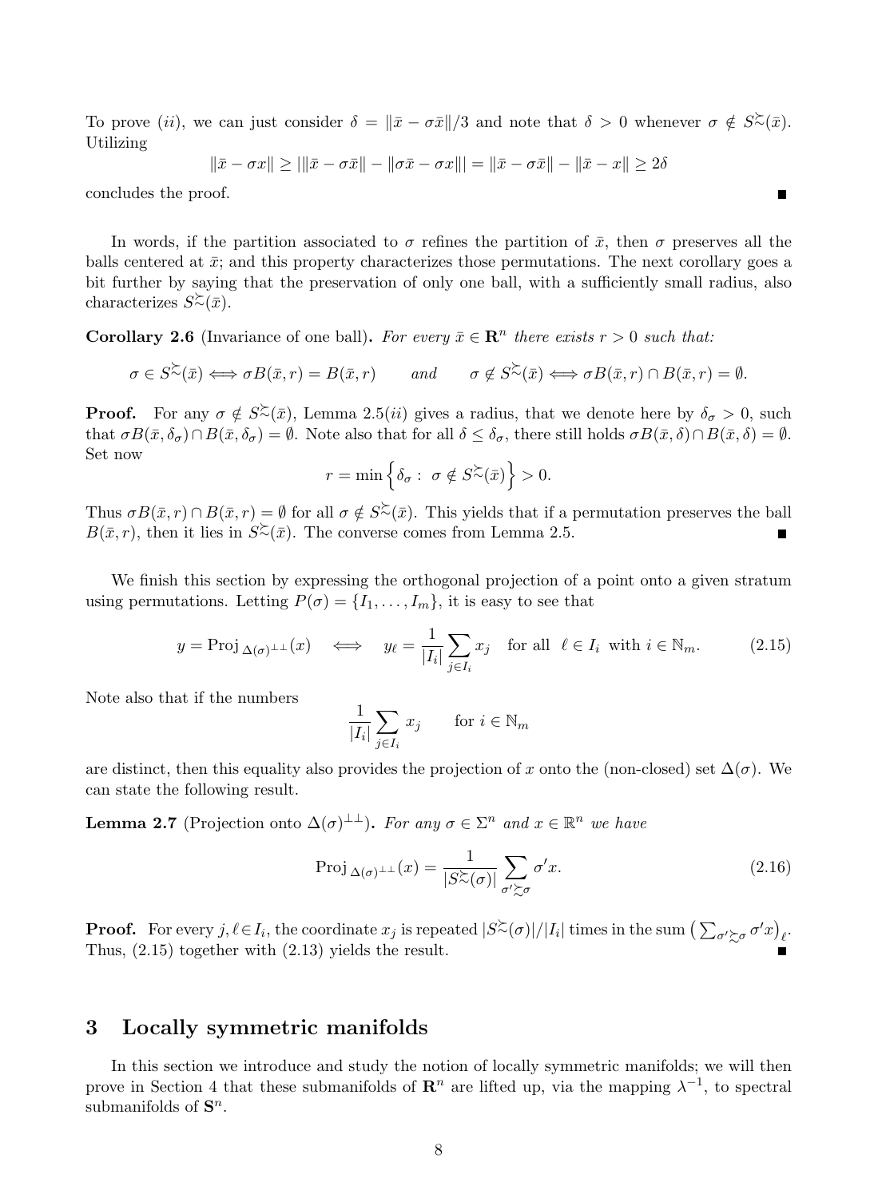To prove (*ii*), we can just consider $\delta = \|\bar{x} - \sigma\bar{x}\|/3$ and note that $\delta > 0$ whenever $\sigma \notin S^{\succsim}(\bar{x})$. Utilizing

$$\|\bar{x} - \sigma x\| \geq |\|\bar{x} - \sigma\bar{x}\| - \|\sigma\bar{x} - \sigma x\|| = \|\bar{x} - \sigma\bar{x}\| - \|\bar{x} - x\| \geq 2\delta$$

concludes the proof. ∎

In words, if the partition associated to $\sigma$ refines the partition of $\bar{x}$, then $\sigma$ preserves all the balls centered at $\bar{x}$; and this property characterizes those permutations. The next corollary goes a bit further by saying that the preservation of only one ball, with a sufficiently small radius, also characterizes $S^{\succsim}(\bar{x})$.

**Corollary 2.6** (Invariance of one ball)**.** *For every $\bar{x} \in \mathbf{R}^n$ there exists $r > 0$ such that:*

$$\sigma \in S^{\succsim}(\bar{x}) \iff \sigma B(\bar{x}, r) = B(\bar{x}, r) \qquad \text{and} \qquad \sigma \notin S^{\succsim}(\bar{x}) \iff \sigma B(\bar{x}, r) \cap B(\bar{x}, r) = \emptyset.$$

**Proof.** For any $\sigma \notin S^{\succsim}(\bar{x})$, Lemma 2.5(*ii*) gives a radius, that we denote here by $\delta_\sigma > 0$, such that $\sigma B(\bar{x}, \delta_\sigma) \cap B(\bar{x}, \delta_\sigma) = \emptyset$. Note also that for all $\delta \leq \delta_\sigma$, there still holds $\sigma B(\bar{x}, \delta) \cap B(\bar{x}, \delta) = \emptyset$. Set now

$$r = \min\left\{\delta_\sigma : \ \sigma \notin S^{\succsim}(\bar{x})\right\} > 0.$$

Thus $\sigma B(\bar{x}, r) \cap B(\bar{x}, r) = \emptyset$ for all $\sigma \notin S^{\succsim}(\bar{x})$. This yields that if a permutation preserves the ball $B(\bar{x}, r)$, then it lies in $S^{\succsim}(\bar{x})$. The converse comes from Lemma 2.5. ∎

We finish this section by expressing the orthogonal projection of a point onto a given stratum using permutations. Letting $P(\sigma) = \{I_1, \ldots, I_m\}$, it is easy to see that

$$y = \operatorname{Proj}_{\Delta(\sigma)^{\perp\perp}}(x) \quad \iff \quad y_\ell = \frac{1}{|I_i|}\sum_{j \in I_i} x_j \quad \text{for all } \ \ell \in I_i \ \text{ with } i \in \mathbb{N}_m. \tag{2.15}$$

Note also that if the numbers

$$\frac{1}{|I_i|}\sum_{j \in I_i} x_j \qquad \text{for } i \in \mathbb{N}_m$$

are distinct, then this equality also provides the projection of $x$ onto the (non-closed) set $\Delta(\sigma)$. We can state the following result.

**Lemma 2.7** (Projection onto $\Delta(\sigma)^{\perp\perp}$)**.** *For any $\sigma \in \Sigma^n$ and $x \in \mathbb{R}^n$ we have*

$$\operatorname{Proj}_{\Delta(\sigma)^{\perp\perp}}(x) = \frac{1}{|S^{\succsim}(\sigma)|}\sum_{\sigma' \succsim \sigma} \sigma' x. \tag{2.16}$$

**Proof.** For every $j, \ell \in I_i$, the coordinate $x_j$ is repeated $|S^{\succsim}(\sigma)|/|I_i|$ times in the sum $\big(\sum_{\sigma' \succsim \sigma} \sigma' x\big)_\ell$. Thus, (2.15) together with (2.13) yields the result. ∎

## 3 Locally symmetric manifolds

In this section we introduce and study the notion of locally symmetric manifolds; we will then prove in Section 4 that these submanifolds of $\mathbf{R}^n$ are lifted up, via the mapping $\lambda^{-1}$, to spectral submanifolds of $\mathbf{S}^n$.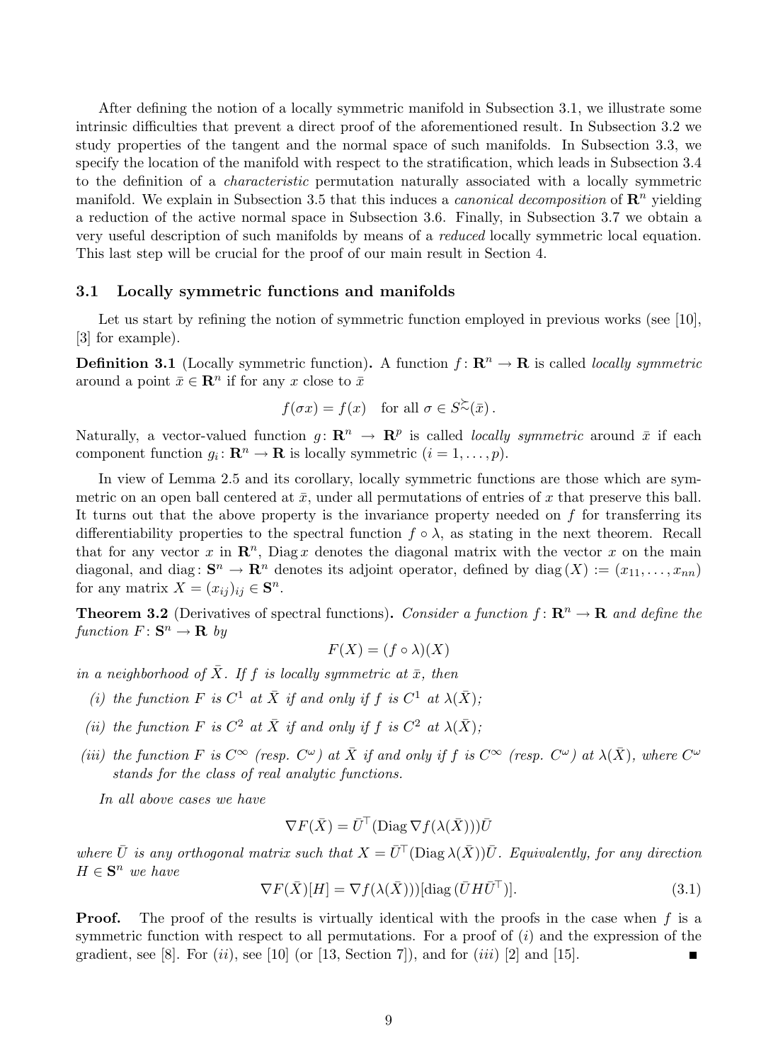After defining the notion of a locally symmetric manifold in Subsection 3.1, we illustrate some intrinsic difficulties that prevent a direct proof of the aforementioned result. In Subsection 3.2 we study properties of the tangent and the normal space of such manifolds. In Subsection 3.3, we specify the location of the manifold with respect to the stratification, which leads in Subsection 3.4 to the definition of a *characteristic* permutation naturally associated with a locally symmetric manifold. We explain in Subsection 3.5 that this induces a *canonical decomposition* of $\mathbf{R}^n$ yielding a reduction of the active normal space in Subsection 3.6. Finally, in Subsection 3.7 we obtain a very useful description of such manifolds by means of a *reduced* locally symmetric local equation. This last step will be crucial for the proof of our main result in Section 4.

### 3.1 Locally symmetric functions and manifolds

Let us start by refining the notion of symmetric function employed in previous works (see [10], [3] for example).

**Definition 3.1** (Locally symmetric function)**.** A function $f\colon \mathbf{R}^n \to \mathbf{R}$ is called *locally symmetric* around a point $\bar{x} \in \mathbf{R}^n$ if for any $x$ close to $\bar{x}$

$$f(\sigma x) = f(x) \quad \text{for all } \sigma \in S^{\succsim}(\bar{x})\,.$$

Naturally, a vector-valued function $g\colon \mathbf{R}^n \to \mathbf{R}^p$ is called *locally symmetric* around $\bar{x}$ if each component function $g_i\colon \mathbf{R}^n \to \mathbf{R}$ is locally symmetric ($i = 1, \ldots, p$).

In view of Lemma 2.5 and its corollary, locally symmetric functions are those which are symmetric on an open ball centered at $\bar{x}$, under all permutations of entries of $x$ that preserve this ball. It turns out that the above property is the invariance property needed on $f$ for transferring its differentiability properties to the spectral function $f \circ \lambda$, as stating in the next theorem. Recall that for any vector $x$ in $\mathbf{R}^n$, $\operatorname{Diag} x$ denotes the diagonal matrix with the vector $x$ on the main diagonal, and $\operatorname{diag}\colon \mathbf{S}^n \to \mathbf{R}^n$ denotes its adjoint operator, defined by $\operatorname{diag}(X) := (x_{11}, \ldots, x_{nn})$ for any matrix $X = (x_{ij})_{ij} \in \mathbf{S}^n$.

**Theorem 3.2** (Derivatives of spectral functions)**.** *Consider a function $f\colon \mathbf{R}^n \to \mathbf{R}$ and define the function $F\colon \mathbf{S}^n \to \mathbf{R}$ by*

$$F(X) = (f \circ \lambda)(X)$$

*in a neighborhood of $\bar{X}$. If $f$ is locally symmetric at $\bar{x}$, then*

*(i) the function $F$ is $C^1$ at $\bar{X}$ if and only if $f$ is $C^1$ at $\lambda(\bar{X})$;*

*(ii) the function $F$ is $C^2$ at $\bar{X}$ if and only if $f$ is $C^2$ at $\lambda(\bar{X})$;*

*(iii) the function $F$ is $C^\infty$ (resp. $C^\omega$) at $\bar{X}$ if and only if $f$ is $C^\infty$ (resp. $C^\omega$) at $\lambda(\bar{X})$, where $C^\omega$ stands for the class of real analytic functions.*

*In all above cases we have*

$$\nabla F(\bar{X}) = \bar{U}^\top (\operatorname{Diag} \nabla f(\lambda(\bar{X})))\bar{U}$$

*where $\bar{U}$ is any orthogonal matrix such that $X = \bar{U}^\top (\operatorname{Diag} \lambda(\bar{X}))\bar{U}$. Equivalently, for any direction $H \in \mathbf{S}^n$ we have*

$$\nabla F(\bar{X})[H] = \nabla f(\lambda(\bar{X})))[\operatorname{diag}(\bar{U}H\bar{U}^\top)]. \tag{3.1}$$

**Proof.** The proof of the results is virtually identical with the proofs in the case when $f$ is a symmetric function with respect to all permutations. For a proof of $(i)$ and the expression of the gradient, see [8]. For $(ii)$, see [10] (or [13, Section 7]), and for $(iii)$ [2] and [15]. ∎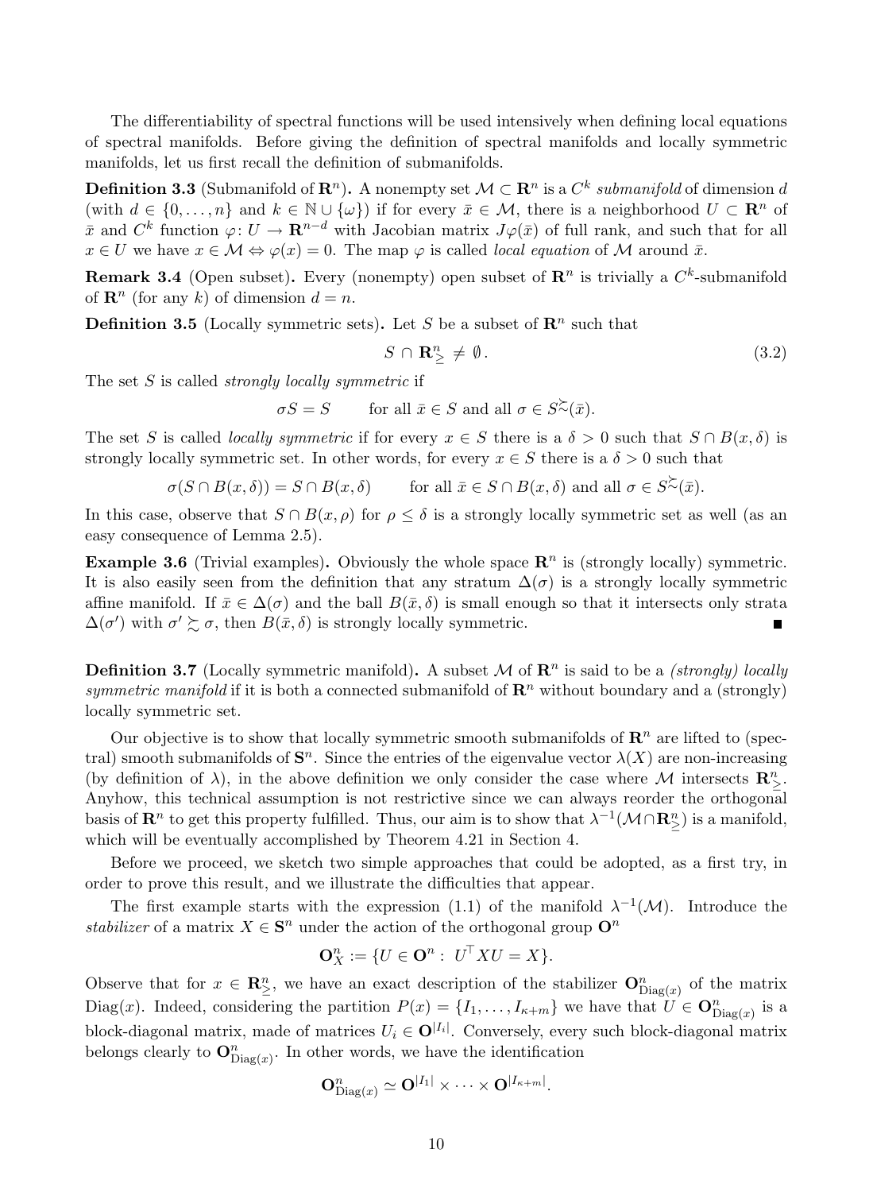The differentiability of spectral functions will be used intensively when defining local equations of spectral manifolds. Before giving the definition of spectral manifolds and locally symmetric manifolds, let us first recall the definition of submanifolds.

**Definition 3.3** (Submanifold of $\mathbf{R}^n$)**.** A nonempty set $\mathcal{M} \subset \mathbf{R}^n$ is a $C^k$ *submanifold* of dimension $d$ (with $d \in \{0, \ldots, n\}$ and $k \in \mathbb{N} \cup \{\omega\}$) if for every $\bar{x} \in \mathcal{M}$, there is a neighborhood $U \subset \mathbf{R}^n$ of $\bar{x}$ and $C^k$ function $\varphi\colon U \to \mathbf{R}^{n-d}$ with Jacobian matrix $J\varphi(\bar{x})$ of full rank, and such that for all $x \in U$ we have $x \in \mathcal{M} \Leftrightarrow \varphi(x) = 0$. The map $\varphi$ is called *local equation* of $\mathcal{M}$ around $\bar{x}$.

**Remark 3.4** (Open subset)**.** Every (nonempty) open subset of $\mathbf{R}^n$ is trivially a $C^k$-submanifold of $\mathbf{R}^n$ (for any $k$) of dimension $d = n$.

**Definition 3.5** (Locally symmetric sets)**.** Let $S$ be a subset of $\mathbf{R}^n$ such that

$$S \cap \mathbf{R}^n_{\geq} \neq \emptyset\,. \tag{3.2}$$

The set $S$ is called *strongly locally symmetric* if

$$\sigma S = S \qquad \text{for all } \bar{x} \in S \text{ and all } \sigma \in S^{\succsim}(\bar{x}).$$

The set $S$ is called *locally symmetric* if for every $x \in S$ there is a $\delta > 0$ such that $S \cap B(x, \delta)$ is strongly locally symmetric set. In other words, for every $x \in S$ there is a $\delta > 0$ such that

$$\sigma(S \cap B(x, \delta)) = S \cap B(x, \delta) \qquad \text{for all } \bar{x} \in S \cap B(x, \delta) \text{ and all } \sigma \in S^{\succsim}(\bar{x}).$$

In this case, observe that $S \cap B(x, \rho)$ for $\rho \leq \delta$ is a strongly locally symmetric set as well (as an easy consequence of Lemma 2.5).

**Example 3.6** (Trivial examples)**.** Obviously the whole space $\mathbf{R}^n$ is (strongly locally) symmetric. It is also easily seen from the definition that any stratum $\Delta(\sigma)$ is a strongly locally symmetric affine manifold. If $\bar{x} \in \Delta(\sigma)$ and the ball $B(\bar{x}, \delta)$ is small enough so that it intersects only strata $\Delta(\sigma')$ with $\sigma' \succsim \sigma$, then $B(\bar{x}, \delta)$ is strongly locally symmetric. ■

**Definition 3.7** (Locally symmetric manifold)**.** A subset $\mathcal{M}$ of $\mathbf{R}^n$ is said to be a *(strongly) locally symmetric manifold* if it is both a connected submanifold of $\mathbf{R}^n$ without boundary and a (strongly) locally symmetric set.

Our objective is to show that locally symmetric smooth submanifolds of $\mathbf{R}^n$ are lifted to (spectral) smooth submanifolds of $\mathbf{S}^n$. Since the entries of the eigenvalue vector $\lambda(X)$ are non-increasing (by definition of $\lambda$), in the above definition we only consider the case where $\mathcal{M}$ intersects $\mathbf{R}^n_{\geq}$. Anyhow, this technical assumption is not restrictive since we can always reorder the orthogonal basis of $\mathbf{R}^n$ to get this property fulfilled. Thus, our aim is to show that $\lambda^{-1}(\mathcal{M} \cap \mathbf{R}^n_{\geq})$ is a manifold, which will be eventually accomplished by Theorem 4.21 in Section 4.

Before we proceed, we sketch two simple approaches that could be adopted, as a first try, in order to prove this result, and we illustrate the difficulties that appear.

The first example starts with the expression (1.1) of the manifold $\lambda^{-1}(\mathcal{M})$. Introduce the *stabilizer* of a matrix $X \in \mathbf{S}^n$ under the action of the orthogonal group $\mathbf{O}^n$

$$\mathbf{O}^n_X := \{U \in \mathbf{O}^n : \; U^\top X U = X\}.$$

Observe that for $x \in \mathbf{R}^n_{\geq}$, we have an exact description of the stabilizer $\mathbf{O}^n_{\mathrm{Diag}(x)}$ of the matrix $\mathrm{Diag}(x)$. Indeed, considering the partition $P(x) = \{I_1, \ldots, I_{\kappa+m}\}$ we have that $U \in \mathbf{O}^n_{\mathrm{Diag}(x)}$ is a block-diagonal matrix, made of matrices $U_i \in \mathbf{O}^{|I_i|}$. Conversely, every such block-diagonal matrix belongs clearly to $\mathbf{O}^n_{\mathrm{Diag}(x)}$. In other words, we have the identification

$$\mathbf{O}^n_{\mathrm{Diag}(x)} \simeq \mathbf{O}^{|I_1|} \times \cdots \times \mathbf{O}^{|I_{\kappa+m}|}.$$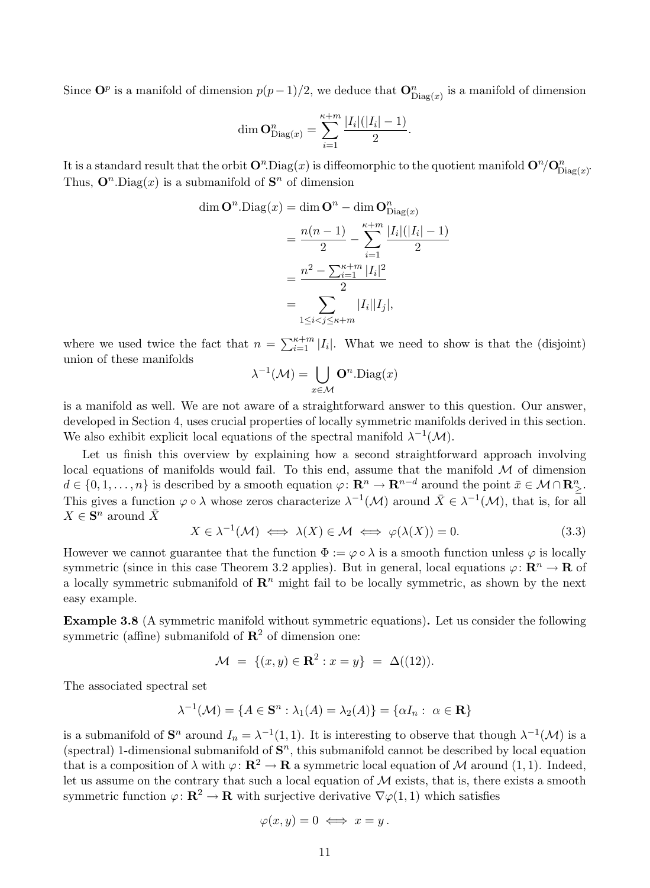Since $\mathbf{O}^p$ is a manifold of dimension $p(p-1)/2$, we deduce that $\mathbf{O}^n_{\mathrm{Diag}(x)}$ is a manifold of dimension

$$\dim \mathbf{O}^n_{\mathrm{Diag}(x)} = \sum_{i=1}^{\kappa+m} \frac{|I_i|(|I_i|-1)}{2}.$$

It is a standard result that the orbit $\mathbf{O}^n.\mathrm{Diag}(x)$ is diffeomorphic to the quotient manifold $\mathbf{O}^n/\mathbf{O}^n_{\mathrm{Diag}(x)}$. Thus, $\mathbf{O}^n.\mathrm{Diag}(x)$ is a submanifold of $\mathbf{S}^n$ of dimension

$$\begin{aligned}
\dim \mathbf{O}^n.\mathrm{Diag}(x) &= \dim \mathbf{O}^n - \dim \mathbf{O}^n_{\mathrm{Diag}(x)} \\
&= \frac{n(n-1)}{2} - \sum_{i=1}^{\kappa+m} \frac{|I_i|(|I_i|-1)}{2} \\
&= \frac{n^2 - \sum_{i=1}^{\kappa+m} |I_i|^2}{2} \\
&= \sum_{1 \le i < j \le \kappa+m} |I_i||I_j|,
\end{aligned}$$

where we used twice the fact that $n = \sum_{i=1}^{\kappa+m} |I_i|$. What we need to show is that the (disjoint) union of these manifolds

$$\lambda^{-1}(\mathcal{M}) = \bigcup_{x \in \mathcal{M}} \mathbf{O}^n.\mathrm{Diag}(x)$$

is a manifold as well. We are not aware of a straightforward answer to this question. Our answer, developed in Section 4, uses crucial properties of locally symmetric manifolds derived in this section. We also exhibit explicit local equations of the spectral manifold $\lambda^{-1}(\mathcal{M})$.

Let us finish this overview by explaining how a second straightforward approach involving local equations of manifolds would fail. To this end, assume that the manifold $\mathcal{M}$ of dimension $d \in \{0, 1, \ldots, n\}$ is described by a smooth equation $\varphi\colon \mathbf{R}^n \to \mathbf{R}^{n-d}$ around the point $\bar{x} \in \mathcal{M} \cap \mathbf{R}^n_{\geq}$. This gives a function $\varphi \circ \lambda$ whose zeros characterize $\lambda^{-1}(\mathcal{M})$ around $\bar{X} \in \lambda^{-1}(\mathcal{M})$, that is, for all $X \in \mathbf{S}^n$ around $\bar{X}$

$$X \in \lambda^{-1}(\mathcal{M}) \iff \lambda(X) \in \mathcal{M} \iff \varphi(\lambda(X)) = 0. \tag{3.3}$$

However we cannot guarantee that the function $\Phi := \varphi \circ \lambda$ is a smooth function unless $\varphi$ is locally symmetric (since in this case Theorem 3.2 applies). But in general, local equations $\varphi\colon \mathbf{R}^n \to \mathbf{R}$ of a locally symmetric submanifold of $\mathbf{R}^n$ might fail to be locally symmetric, as shown by the next easy example.

**Example 3.8** (A symmetric manifold without symmetric equations)**.** Let us consider the following symmetric (affine) submanifold of $\mathbf{R}^2$ of dimension one:

$$\mathcal{M} \;=\; \{(x,y) \in \mathbf{R}^2 : x = y\} \;=\; \Delta((12)).$$

The associated spectral set

$$\lambda^{-1}(\mathcal{M}) = \{A \in \mathbf{S}^n : \lambda_1(A) = \lambda_2(A)\} = \{\alpha I_n : \; \alpha \in \mathbf{R}\}$$

is a submanifold of $\mathbf{S}^n$ around $I_n = \lambda^{-1}(1,1)$. It is interesting to observe that though $\lambda^{-1}(\mathcal{M})$ is a (spectral) 1-dimensional submanifold of $\mathbf{S}^n$, this submanifold cannot be described by local equation that is a composition of $\lambda$ with $\varphi\colon \mathbf{R}^2 \to \mathbf{R}$ a symmetric local equation of $\mathcal{M}$ around $(1,1)$. Indeed, let us assume on the contrary that such a local equation of $\mathcal{M}$ exists, that is, there exists a smooth symmetric function $\varphi\colon \mathbf{R}^2 \to \mathbf{R}$ with surjective derivative $\nabla\varphi(1,1)$ which satisfies

$$\varphi(x,y) = 0 \iff x = y\,.$$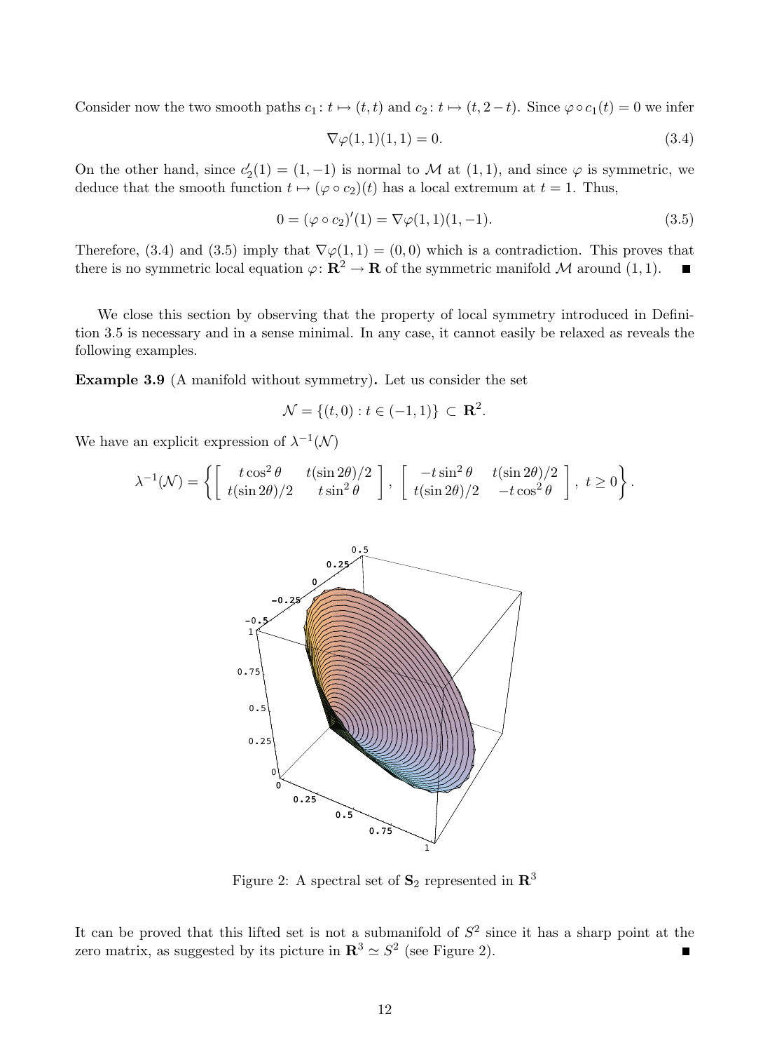Consider now the two smooth paths $c_1 : t \mapsto (t, t)$ and $c_2 : t \mapsto (t, 2 - t)$. Since $\varphi \circ c_1(t) = 0$ we infer

$$\nabla\varphi(1, 1)(1, 1) = 0. \tag{3.4}$$

On the other hand, since $c_2'(1) = (1, -1)$ is normal to $\mathcal{M}$ at $(1, 1)$, and since $\varphi$ is symmetric, we deduce that the smooth function $t \mapsto (\varphi \circ c_2)(t)$ has a local extremum at $t = 1$. Thus,

$$0 = (\varphi \circ c_2)'(1) = \nabla\varphi(1, 1)(1, -1). \tag{3.5}$$

Therefore, (3.4) and (3.5) imply that $\nabla\varphi(1, 1) = (0, 0)$ which is a contradiction. This proves that there is no symmetric local equation $\varphi : \mathbf{R}^2 \to \mathbf{R}$ of the symmetric manifold $\mathcal{M}$ around $(1, 1)$. ∎

We close this section by observing that the property of local symmetry introduced in Definition 3.5 is necessary and in a sense minimal. In any case, it cannot easily be relaxed as reveals the following examples.

**Example 3.9** (A manifold without symmetry)**.** Let us consider the set

$$\mathcal{N} = \{(t, 0) : t \in (-1, 1)\} \subset \mathbf{R}^2.$$

We have an explicit expression of $\lambda^{-1}(\mathcal{N})$

$$\lambda^{-1}(\mathcal{N}) = \left\{ \begin{bmatrix} t\cos^2\theta & t(\sin 2\theta)/2 \\ t(\sin 2\theta)/2 & t\sin^2\theta \end{bmatrix}, \begin{bmatrix} -t\sin^2\theta & t(\sin 2\theta)/2 \\ t(\sin 2\theta)/2 & -t\cos^2\theta \end{bmatrix}, \ t \geq 0 \right\}.$$

0.5
0.25
0
-0.25
-0.5
1
0.75
0.5
0.25
0
0
0.25
0.5
0.75
1

Figure 2: A spectral set of $\mathbf{S}_2$ represented in $\mathbf{R}^3$

It can be proved that this lifted set is not a submanifold of $S^2$ since it has a sharp point at the zero matrix, as suggested by its picture in $\mathbf{R}^3 \simeq S^2$ (see Figure 2). ∎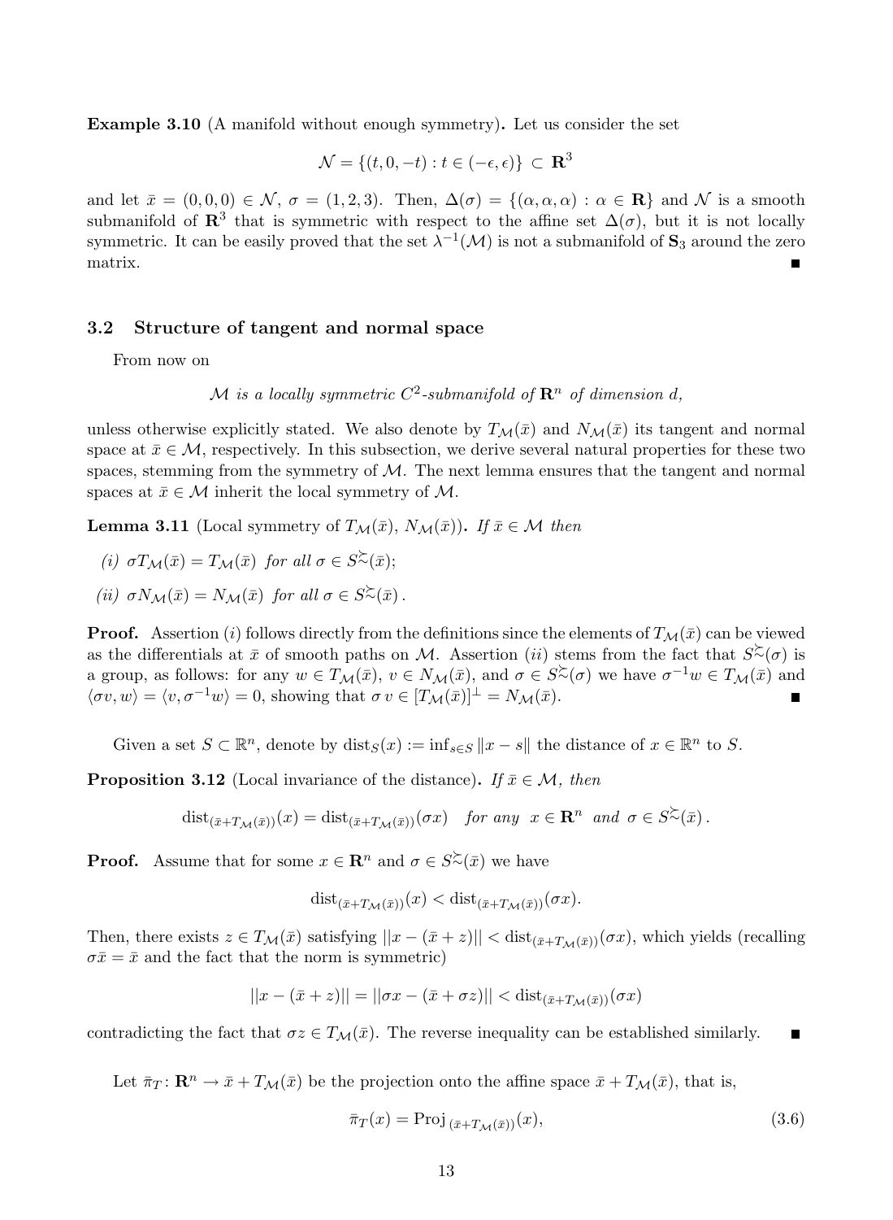**Example 3.10** (A manifold without enough symmetry)**.** Let us consider the set

$$\mathcal{N} = \{(t, 0, -t) : t \in (-\epsilon, \epsilon)\} \subset \mathbf{R}^3$$

and let $\bar{x} = (0, 0, 0) \in \mathcal{N}$, $\sigma = (1, 2, 3)$. Then, $\Delta(\sigma) = \{(\alpha, \alpha, \alpha) : \alpha \in \mathbf{R}\}$ and $\mathcal{N}$ is a smooth submanifold of $\mathbf{R}^3$ that is symmetric with respect to the affine set $\Delta(\sigma)$, but it is not locally symmetric. It can be easily proved that the set $\lambda^{-1}(\mathcal{M})$ is not a submanifold of $\mathbf{S}_3$ around the zero matrix. ∎

### 3.2 Structure of tangent and normal space

From now on

*$\mathcal{M}$ is a locally symmetric $C^2$-submanifold of $\mathbf{R}^n$ of dimension $d$,*

unless otherwise explicitly stated. We also denote by $T_{\mathcal{M}}(\bar{x})$ and $N_{\mathcal{M}}(\bar{x})$ its tangent and normal space at $\bar{x} \in \mathcal{M}$, respectively. In this subsection, we derive several natural properties for these two spaces, stemming from the symmetry of $\mathcal{M}$. The next lemma ensures that the tangent and normal spaces at $\bar{x} \in \mathcal{M}$ inherit the local symmetry of $\mathcal{M}$.

**Lemma 3.11** (Local symmetry of $T_{\mathcal{M}}(\bar{x})$, $N_{\mathcal{M}}(\bar{x})$)**.** *If $\bar{x} \in \mathcal{M}$ then*

*(i) $\sigma T_{\mathcal{M}}(\bar{x}) = T_{\mathcal{M}}(\bar{x})$ for all $\sigma \in S^{\succsim}(\bar{x})$;*

*(ii) $\sigma N_{\mathcal{M}}(\bar{x}) = N_{\mathcal{M}}(\bar{x})$ for all $\sigma \in S^{\succsim}(\bar{x})$.*

**Proof.** Assertion $(i)$ follows directly from the definitions since the elements of $T_{\mathcal{M}}(\bar{x})$ can be viewed as the differentials at $\bar{x}$ of smooth paths on $\mathcal{M}$. Assertion $(ii)$ stems from the fact that $S^{\succsim}(\sigma)$ is a group, as follows: for any $w \in T_{\mathcal{M}}(\bar{x})$, $v \in N_{\mathcal{M}}(\bar{x})$, and $\sigma \in S^{\succsim}(\sigma)$ we have $\sigma^{-1}w \in T_{\mathcal{M}}(\bar{x})$ and $\langle \sigma v, w \rangle = \langle v, \sigma^{-1} w \rangle = 0$, showing that $\sigma\, v \in [T_{\mathcal{M}}(\bar{x})]^{\perp} = N_{\mathcal{M}}(\bar{x})$. ∎

Given a set $S \subset \mathbb{R}^n$, denote by $\operatorname{dist}_S(x) := \inf_{s \in S} \|x - s\|$ the distance of $x \in \mathbb{R}^n$ to $S$.

**Proposition 3.12** (Local invariance of the distance)**.** *If $\bar{x} \in \mathcal{M}$, then*

$$\operatorname{dist}_{(\bar{x}+T_{\mathcal{M}}(\bar{x}))}(x) = \operatorname{dist}_{(\bar{x}+T_{\mathcal{M}}(\bar{x}))}(\sigma x) \quad \text{for any} \;\; x \in \mathbf{R}^n \;\; \text{and} \;\; \sigma \in S^{\succsim}(\bar{x}).$$

**Proof.** Assume that for some $x \in \mathbf{R}^n$ and $\sigma \in S^{\succsim}(\bar{x})$ we have

$$\operatorname{dist}_{(\bar{x}+T_{\mathcal{M}}(\bar{x}))}(x) < \operatorname{dist}_{(\bar{x}+T_{\mathcal{M}}(\bar{x}))}(\sigma x).$$

Then, there exists $z \in T_{\mathcal{M}}(\bar{x})$ satisfying $||x - (\bar{x} + z)|| < \operatorname{dist}_{(\bar{x}+T_{\mathcal{M}}(\bar{x}))}(\sigma x)$, which yields (recalling $\sigma \bar{x} = \bar{x}$ and the fact that the norm is symmetric)

$$||x - (\bar{x} + z)|| = ||\sigma x - (\bar{x} + \sigma z)|| < \operatorname{dist}_{(\bar{x}+T_{\mathcal{M}}(\bar{x}))}(\sigma x)$$

contradicting the fact that $\sigma z \in T_{\mathcal{M}}(\bar{x})$. The reverse inequality can be established similarly. ∎

Let $\bar{\pi}_T \colon \mathbf{R}^n \to \bar{x} + T_{\mathcal{M}}(\bar{x})$ be the projection onto the affine space $\bar{x} + T_{\mathcal{M}}(\bar{x})$, that is,

$$\bar{\pi}_T(x) = \operatorname{Proj}_{(\bar{x}+T_{\mathcal{M}}(\bar{x}))}(x), \tag{3.6}$$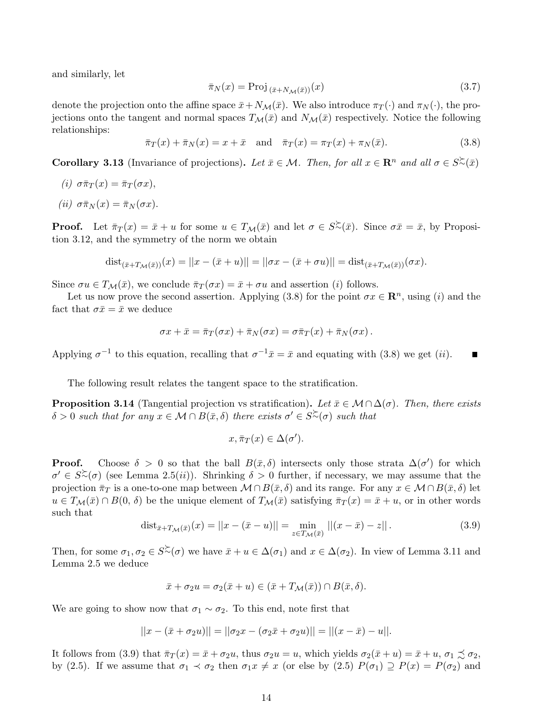and similarly, let

$$\bar{\pi}_N(x) = \text{Proj}_{(\bar{x}+N_{\mathcal{M}}(\bar{x}))}(x) \tag{3.7}$$

denote the projection onto the affine space $\bar{x}+N_{\mathcal{M}}(\bar{x})$. We also introduce $\pi_T(\cdot)$ and $\pi_N(\cdot)$, the projections onto the tangent and normal spaces $T_{\mathcal{M}}(\bar{x})$ and $N_{\mathcal{M}}(\bar{x})$ respectively. Notice the following relationships:

$$\bar{\pi}_T(x) + \bar{\pi}_N(x) = x + \bar{x} \quad \text{and} \quad \bar{\pi}_T(x) = \pi_T(x) + \pi_N(\bar{x}). \tag{3.8}$$

**Corollary 3.13** (Invariance of projections)**.** *Let $\bar{x} \in \mathcal{M}$. Then, for all $x \in \mathbf{R}^n$ and all $\sigma \in S^{\succsim}(\bar{x})$*

*(i)* $\sigma\bar{\pi}_T(x) = \bar{\pi}_T(\sigma x)$,

*(ii)* $\sigma\bar{\pi}_N(x) = \bar{\pi}_N(\sigma x)$.

**Proof.** Let $\bar{\pi}_T(x) = \bar{x} + u$ for some $u \in T_{\mathcal{M}}(\bar{x})$ and let $\sigma \in S^{\succsim}(\bar{x})$. Since $\sigma\bar{x} = \bar{x}$, by Proposition 3.12, and the symmetry of the norm we obtain

$$\text{dist}_{(\bar{x}+T_{\mathcal{M}}(\bar{x}))}(x) = ||x - (\bar{x}+u)|| = ||\sigma x - (\bar{x}+\sigma u)|| = \text{dist}_{(\bar{x}+T_{\mathcal{M}}(\bar{x}))}(\sigma x).$$

Since $\sigma u \in T_{\mathcal{M}}(\bar{x})$, we conclude $\bar{\pi}_T(\sigma x) = \bar{x} + \sigma u$ and assertion $(i)$ follows.

Let us now prove the second assertion. Applying (3.8) for the point $\sigma x \in \mathbf{R}^n$, using $(i)$ and the fact that $\sigma\bar{x} = \bar{x}$ we deduce

$$\sigma x + \bar{x} = \bar{\pi}_T(\sigma x) + \bar{\pi}_N(\sigma x) = \sigma\bar{\pi}_T(x) + \bar{\pi}_N(\sigma x)\,.$$

Applying $\sigma^{-1}$ to this equation, recalling that $\sigma^{-1}\bar{x} = \bar{x}$ and equating with (3.8) we get $(ii)$. ∎

The following result relates the tangent space to the stratification.

**Proposition 3.14** (Tangential projection vs stratification)**.** *Let $\bar{x} \in \mathcal{M} \cap \Delta(\sigma)$. Then, there exists $\delta > 0$ such that for any $x \in \mathcal{M} \cap B(\bar{x}, \delta)$ there exists $\sigma' \in S^{\succsim}(\sigma)$ such that*

$$x, \bar{\pi}_T(x) \in \Delta(\sigma').$$

**Proof.** Choose $\delta > 0$ so that the ball $B(\bar{x}, \delta)$ intersects only those strata $\Delta(\sigma')$ for which $\sigma' \in S^{\succsim}(\sigma)$ (see Lemma 2.5$(ii)$). Shrinking $\delta > 0$ further, if necessary, we may assume that the projection $\bar{\pi}_T$ is a one-to-one map between $\mathcal{M} \cap B(\bar{x}, \delta)$ and its range. For any $x \in \mathcal{M} \cap B(\bar{x}, \delta)$ let $u \in T_{\mathcal{M}}(\bar{x}) \cap B(0, \delta)$ be the unique element of $T_{\mathcal{M}}(\bar{x})$ satisfying $\bar{\pi}_T(x) = \bar{x} + u$, or in other words such that

$$\text{dist}_{\bar{x}+T_{\mathcal{M}}(\bar{x})}(x) = ||x - (\bar{x}-u)|| = \min_{z \in T_{\mathcal{M}}(\bar{x})} ||(x - \bar{x}) - z||\,. \tag{3.9}$$

Then, for some $\sigma_1, \sigma_2 \in S^{\succsim}(\sigma)$ we have $\bar{x} + u \in \Delta(\sigma_1)$ and $x \in \Delta(\sigma_2)$. In view of Lemma 3.11 and Lemma 2.5 we deduce

$$\bar{x} + \sigma_2 u = \sigma_2(\bar{x} + u) \in (\bar{x} + T_{\mathcal{M}}(\bar{x})) \cap B(\bar{x}, \delta).$$

We are going to show now that $\sigma_1 \sim \sigma_2$. To this end, note first that

$$||x - (\bar{x} + \sigma_2 u)|| = ||\sigma_2 x - (\sigma_2\bar{x} + \sigma_2 u)|| = ||(x - \bar{x}) - u||.$$

It follows from (3.9) that $\bar{\pi}_T(x) = \bar{x} + \sigma_2 u$, thus $\sigma_2 u = u$, which yields $\sigma_2(\bar{x} + u) = \bar{x} + u$, $\sigma_1 \precsim \sigma_2$, by (2.5). If we assume that $\sigma_1 \prec \sigma_2$ then $\sigma_1 x \neq x$ (or else by (2.5) $P(\sigma_1) \supseteq P(x) = P(\sigma_2)$ and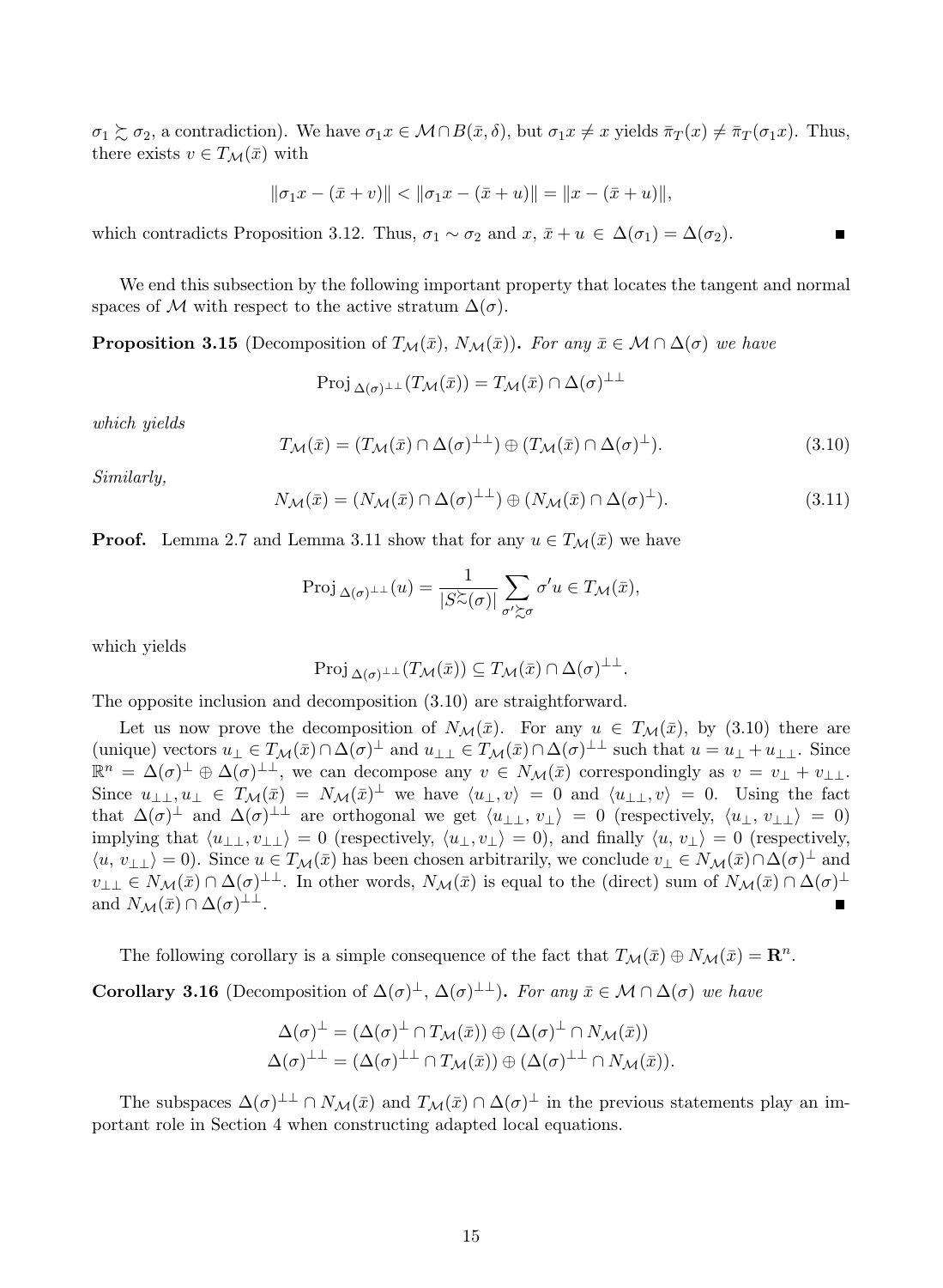$\sigma_1 \succsim \sigma_2$, a contradiction). We have $\sigma_1 x \in \mathcal{M} \cap B(\bar{x}, \delta)$, but $\sigma_1 x \neq x$ yields $\bar{\pi}_T(x) \neq \bar{\pi}_T(\sigma_1 x)$. Thus, there exists $v \in T_{\mathcal{M}}(\bar{x})$ with

$$\|\sigma_1 x - (\bar{x} + v)\| < \|\sigma_1 x - (\bar{x} + u)\| = \|x - (\bar{x} + u)\|,$$

which contradicts Proposition 3.12. Thus, $\sigma_1 \sim \sigma_2$ and $x, \bar{x} + u \in \Delta(\sigma_1) = \Delta(\sigma_2)$. ∎

We end this subsection by the following important property that locates the tangent and normal spaces of $\mathcal{M}$ with respect to the active stratum $\Delta(\sigma)$.

**Proposition 3.15** (Decomposition of $T_{\mathcal{M}}(\bar{x})$, $N_{\mathcal{M}}(\bar{x})$)**.** *For any $\bar{x} \in \mathcal{M} \cap \Delta(\sigma)$ we have*

$$\mathrm{Proj}_{\,\Delta(\sigma)^{\perp\perp}}(T_{\mathcal{M}}(\bar{x})) = T_{\mathcal{M}}(\bar{x}) \cap \Delta(\sigma)^{\perp\perp}$$

*which yields*

$$T_{\mathcal{M}}(\bar{x}) = (T_{\mathcal{M}}(\bar{x}) \cap \Delta(\sigma)^{\perp\perp}) \oplus (T_{\mathcal{M}}(\bar{x}) \cap \Delta(\sigma)^{\perp}). \tag{3.10}$$

*Similarly,*

$$N_{\mathcal{M}}(\bar{x}) = (N_{\mathcal{M}}(\bar{x}) \cap \Delta(\sigma)^{\perp\perp}) \oplus (N_{\mathcal{M}}(\bar{x}) \cap \Delta(\sigma)^{\perp}). \tag{3.11}$$

**Proof.** Lemma 2.7 and Lemma 3.11 show that for any $u \in T_{\mathcal{M}}(\bar{x})$ we have

$$\mathrm{Proj}_{\,\Delta(\sigma)^{\perp\perp}}(u) = \frac{1}{|S^{\succsim}(\sigma)|} \sum_{\sigma' \succsim \sigma} \sigma' u \in T_{\mathcal{M}}(\bar{x}),$$

which yields

$$\mathrm{Proj}_{\,\Delta(\sigma)^{\perp\perp}}(T_{\mathcal{M}}(\bar{x})) \subseteq T_{\mathcal{M}}(\bar{x}) \cap \Delta(\sigma)^{\perp\perp}.$$

The opposite inclusion and decomposition (3.10) are straightforward.

Let us now prove the decomposition of $N_{\mathcal{M}}(\bar{x})$. For any $u \in T_{\mathcal{M}}(\bar{x})$, by (3.10) there are (unique) vectors $u_{\perp} \in T_{\mathcal{M}}(\bar{x}) \cap \Delta(\sigma)^{\perp}$ and $u_{\perp\perp} \in T_{\mathcal{M}}(\bar{x}) \cap \Delta(\sigma)^{\perp\perp}$ such that $u = u_{\perp} + u_{\perp\perp}$. Since $\mathbb{R}^n = \Delta(\sigma)^{\perp} \oplus \Delta(\sigma)^{\perp\perp}$, we can decompose any $v \in N_{\mathcal{M}}(\bar{x})$ correspondingly as $v = v_{\perp} + v_{\perp\perp}$. Since $u_{\perp\perp}, u_{\perp} \in T_{\mathcal{M}}(\bar{x}) = N_{\mathcal{M}}(\bar{x})^{\perp}$ we have $\langle u_{\perp}, v\rangle = 0$ and $\langle u_{\perp\perp}, v\rangle = 0$. Using the fact that $\Delta(\sigma)^{\perp}$ and $\Delta(\sigma)^{\perp\perp}$ are orthogonal we get $\langle u_{\perp\perp}, v_{\perp}\rangle = 0$ (respectively, $\langle u_{\perp}, v_{\perp\perp}\rangle = 0$) implying that $\langle u_{\perp\perp}, v_{\perp\perp}\rangle = 0$ (respectively, $\langle u_{\perp}, v_{\perp}\rangle = 0$), and finally $\langle u, v_{\perp}\rangle = 0$ (respectively, $\langle u, v_{\perp\perp}\rangle = 0$). Since $u \in T_{\mathcal{M}}(\bar{x})$ has been chosen arbitrarily, we conclude $v_{\perp} \in N_{\mathcal{M}}(\bar{x}) \cap \Delta(\sigma)^{\perp}$ and $v_{\perp\perp} \in N_{\mathcal{M}}(\bar{x}) \cap \Delta(\sigma)^{\perp\perp}$. In other words, $N_{\mathcal{M}}(\bar{x})$ is equal to the (direct) sum of $N_{\mathcal{M}}(\bar{x}) \cap \Delta(\sigma)^{\perp}$ and $N_{\mathcal{M}}(\bar{x}) \cap \Delta(\sigma)^{\perp\perp}$. ∎

The following corollary is a simple consequence of the fact that $T_{\mathcal{M}}(\bar{x}) \oplus N_{\mathcal{M}}(\bar{x}) = \mathbf{R}^n$.

**Corollary 3.16** (Decomposition of $\Delta(\sigma)^{\perp}$, $\Delta(\sigma)^{\perp\perp}$)**.** *For any $\bar{x} \in \mathcal{M} \cap \Delta(\sigma)$ we have*

$$\Delta(\sigma)^{\perp} = (\Delta(\sigma)^{\perp} \cap T_{\mathcal{M}}(\bar{x})) \oplus (\Delta(\sigma)^{\perp} \cap N_{\mathcal{M}}(\bar{x}))$$
$$\Delta(\sigma)^{\perp\perp} = (\Delta(\sigma)^{\perp\perp} \cap T_{\mathcal{M}}(\bar{x})) \oplus (\Delta(\sigma)^{\perp\perp} \cap N_{\mathcal{M}}(\bar{x})).$$

The subspaces $\Delta(\sigma)^{\perp\perp} \cap N_{\mathcal{M}}(\bar{x})$ and $T_{\mathcal{M}}(\bar{x}) \cap \Delta(\sigma)^{\perp}$ in the previous statements play an important role in Section 4 when constructing adapted local equations.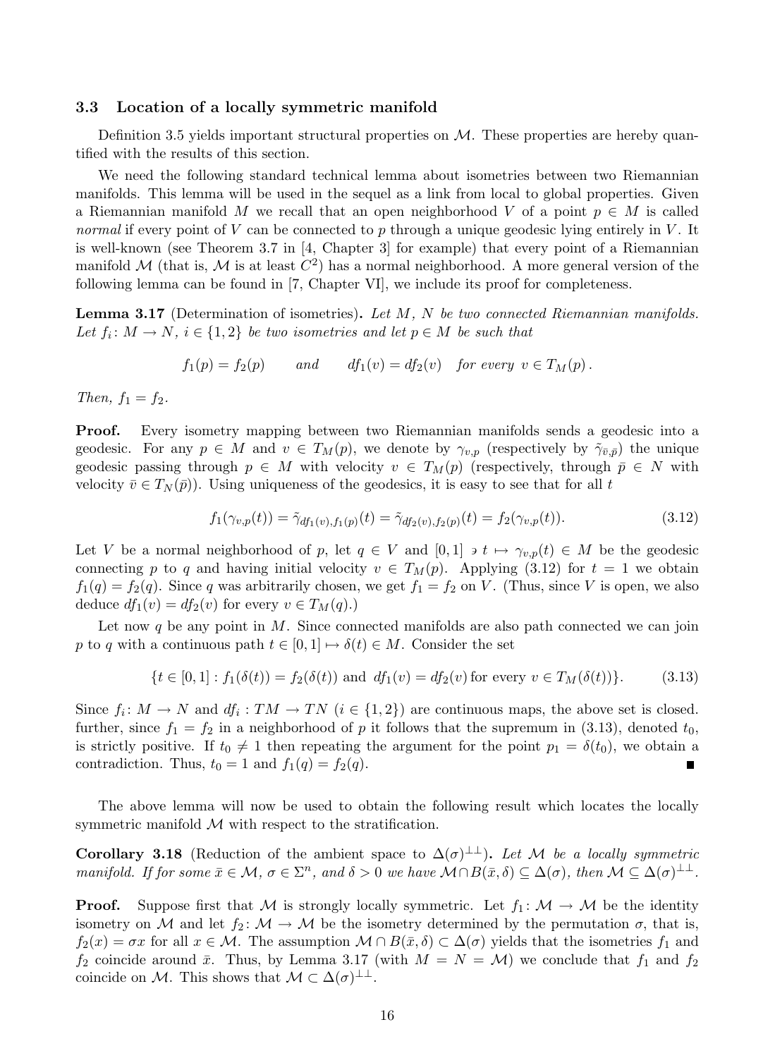### 3.3 Location of a locally symmetric manifold

Definition 3.5 yields important structural properties on $\mathcal{M}$. These properties are hereby quantified with the results of this section.

We need the following standard technical lemma about isometries between two Riemannian manifolds. This lemma will be used in the sequel as a link from local to global properties. Given a Riemannian manifold $M$ we recall that an open neighborhood $V$ of a point $p \in M$ is called *normal* if every point of $V$ can be connected to $p$ through a unique geodesic lying entirely in $V$. It is well-known (see Theorem 3.7 in [4, Chapter 3] for example) that every point of a Riemannian manifold $\mathcal{M}$ (that is, $\mathcal{M}$ is at least $C^2$) has a normal neighborhood. A more general version of the following lemma can be found in [7, Chapter VI], we include its proof for completeness.

**Lemma 3.17** (Determination of isometries)**.** *Let $M$, $N$ be two connected Riemannian manifolds. Let $f_i \colon M \to N$, $i \in \{1, 2\}$ be two isometries and let $p \in M$ be such that*

$$f_1(p) = f_2(p) \qquad \text{and} \qquad df_1(v) = df_2(v) \quad \text{for every } v \in T_M(p)\,.$$

*Then, $f_1 = f_2$.*

**Proof.** Every isometry mapping between two Riemannian manifolds sends a geodesic into a geodesic. For any $p \in M$ and $v \in T_M(p)$, we denote by $\gamma_{v,p}$ (respectively by $\tilde{\gamma}_{\bar{v},\bar{p}}$) the unique geodesic passing through $p \in M$ with velocity $v \in T_M(p)$ (respectively, through $\bar{p} \in N$ with velocity $\bar{v} \in T_N(\bar{p})$). Using uniqueness of the geodesics, it is easy to see that for all $t$

$$f_1(\gamma_{v,p}(t)) = \tilde{\gamma}_{df_1(v),f_1(p)}(t) = \tilde{\gamma}_{df_2(v),f_2(p)}(t) = f_2(\gamma_{v,p}(t)). \tag{3.12}$$

Let $V$ be a normal neighborhood of $p$, let $q \in V$ and $[0, 1] \ni t \mapsto \gamma_{v,p}(t) \in M$ be the geodesic connecting $p$ to $q$ and having initial velocity $v \in T_M(p)$. Applying (3.12) for $t = 1$ we obtain $f_1(q) = f_2(q)$. Since $q$ was arbitrarily chosen, we get $f_1 = f_2$ on $V$. (Thus, since $V$ is open, we also deduce $df_1(v) = df_2(v)$ for every $v \in T_M(q)$.)

Let now $q$ be any point in $M$. Since connected manifolds are also path connected we can join $p$ to $q$ with a continuous path $t \in [0, 1] \mapsto \delta(t) \in M$. Consider the set

$$\{t \in [0, 1] : f_1(\delta(t)) = f_2(\delta(t)) \text{ and } df_1(v) = df_2(v) \text{ for every } v \in T_M(\delta(t))\}. \tag{3.13}$$

Since $f_i \colon M \to N$ and $df_i : TM \to TN$ $(i \in \{1, 2\})$ are continuous maps, the above set is closed. further, since $f_1 = f_2$ in a neighborhood of $p$ it follows that the supremum in (3.13), denoted $t_0$, is strictly positive. If $t_0 \neq 1$ then repeating the argument for the point $p_1 = \delta(t_0)$, we obtain a contradiction. Thus, $t_0 = 1$ and $f_1(q) = f_2(q)$. ∎

The above lemma will now be used to obtain the following result which locates the locally symmetric manifold $\mathcal{M}$ with respect to the stratification.

**Corollary 3.18** (Reduction of the ambient space to $\Delta(\sigma)^{\perp\perp}$)**.** *Let $\mathcal{M}$ be a locally symmetric manifold. If for some $\bar{x} \in \mathcal{M}$, $\sigma \in \Sigma^n$, and $\delta > 0$ we have $\mathcal{M} \cap B(\bar{x}, \delta) \subseteq \Delta(\sigma)$, then $\mathcal{M} \subseteq \Delta(\sigma)^{\perp\perp}$.*

**Proof.** Suppose first that $\mathcal{M}$ is strongly locally symmetric. Let $f_1 \colon \mathcal{M} \to \mathcal{M}$ be the identity isometry on $\mathcal{M}$ and let $f_2 \colon \mathcal{M} \to \mathcal{M}$ be the isometry determined by the permutation $\sigma$, that is, $f_2(x) = \sigma x$ for all $x \in \mathcal{M}$. The assumption $\mathcal{M} \cap B(\bar{x}, \delta) \subset \Delta(\sigma)$ yields that the isometries $f_1$ and $f_2$ coincide around $\bar{x}$. Thus, by Lemma 3.17 (with $M = N = \mathcal{M}$) we conclude that $f_1$ and $f_2$ coincide on $\mathcal{M}$. This shows that $\mathcal{M} \subset \Delta(\sigma)^{\perp\perp}$.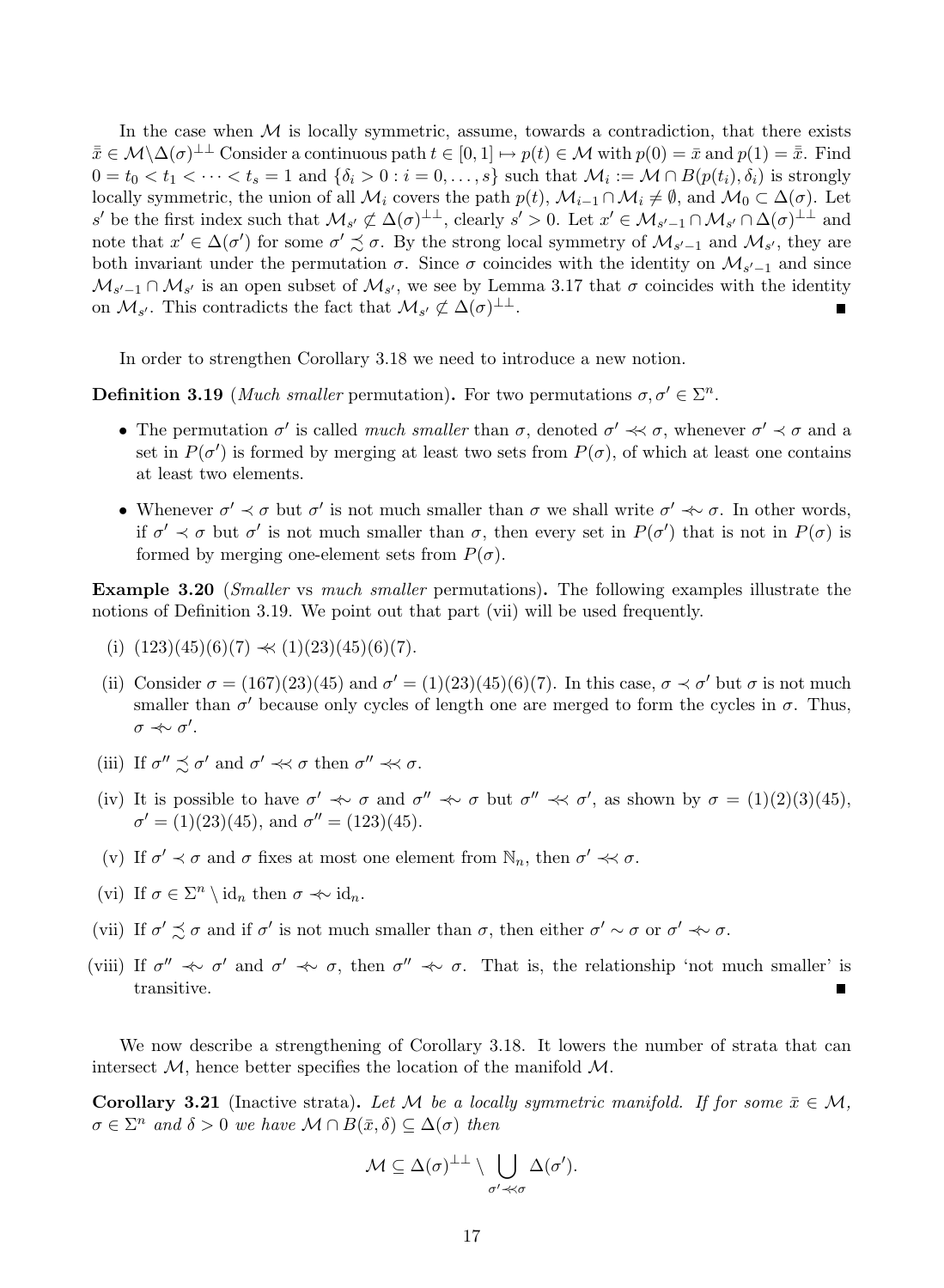In the case when $\mathcal{M}$ is locally symmetric, assume, towards a contradiction, that there exists $\bar{\bar{x}} \in \mathcal{M}\backslash\Delta(\sigma)^{\perp\perp}$ Consider a continuous path $t \in [0,1] \mapsto p(t) \in \mathcal{M}$ with $p(0) = \bar{x}$ and $p(1) = \bar{\bar{x}}$. Find $0 = t_0 < t_1 < \cdots < t_s = 1$ and $\{\delta_i > 0 : i = 0, \ldots, s\}$ such that $\mathcal{M}_i := \mathcal{M} \cap B(p(t_i), \delta_i)$ is strongly locally symmetric, the union of all $\mathcal{M}_i$ covers the path $p(t)$, $\mathcal{M}_{i-1} \cap \mathcal{M}_i \neq \emptyset$, and $\mathcal{M}_0 \subset \Delta(\sigma)$. Let $s'$ be the first index such that $\mathcal{M}_{s'} \not\subset \Delta(\sigma)^{\perp\perp}$, clearly $s' > 0$. Let $x' \in \mathcal{M}_{s'-1} \cap \mathcal{M}_{s'} \cap \Delta(\sigma)^{\perp\perp}$ and note that $x' \in \Delta(\sigma')$ for some $\sigma' \precsim \sigma$. By the strong local symmetry of $\mathcal{M}_{s'-1}$ and $\mathcal{M}_{s'}$, they are both invariant under the permutation $\sigma$. Since $\sigma$ coincides with the identity on $\mathcal{M}_{s'-1}$ and since $\mathcal{M}_{s'-1} \cap \mathcal{M}_{s'}$ is an open subset of $\mathcal{M}_{s'}$, we see by Lemma 3.17 that $\sigma$ coincides with the identity on $\mathcal{M}_{s'}$. This contradicts the fact that $\mathcal{M}_{s'} \not\subset \Delta(\sigma)^{\perp\perp}$. ∎

In order to strengthen Corollary 3.18 we need to introduce a new notion.

**Definition 3.19** (*Much smaller* permutation)**.** For two permutations $\sigma, \sigma' \in \Sigma^n$.

- The permutation $\sigma'$ is called *much smaller* than $\sigma$, denoted $\sigma' \prec\!\!\prec \sigma$, whenever $\sigma' \prec \sigma$ and a set in $P(\sigma')$ is formed by merging at least two sets from $P(\sigma)$, of which at least one contains at least two elements.
- Whenever $\sigma' \prec \sigma$ but $\sigma'$ is not much smaller than $\sigma$ we shall write $\sigma' \not\prec\!\!\prec \sigma$. In other words, if $\sigma' \prec \sigma$ but $\sigma'$ is not much smaller than $\sigma$, then every set in $P(\sigma')$ that is not in $P(\sigma)$ is formed by merging one-element sets from $P(\sigma)$.

**Example 3.20** (*Smaller* vs *much smaller* permutations)**.** The following examples illustrate the notions of Definition 3.19. We point out that part (vii) will be used frequently.

(i) $(123)(45)(6)(7) \prec\!\!\prec (1)(23)(45)(6)(7)$.

(ii) Consider $\sigma = (167)(23)(45)$ and $\sigma' = (1)(23)(45)(6)(7)$. In this case, $\sigma \prec \sigma'$ but $\sigma$ is not much smaller than $\sigma'$ because only cycles of length one are merged to form the cycles in $\sigma$. Thus, $\sigma \not\prec\!\!\prec \sigma'$.

(iii) If $\sigma'' \precsim \sigma'$ and $\sigma' \prec\!\!\prec \sigma$ then $\sigma'' \prec\!\!\prec \sigma$.

(iv) It is possible to have $\sigma' \not\prec\!\!\prec \sigma$ and $\sigma'' \not\prec\!\!\prec \sigma$ but $\sigma'' \prec\!\!\prec \sigma'$, as shown by $\sigma = (1)(2)(3)(45)$, $\sigma' = (1)(23)(45)$, and $\sigma'' = (123)(45)$.

(v) If $\sigma' \prec \sigma$ and $\sigma$ fixes at most one element from $\mathbb{N}_n$, then $\sigma' \prec\!\!\prec \sigma$.

(vi) If $\sigma \in \Sigma^n \setminus \mathrm{id}_n$ then $\sigma \not\prec\!\!\prec \mathrm{id}_n$.

(vii) If $\sigma' \precsim \sigma$ and if $\sigma'$ is not much smaller than $\sigma$, then either $\sigma' \sim \sigma$ or $\sigma' \not\prec\!\!\prec \sigma$.

(viii) If $\sigma'' \not\prec\!\!\prec \sigma'$ and $\sigma' \not\prec\!\!\prec \sigma$, then $\sigma'' \not\prec\!\!\prec \sigma$. That is, the relationship 'not much smaller' is transitive. ∎

We now describe a strengthening of Corollary 3.18. It lowers the number of strata that can intersect $\mathcal{M}$, hence better specifies the location of the manifold $\mathcal{M}$.

**Corollary 3.21** (Inactive strata)**.** *Let $\mathcal{M}$ be a locally symmetric manifold. If for some $\bar{x} \in \mathcal{M}$, $\sigma \in \Sigma^n$ and $\delta > 0$ we have $\mathcal{M} \cap B(\bar{x}, \delta) \subseteq \Delta(\sigma)$ then*

$$\mathcal{M} \subseteq \Delta(\sigma)^{\perp\perp} \setminus \bigcup_{\sigma' \prec\!\!\prec \sigma} \Delta(\sigma').$$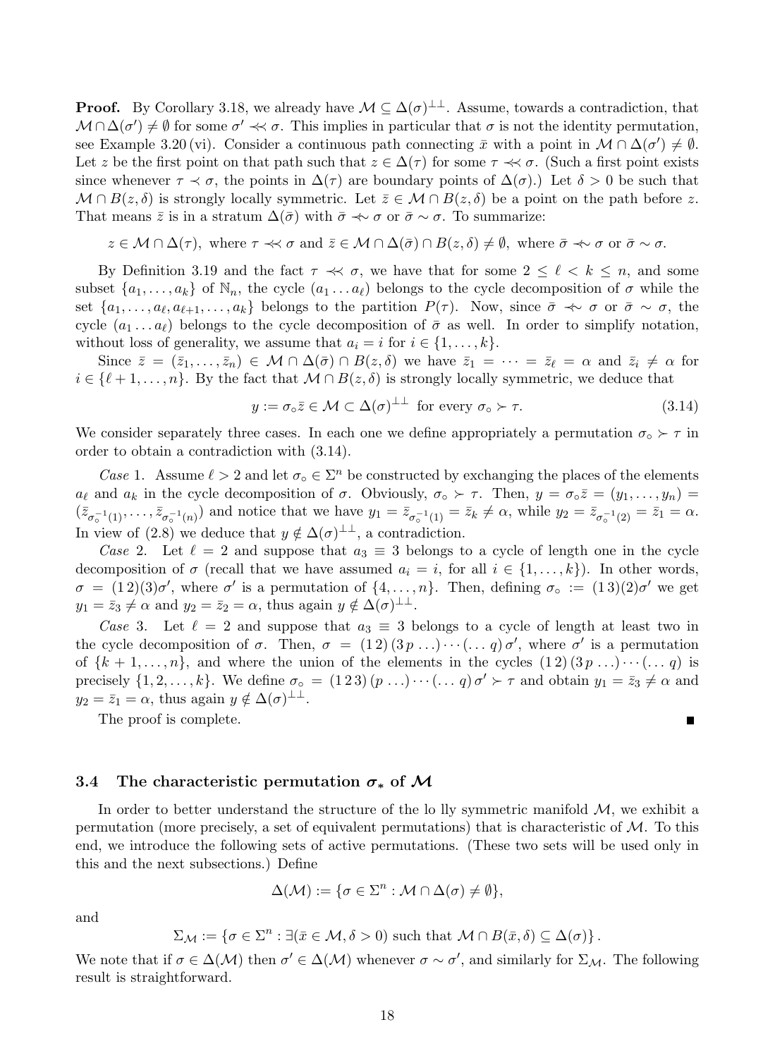**Proof.** By Corollary 3.18, we already have $\mathcal{M} \subseteq \Delta(\sigma)^{\perp\perp}$. Assume, towards a contradiction, that $\mathcal{M} \cap \Delta(\sigma') \neq \emptyset$ for some $\sigma' \prec\!\!\prec \sigma$. This implies in particular that $\sigma$ is not the identity permutation, see Example 3.20 (vi). Consider a continuous path connecting $\bar{x}$ with a point in $\mathcal{M} \cap \Delta(\sigma') \neq \emptyset$. Let $z$ be the first point on that path such that $z \in \Delta(\tau)$ for some $\tau \prec\!\!\prec \sigma$. (Such a first point exists since whenever $\tau \prec \sigma$, the points in $\Delta(\tau)$ are boundary points of $\Delta(\sigma)$.) Let $\delta > 0$ be such that $\mathcal{M} \cap B(z, \delta)$ is strongly locally symmetric. Let $\bar{z} \in \mathcal{M} \cap B(z, \delta)$ be a point on the path before $z$. That means $\bar{z}$ is in a stratum $\Delta(\bar{\sigma})$ with $\bar{\sigma} \not\prec\!\!\prec \sigma$ or $\bar{\sigma} \sim \sigma$. To summarize:

$$z \in \mathcal{M} \cap \Delta(\tau), \text{ where } \tau \prec\!\!\prec \sigma \text{ and } \bar{z} \in \mathcal{M} \cap \Delta(\bar{\sigma}) \cap B(z, \delta) \neq \emptyset, \text{ where } \bar{\sigma} \not\prec\!\!\prec \sigma \text{ or } \bar{\sigma} \sim \sigma.$$

By Definition 3.19 and the fact $\tau \prec\!\!\prec \sigma$, we have that for some $2 \leq \ell < k \leq n$, and some subset $\{a_1, \ldots, a_k\}$ of $\mathbb{N}_n$, the cycle $(a_1 \ldots a_\ell)$ belongs to the cycle decomposition of $\sigma$ while the set $\{a_1, \ldots, a_\ell, a_{\ell+1}, \ldots, a_k\}$ belongs to the partition $P(\tau)$. Now, since $\bar{\sigma} \not\prec\!\!\prec \sigma$ or $\bar{\sigma} \sim \sigma$, the cycle $(a_1 \ldots a_\ell)$ belongs to the cycle decomposition of $\bar{\sigma}$ as well. In order to simplify notation, without loss of generality, we assume that $a_i = i$ for $i \in \{1, \ldots, k\}$.

Since $\bar{z} = (\bar{z}_1, \ldots, \bar{z}_n) \in \mathcal{M} \cap \Delta(\bar{\sigma}) \cap B(z, \delta)$ we have $\bar{z}_1 = \cdots = \bar{z}_\ell = \alpha$ and $\bar{z}_i \neq \alpha$ for $i \in \{\ell + 1, \ldots, n\}$. By the fact that $\mathcal{M} \cap B(z, \delta)$ is strongly locally symmetric, we deduce that

$$y := \sigma_\circ \bar{z} \in \mathcal{M} \subset \Delta(\sigma)^{\perp\perp} \text{ for every } \sigma_\circ \succ \tau. \tag{3.14}$$

We consider separately three cases. In each one we define appropriately a permutation $\sigma_\circ \succ \tau$ in order to obtain a contradiction with (3.14).

*Case* 1. Assume $\ell > 2$ and let $\sigma_\circ \in \Sigma^n$ be constructed by exchanging the places of the elements $a_\ell$ and $a_k$ in the cycle decomposition of $\sigma$. Obviously, $\sigma_\circ \succ \tau$. Then, $y = \sigma_\circ \bar{z} = (y_1, \ldots, y_n) = (\bar{z}_{\sigma_\circ^{-1}(1)}, \ldots, \bar{z}_{\sigma_\circ^{-1}(n)})$ and notice that we have $y_1 = \bar{z}_{\sigma_\circ^{-1}(1)} = \bar{z}_k \neq \alpha$, while $y_2 = \bar{z}_{\sigma_\circ^{-1}(2)} = \bar{z}_1 = \alpha$. In view of (2.8) we deduce that $y \notin \Delta(\sigma)^{\perp\perp}$, a contradiction.

*Case* 2. Let $\ell = 2$ and suppose that $a_3 \equiv 3$ belongs to a cycle of length one in the cycle decomposition of $\sigma$ (recall that we have assumed $a_i = i$, for all $i \in \{1, \ldots, k\}$). In other words, $\sigma = (1\,2)(3)\sigma'$, where $\sigma'$ is a permutation of $\{4, \ldots, n\}$. Then, defining $\sigma_\circ := (1\,3)(2)\sigma'$ we get $y_1 = \bar{z}_3 \neq \alpha$ and $y_2 = \bar{z}_2 = \alpha$, thus again $y \notin \Delta(\sigma)^{\perp\perp}$.

*Case* 3. Let $\ell = 2$ and suppose that $a_3 \equiv 3$ belongs to a cycle of length at least two in the cycle decomposition of $\sigma$. Then, $\sigma = (1\,2)\,(3\,p \ldots) \cdots (\ldots\, q)\,\sigma'$, where $\sigma'$ is a permutation of $\{k+1, \ldots, n\}$, and where the union of the elements in the cycles $(1\,2)\,(3\,p \ldots) \cdots (\ldots\, q)$ is precisely $\{1, 2, \ldots, k\}$. We define $\sigma_\circ = (1\,2\,3)\,(p \ldots) \cdots (\ldots\, q)\,\sigma' \succ \tau$ and obtain $y_1 = \bar{z}_3 \neq \alpha$ and $y_2 = \bar{z}_1 = \alpha$, thus again $y \notin \Delta(\sigma)^{\perp\perp}$.

The proof is complete. ∎

### 3.4 The characteristic permutation $\sigma_*$ of $\mathcal{M}$

In order to better understand the structure of the lo lly symmetric manifold $\mathcal{M}$, we exhibit a permutation (more precisely, a set of equivalent permutations) that is characteristic of $\mathcal{M}$. To this end, we introduce the following sets of active permutations. (These two sets will be used only in this and the next subsections.) Define

$$\Delta(\mathcal{M}) := \{\sigma \in \Sigma^n : \mathcal{M} \cap \Delta(\sigma) \neq \emptyset\},$$

and

$$\Sigma_{\mathcal{M}} := \{\sigma \in \Sigma^n : \exists(\bar{x} \in \mathcal{M}, \delta > 0) \text{ such that } \mathcal{M} \cap B(\bar{x}, \delta) \subseteq \Delta(\sigma)\}.$$

We note that if $\sigma \in \Delta(\mathcal{M})$ then $\sigma' \in \Delta(\mathcal{M})$ whenever $\sigma \sim \sigma'$, and similarly for $\Sigma_{\mathcal{M}}$. The following result is straightforward.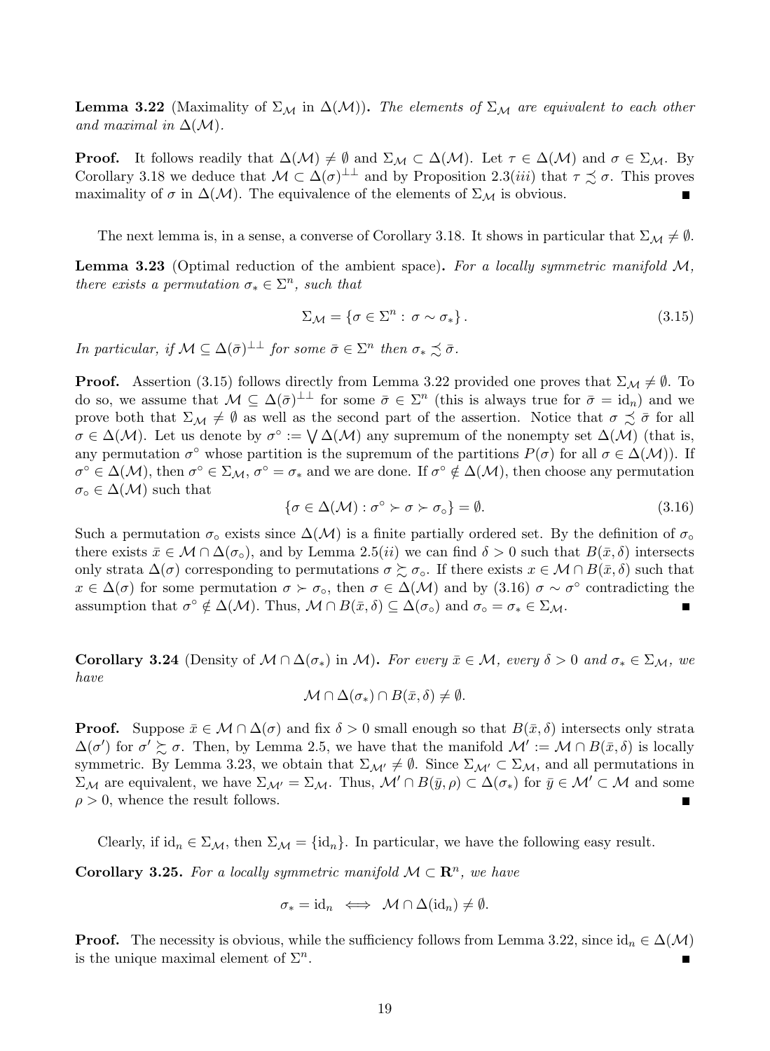**Lemma 3.22** (Maximality of $\Sigma_{\mathcal{M}}$ in $\Delta(\mathcal{M})$)**.** *The elements of $\Sigma_{\mathcal{M}}$ are equivalent to each other and maximal in $\Delta(\mathcal{M})$.*

**Proof.** It follows readily that $\Delta(\mathcal{M}) \neq \emptyset$ and $\Sigma_{\mathcal{M}} \subset \Delta(\mathcal{M})$. Let $\tau \in \Delta(\mathcal{M})$ and $\sigma \in \Sigma_{\mathcal{M}}$. By Corollary 3.18 we deduce that $\mathcal{M} \subset \Delta(\sigma)^{\perp\perp}$ and by Proposition 2.3(*iii*) that $\tau \precsim \sigma$. This proves maximality of $\sigma$ in $\Delta(\mathcal{M})$. The equivalence of the elements of $\Sigma_{\mathcal{M}}$ is obvious. ∎

The next lemma is, in a sense, a converse of Corollary 3.18. It shows in particular that $\Sigma_{\mathcal{M}} \neq \emptyset$.

**Lemma 3.23** (Optimal reduction of the ambient space)**.** *For a locally symmetric manifold $\mathcal{M}$, there exists a permutation $\sigma_* \in \Sigma^n$, such that*

$$\Sigma_{\mathcal{M}} = \{\sigma \in \Sigma^n : \sigma \sim \sigma_*\}. \tag{3.15}$$

*In particular, if $\mathcal{M} \subseteq \Delta(\bar{\sigma})^{\perp\perp}$ for some $\bar{\sigma} \in \Sigma^n$ then $\sigma_* \precsim \bar{\sigma}$.*

**Proof.** Assertion (3.15) follows directly from Lemma 3.22 provided one proves that $\Sigma_{\mathcal{M}} \neq \emptyset$. To do so, we assume that $\mathcal{M} \subseteq \Delta(\bar{\sigma})^{\perp\perp}$ for some $\bar{\sigma} \in \Sigma^n$ (this is always true for $\bar{\sigma} = \mathrm{id}_n$) and we prove both that $\Sigma_{\mathcal{M}} \neq \emptyset$ as well as the second part of the assertion. Notice that $\sigma \precsim \bar{\sigma}$ for all $\sigma \in \Delta(\mathcal{M})$. Let us denote by $\sigma^\circ := \bigvee \Delta(\mathcal{M})$ any supremum of the nonempty set $\Delta(\mathcal{M})$ (that is, any permutation $\sigma^\circ$ whose partition is the supremum of the partitions $P(\sigma)$ for all $\sigma \in \Delta(\mathcal{M})$). If $\sigma^\circ \in \Delta(\mathcal{M})$, then $\sigma^\circ \in \Sigma_{\mathcal{M}}$, $\sigma^\circ = \sigma_*$ and we are done. If $\sigma^\circ \notin \Delta(\mathcal{M})$, then choose any permutation $\sigma_\circ \in \Delta(\mathcal{M})$ such that

$$\{\sigma \in \Delta(\mathcal{M}) : \sigma^\circ \succ \sigma \succ \sigma_\circ\} = \emptyset. \tag{3.16}$$

Such a permutation $\sigma_\circ$ exists since $\Delta(\mathcal{M})$ is a finite partially ordered set. By the definition of $\sigma_\circ$ there exists $\bar{x} \in \mathcal{M} \cap \Delta(\sigma_\circ)$, and by Lemma 2.5(*ii*) we can find $\delta > 0$ such that $B(\bar{x}, \delta)$ intersects only strata $\Delta(\sigma)$ corresponding to permutations $\sigma \succsim \sigma_\circ$. If there exists $x \in \mathcal{M} \cap B(\bar{x}, \delta)$ such that $x \in \Delta(\sigma)$ for some permutation $\sigma \succ \sigma_\circ$, then $\sigma \in \Delta(\mathcal{M})$ and by (3.16) $\sigma \sim \sigma^\circ$ contradicting the assumption that $\sigma^\circ \notin \Delta(\mathcal{M})$. Thus, $\mathcal{M} \cap B(\bar{x}, \delta) \subseteq \Delta(\sigma_\circ)$ and $\sigma_\circ = \sigma_* \in \Sigma_{\mathcal{M}}$. ∎

**Corollary 3.24** (Density of $\mathcal{M} \cap \Delta(\sigma_*)$ in $\mathcal{M}$)**.** *For every $\bar{x} \in \mathcal{M}$, every $\delta > 0$ and $\sigma_* \in \Sigma_{\mathcal{M}}$, we have*

$$\mathcal{M} \cap \Delta(\sigma_*) \cap B(\bar{x}, \delta) \neq \emptyset.$$

**Proof.** Suppose $\bar{x} \in \mathcal{M} \cap \Delta(\sigma)$ and fix $\delta > 0$ small enough so that $B(\bar{x}, \delta)$ intersects only strata $\Delta(\sigma')$ for $\sigma' \succsim \sigma$. Then, by Lemma 2.5, we have that the manifold $\mathcal{M}' := \mathcal{M} \cap B(\bar{x}, \delta)$ is locally symmetric. By Lemma 3.23, we obtain that $\Sigma_{\mathcal{M}'} \neq \emptyset$. Since $\Sigma_{\mathcal{M}'} \subset \Sigma_{\mathcal{M}}$, and all permutations in $\Sigma_{\mathcal{M}}$ are equivalent, we have $\Sigma_{\mathcal{M}'} = \Sigma_{\mathcal{M}}$. Thus, $\mathcal{M}' \cap B(\bar{y}, \rho) \subset \Delta(\sigma_*)$ for $\bar{y} \in \mathcal{M}' \subset \mathcal{M}$ and some $\rho > 0$, whence the result follows. ∎

Clearly, if $\mathrm{id}_n \in \Sigma_{\mathcal{M}}$, then $\Sigma_{\mathcal{M}} = \{\mathrm{id}_n\}$. In particular, we have the following easy result.

**Corollary 3.25.** *For a locally symmetric manifold $\mathcal{M} \subset \mathbf{R}^n$, we have*

$$\sigma_* = \mathrm{id}_n \iff \mathcal{M} \cap \Delta(\mathrm{id}_n) \neq \emptyset.$$

**Proof.** The necessity is obvious, while the sufficiency follows from Lemma 3.22, since $\mathrm{id}_n \in \Delta(\mathcal{M})$ is the unique maximal element of $\Sigma^n$. ∎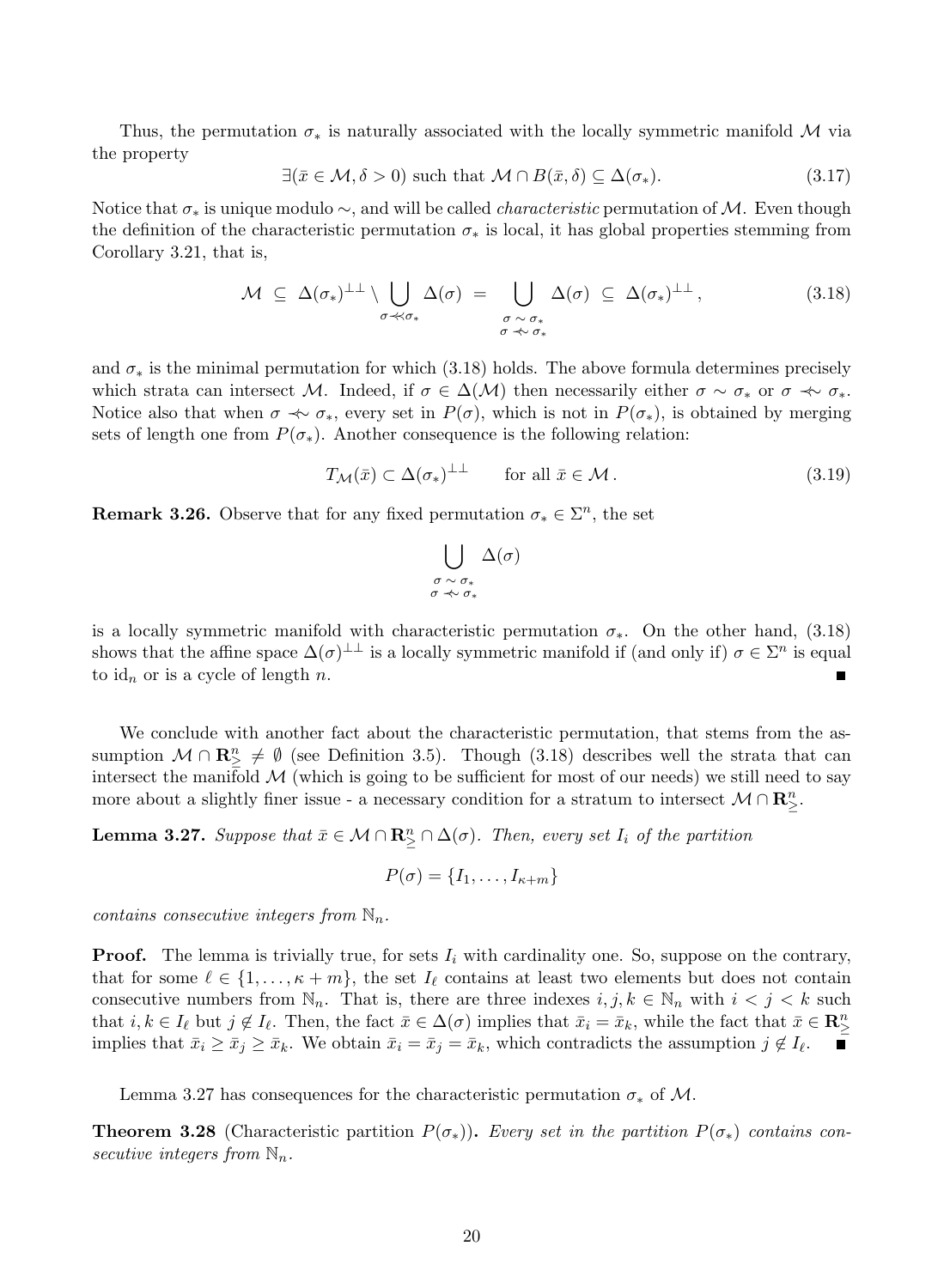Thus, the permutation $\sigma_*$ is naturally associated with the locally symmetric manifold $\mathcal{M}$ via the property

$$\exists(\bar{x} \in \mathcal{M}, \delta > 0) \text{ such that } \mathcal{M} \cap B(\bar{x}, \delta) \subseteq \Delta(\sigma_*). \tag{3.17}$$

Notice that $\sigma_*$ is unique modulo $\sim$, and will be called *characteristic* permutation of $\mathcal{M}$. Even though the definition of the characteristic permutation $\sigma_*$ is local, it has global properties stemming from Corollary 3.21, that is,

$$\mathcal{M} \subseteq \Delta(\sigma_*)^{\perp\perp} \setminus \bigcup_{\sigma \not\ll \sigma_*} \Delta(\sigma) = \bigcup_{\substack{\sigma \sim \sigma_* \\ \sigma \not\twoheadleftarrow \sigma_*}} \Delta(\sigma) \subseteq \Delta(\sigma_*)^{\perp\perp}, \tag{3.18}$$

and $\sigma_*$ is the minimal permutation for which (3.18) holds. The above formula determines precisely which strata can intersect $\mathcal{M}$. Indeed, if $\sigma \in \Delta(\mathcal{M})$ then necessarily either $\sigma \sim \sigma_*$ or $\sigma \not\twoheadleftarrow \sigma_*$. Notice also that when $\sigma \not\twoheadleftarrow \sigma_*$, every set in $P(\sigma)$, which is not in $P(\sigma_*)$, is obtained by merging sets of length one from $P(\sigma_*)$. Another consequence is the following relation:

$$T_{\mathcal{M}}(\bar{x}) \subset \Delta(\sigma_*)^{\perp\perp} \qquad \text{for all } \bar{x} \in \mathcal{M}. \tag{3.19}$$

**Remark 3.26.** Observe that for any fixed permutation $\sigma_* \in \Sigma^n$, the set

$$\bigcup_{\substack{\sigma \sim \sigma_* \\ \sigma \not\twoheadleftarrow \sigma_*}} \Delta(\sigma)$$

is a locally symmetric manifold with characteristic permutation $\sigma_*$. On the other hand, (3.18) shows that the affine space $\Delta(\sigma)^{\perp\perp}$ is a locally symmetric manifold if (and only if) $\sigma \in \Sigma^n$ is equal to $\mathrm{id}_n$ or is a cycle of length $n$. ∎

We conclude with another fact about the characteristic permutation, that stems from the assumption $\mathcal{M} \cap \mathbf{R}^n_{\geq} \neq \emptyset$ (see Definition 3.5). Though (3.18) describes well the strata that can intersect the manifold $\mathcal{M}$ (which is going to be sufficient for most of our needs) we still need to say more about a slightly finer issue - a necessary condition for a stratum to intersect $\mathcal{M} \cap \mathbf{R}^n_{\geq}$.

**Lemma 3.27.** *Suppose that $\bar{x} \in \mathcal{M} \cap \mathbf{R}^n_{\geq} \cap \Delta(\sigma)$. Then, every set $I_i$ of the partition*

$$P(\sigma) = \{I_1, \ldots, I_{\kappa+m}\}$$

*contains consecutive integers from $\mathbb{N}_n$.*

**Proof.** The lemma is trivially true, for sets $I_i$ with cardinality one. So, suppose on the contrary, that for some $\ell \in \{1, \ldots, \kappa + m\}$, the set $I_\ell$ contains at least two elements but does not contain consecutive numbers from $\mathbb{N}_n$. That is, there are three indexes $i, j, k \in \mathbb{N}_n$ with $i < j < k$ such that $i, k \in I_\ell$ but $j \notin I_\ell$. Then, the fact $\bar{x} \in \Delta(\sigma)$ implies that $\bar{x}_i = \bar{x}_k$, while the fact that $\bar{x} \in \mathbf{R}^n_{\geq}$ implies that $\bar{x}_i \geq \bar{x}_j \geq \bar{x}_k$. We obtain $\bar{x}_i = \bar{x}_j = \bar{x}_k$, which contradicts the assumption $j \notin I_\ell$. ∎

Lemma 3.27 has consequences for the characteristic permutation $\sigma_*$ of $\mathcal{M}$.

**Theorem 3.28** (Characteristic partition $P(\sigma_*)$)**.** *Every set in the partition $P(\sigma_*)$ contains consecutive integers from $\mathbb{N}_n$.*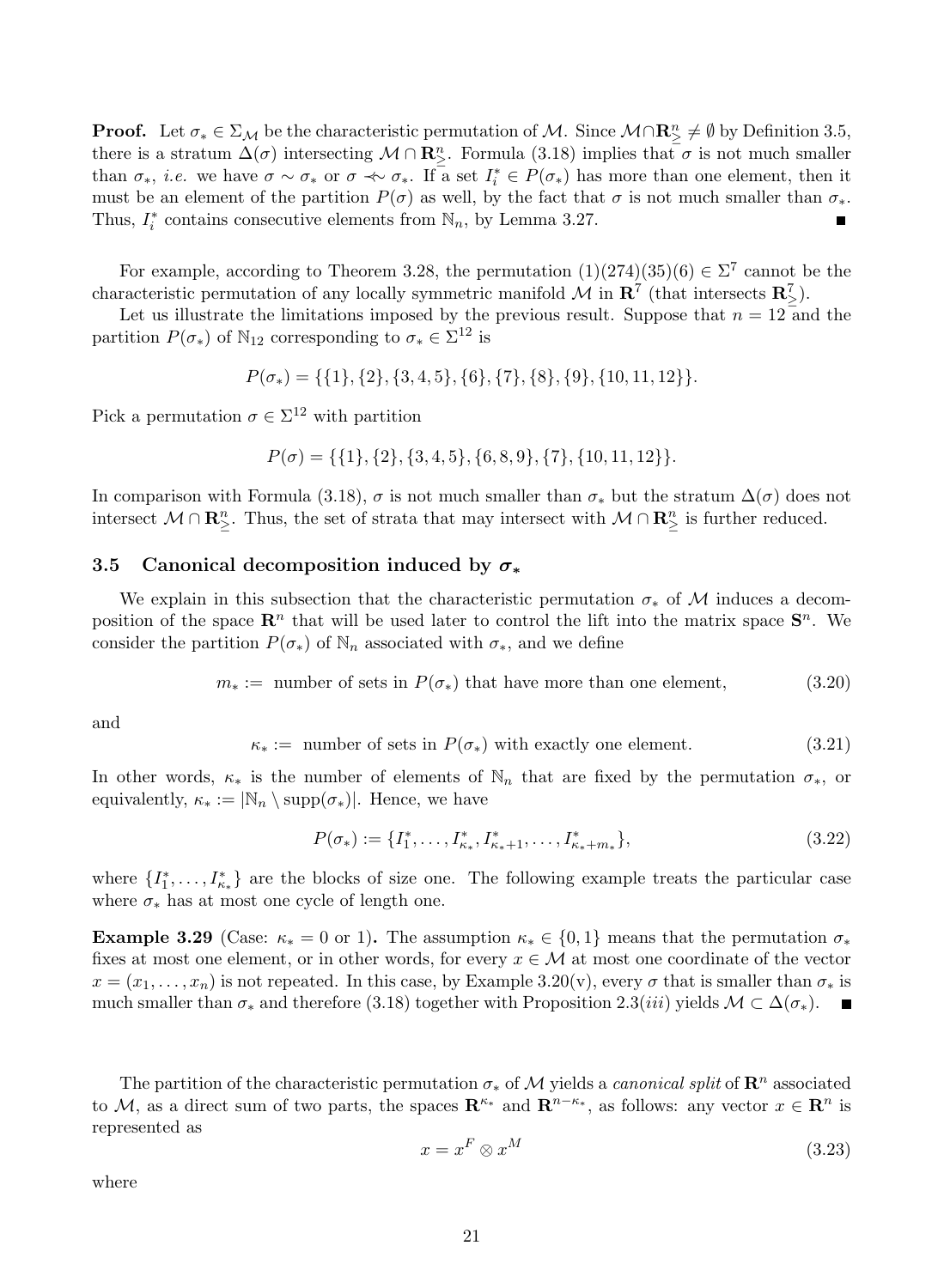**Proof.** Let $\sigma_* \in \Sigma_{\mathcal{M}}$ be the characteristic permutation of $\mathcal{M}$. Since $\mathcal{M} \cap \mathbf{R}^n_{\geq} \neq \emptyset$ by Definition 3.5, there is a stratum $\Delta(\sigma)$ intersecting $\mathcal{M} \cap \mathbf{R}^n_{\geq}$. Formula (3.18) implies that $\sigma$ is not much smaller than $\sigma_*$, *i.e.* we have $\sigma \sim \sigma_*$ or $\sigma \not\prec\!\!\sim \sigma_*$. If a set $I_i^* \in P(\sigma_*)$ has more than one element, then it must be an element of the partition $P(\sigma)$ as well, by the fact that $\sigma$ is not much smaller than $\sigma_*$. Thus, $I_i^*$ contains consecutive elements from $\mathbb{N}_n$, by Lemma 3.27. ∎

For example, according to Theorem 3.28, the permutation $(1)(274)(35)(6) \in \Sigma^7$ cannot be the characteristic permutation of any locally symmetric manifold $\mathcal{M}$ in $\mathbf{R}^7$ (that intersects $\mathbf{R}^7_{\geq}$).

Let us illustrate the limitations imposed by the previous result. Suppose that $n = 12$ and the partition $P(\sigma_*)$ of $\mathbb{N}_{12}$ corresponding to $\sigma_* \in \Sigma^{12}$ is

$$P(\sigma_*) = \{\{1\}, \{2\}, \{3, 4, 5\}, \{6\}, \{7\}, \{8\}, \{9\}, \{10, 11, 12\}\}.$$

Pick a permutation $\sigma \in \Sigma^{12}$ with partition

$$P(\sigma) = \{\{1\}, \{2\}, \{3, 4, 5\}, \{6, 8, 9\}, \{7\}, \{10, 11, 12\}\}.$$

In comparison with Formula (3.18), $\sigma$ is not much smaller than $\sigma_*$ but the stratum $\Delta(\sigma)$ does not intersect $\mathcal{M} \cap \mathbf{R}^n_{\geq}$. Thus, the set of strata that may intersect with $\mathcal{M} \cap \mathbf{R}^n_{\geq}$ is further reduced.

### 3.5 Canonical decomposition induced by $\sigma_*$

We explain in this subsection that the characteristic permutation $\sigma_*$ of $\mathcal{M}$ induces a decomposition of the space $\mathbf{R}^n$ that will be used later to control the lift into the matrix space $\mathbf{S}^n$. We consider the partition $P(\sigma_*)$ of $\mathbb{N}_n$ associated with $\sigma_*$, and we define

$$m_* := \text{ number of sets in } P(\sigma_*) \text{ that have more than one element,} \tag{3.20}$$

and

$$\kappa_* := \text{ number of sets in } P(\sigma_*) \text{ with exactly one element.} \tag{3.21}$$

In other words, $\kappa_*$ is the number of elements of $\mathbb{N}_n$ that are fixed by the permutation $\sigma_*$, or equivalently, $\kappa_* := |\mathbb{N}_n \setminus \operatorname{supp}(\sigma_*)|$. Hence, we have

$$P(\sigma_*) := \{I_1^*, \ldots, I_{\kappa_*}^*, I_{\kappa_*+1}^*, \ldots, I_{\kappa_*+m_*}^*\}, \tag{3.22}$$

where $\{I_1^*, \ldots, I_{\kappa_*}^*\}$ are the blocks of size one. The following example treats the particular case where $\sigma_*$ has at most one cycle of length one.

**Example 3.29** (Case: $\kappa_* = 0$ or $1$)**.** The assumption $\kappa_* \in \{0, 1\}$ means that the permutation $\sigma_*$ fixes at most one element, or in other words, for every $x \in \mathcal{M}$ at most one coordinate of the vector $x = (x_1, \ldots, x_n)$ is not repeated. In this case, by Example 3.20(v), every $\sigma$ that is smaller than $\sigma_*$ is much smaller than $\sigma_*$ and therefore (3.18) together with Proposition 2.3(*iii*) yields $\mathcal{M} \subset \Delta(\sigma_*)$. ∎

The partition of the characteristic permutation $\sigma_*$ of $\mathcal{M}$ yields a *canonical split* of $\mathbf{R}^n$ associated to $\mathcal{M}$, as a direct sum of two parts, the spaces $\mathbf{R}^{\kappa_*}$ and $\mathbf{R}^{n-\kappa_*}$, as follows: any vector $x \in \mathbf{R}^n$ is represented as

$$x = x^F \otimes x^M \tag{3.23}$$

where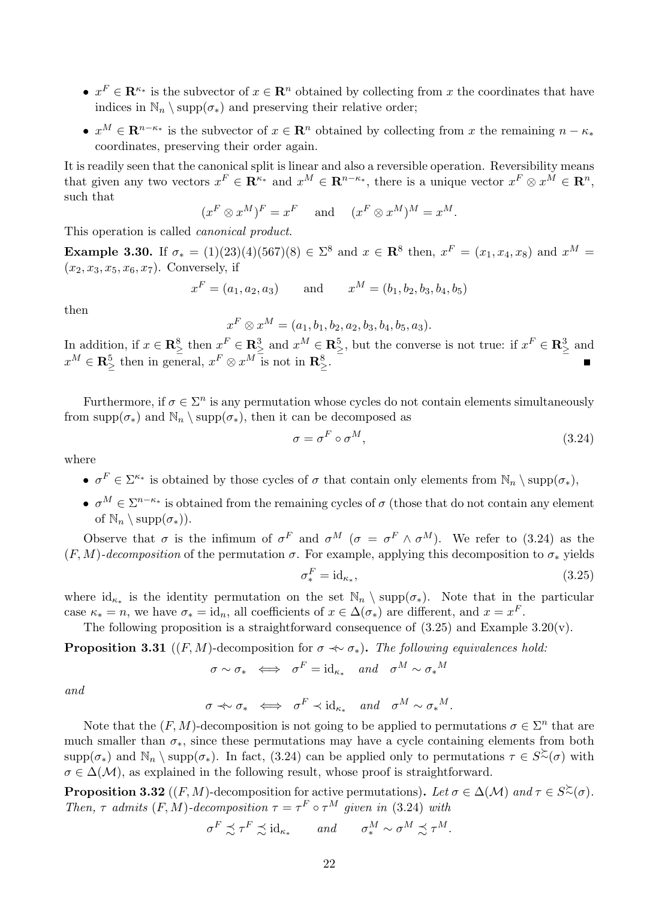- $x^F \in \mathbf{R}^{\kappa_*}$ is the subvector of $x \in \mathbf{R}^n$ obtained by collecting from $x$ the coordinates that have indices in $\mathbb{N}_n \setminus \operatorname{supp}(\sigma_*)$ and preserving their relative order;
- $x^M \in \mathbf{R}^{n-\kappa_*}$ is the subvector of $x \in \mathbf{R}^n$ obtained by collecting from $x$ the remaining $n - \kappa_*$ coordinates, preserving their order again.

It is readily seen that the canonical split is linear and also a reversible operation. Reversibility means that given any two vectors $x^F \in \mathbf{R}^{\kappa_*}$ and $x^M \in \mathbf{R}^{n-\kappa_*}$, there is a unique vector $x^F \otimes x^M \in \mathbf{R}^n$, such that

$$(x^F \otimes x^M)^F = x^F \quad \text{and} \quad (x^F \otimes x^M)^M = x^M.$$

This operation is called *canonical product*.

**Example 3.30.** If $\sigma_* = (1)(23)(4)(567)(8) \in \Sigma^8$ and $x \in \mathbf{R}^8$ then, $x^F = (x_1, x_4, x_8)$ and $x^M = (x_2, x_3, x_5, x_6, x_7)$. Conversely, if

$$x^F = (a_1, a_2, a_3) \qquad \text{and} \qquad x^M = (b_1, b_2, b_3, b_4, b_5)$$

then

$$x^F \otimes x^M = (a_1, b_1, b_2, a_2, b_3, b_4, b_5, a_3).$$

In addition, if $x \in \mathbf{R}^8_{\geq}$ then $x^F \in \mathbf{R}^3_{\geq}$ and $x^M \in \mathbf{R}^5_{\geq}$, but the converse is not true: if $x^F \in \mathbf{R}^3_{\geq}$ and $x^M \in \mathbf{R}^5_{\geq}$ then in general, $x^F \otimes x^M$ is not in $\mathbf{R}^8_{\geq}$. ■

Furthermore, if $\sigma \in \Sigma^n$ is any permutation whose cycles do not contain elements simultaneously from $\operatorname{supp}(\sigma_*)$ and $\mathbb{N}_n \setminus \operatorname{supp}(\sigma_*)$, then it can be decomposed as

$$\sigma = \sigma^F \circ \sigma^M, \tag{3.24}$$

where

- $\sigma^F \in \Sigma^{\kappa_*}$ is obtained by those cycles of $\sigma$ that contain only elements from $\mathbb{N}_n \setminus \operatorname{supp}(\sigma_*)$,
- $\sigma^M \in \Sigma^{n-\kappa_*}$ is obtained from the remaining cycles of $\sigma$ (those that do not contain any element of $\mathbb{N}_n \setminus \operatorname{supp}(\sigma_*)$).

Observe that $\sigma$ is the infimum of $\sigma^F$ and $\sigma^M$ ($\sigma = \sigma^F \wedge \sigma^M$). We refer to (3.24) as the $(F, M)$*-decomposition* of the permutation $\sigma$. For example, applying this decomposition to $\sigma_*$ yields

$$\sigma_*^F = \mathrm{id}_{\kappa_*}, \tag{3.25}$$

where $\mathrm{id}_{\kappa_*}$ is the identity permutation on the set $\mathbb{N}_n \setminus \operatorname{supp}(\sigma_*)$. Note that in the particular case $\kappa_* = n$, we have $\sigma_* = \mathrm{id}_n$, all coefficients of $x \in \Delta(\sigma_*)$ are different, and $x = x^F$.

The following proposition is a straightforward consequence of (3.25) and Example 3.20(v).

**Proposition 3.31** (($F, M$)-decomposition for $\sigma \prec\!\!\!\sim \sigma_*$)**.** *The following equivalences hold:*

$$\sigma \sim \sigma_* \iff \sigma^F = \mathrm{id}_{\kappa_*} \quad \textit{and} \quad \sigma^M \sim {\sigma_*}^M$$

*and*

$$\sigma \prec\!\!\!\sim \sigma_* \iff \sigma^F \prec \mathrm{id}_{\kappa_*} \quad \textit{and} \quad \sigma^M \sim {\sigma_*}^M.$$

Note that the $(F, M)$-decomposition is not going to be applied to permutations $\sigma \in \Sigma^n$ that are much smaller than $\sigma_*$, since these permutations may have a cycle containing elements from both $\operatorname{supp}(\sigma_*)$ and $\mathbb{N}_n \setminus \operatorname{supp}(\sigma_*)$. In fact, (3.24) can be applied only to permutations $\tau \in S^{\succsim}(\sigma)$ with $\sigma \in \Delta(\mathcal{M})$, as explained in the following result, whose proof is straightforward.

**Proposition 3.32** (($F, M$)-decomposition for active permutations)**.** *Let $\sigma \in \Delta(\mathcal{M})$ and $\tau \in S^{\succsim}(\sigma)$. Then, $\tau$ admits $(F, M)$-decomposition $\tau = \tau^F \circ \tau^M$ given in (3.24) with*

$$\sigma^F \precsim \tau^F \precsim \mathrm{id}_{\kappa_*} \qquad \textit{and} \qquad \sigma_*^M \sim \sigma^M \precsim \tau^M.$$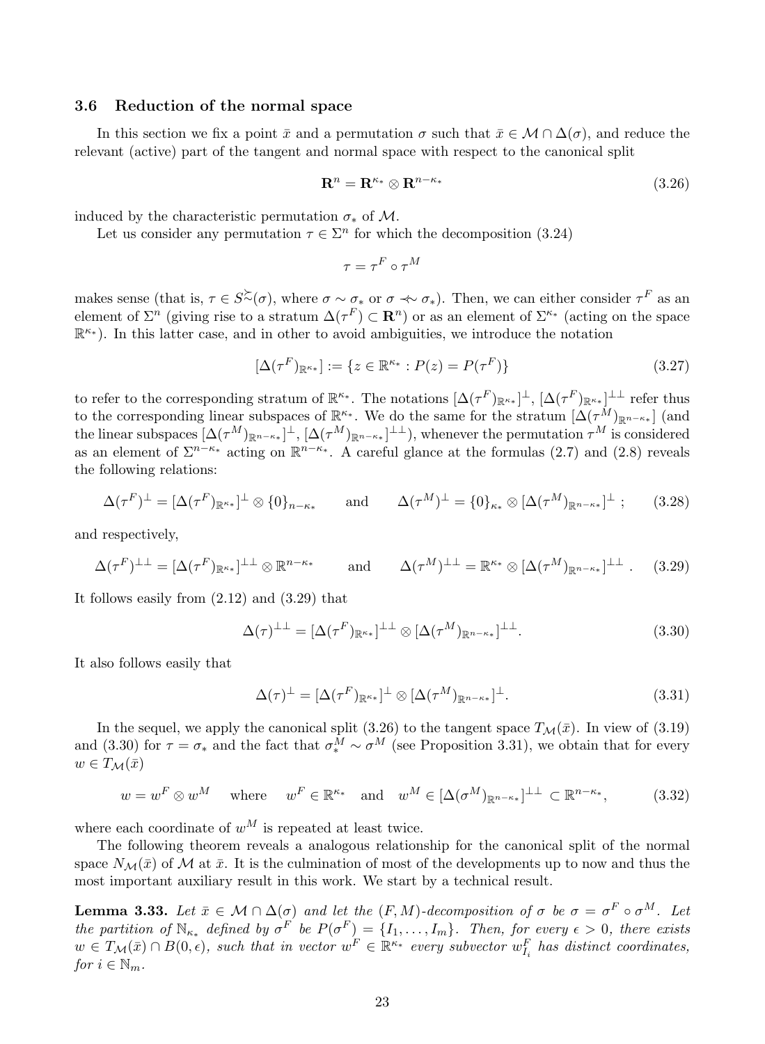### 3.6 Reduction of the normal space

In this section we fix a point $\bar{x}$ and a permutation $\sigma$ such that $\bar{x} \in \mathcal{M} \cap \Delta(\sigma)$, and reduce the relevant (active) part of the tangent and normal space with respect to the canonical split

$$\mathbf{R}^n = \mathbf{R}^{\kappa_*} \otimes \mathbf{R}^{n-\kappa_*} \tag{3.26}$$

induced by the characteristic permutation $\sigma_*$ of $\mathcal{M}$.

Let us consider any permutation $\tau \in \Sigma^n$ for which the decomposition (3.24)

$$\tau = \tau^F \circ \tau^M$$

makes sense (that is, $\tau \in S^{\succsim}(\sigma)$, where $\sigma \sim \sigma_*$ or $\sigma \not\prec\!\!\sim \sigma_*$). Then, we can either consider $\tau^F$ as an element of $\Sigma^n$ (giving rise to a stratum $\Delta(\tau^F) \subset \mathbf{R}^n$) or as an element of $\Sigma^{\kappa_*}$ (acting on the space $\mathbb{R}^{\kappa_*}$). In this latter case, and in other to avoid ambiguities, we introduce the notation

$$[\Delta(\tau^F)_{\mathbb{R}^{\kappa_*}}] := \{z \in \mathbb{R}^{\kappa_*} : P(z) = P(\tau^F)\} \tag{3.27}$$

to refer to the corresponding stratum of $\mathbb{R}^{\kappa_*}$. The notations $[\Delta(\tau^F)_{\mathbb{R}^{\kappa_*}}]^{\perp}$, $[\Delta(\tau^F)_{\mathbb{R}^{\kappa_*}}]^{\perp\perp}$ refer thus to the corresponding linear subspaces of $\mathbb{R}^{\kappa_*}$. We do the same for the stratum $[\Delta(\tau^M)_{\mathbb{R}^{n-\kappa_*}}]$ (and the linear subspaces $[\Delta(\tau^M)_{\mathbb{R}^{n-\kappa_*}}]^{\perp}$, $[\Delta(\tau^M)_{\mathbb{R}^{n-\kappa_*}}]^{\perp\perp}$), whenever the permutation $\tau^M$ is considered as an element of $\Sigma^{n-\kappa_*}$ acting on $\mathbb{R}^{n-\kappa_*}$. A careful glance at the formulas (2.7) and (2.8) reveals the following relations:

$$\Delta(\tau^F)^{\perp} = [\Delta(\tau^F)_{\mathbb{R}^{\kappa_*}}]^{\perp} \otimes \{0\}_{n-\kappa_*} \qquad \text{and} \qquad \Delta(\tau^M)^{\perp} = \{0\}_{\kappa_*} \otimes [\Delta(\tau^M)_{\mathbb{R}^{n-\kappa_*}}]^{\perp} \; ; \tag{3.28}$$

and respectively,

$$\Delta(\tau^F)^{\perp\perp} = [\Delta(\tau^F)_{\mathbb{R}^{\kappa_*}}]^{\perp\perp} \otimes \mathbb{R}^{n-\kappa_*} \qquad \text{and} \qquad \Delta(\tau^M)^{\perp\perp} = \mathbb{R}^{\kappa_*} \otimes [\Delta(\tau^M)_{\mathbb{R}^{n-\kappa_*}}]^{\perp\perp} \, . \tag{3.29}$$

It follows easily from (2.12) and (3.29) that

$$\Delta(\tau)^{\perp\perp} = [\Delta(\tau^F)_{\mathbb{R}^{\kappa_*}}]^{\perp\perp} \otimes [\Delta(\tau^M)_{\mathbb{R}^{n-\kappa_*}}]^{\perp\perp}. \tag{3.30}$$

It also follows easily that

$$\Delta(\tau)^{\perp} = [\Delta(\tau^F)_{\mathbb{R}^{\kappa_*}}]^{\perp} \otimes [\Delta(\tau^M)_{\mathbb{R}^{n-\kappa_*}}]^{\perp}. \tag{3.31}$$

In the sequel, we apply the canonical split (3.26) to the tangent space $T_{\mathcal{M}}(\bar{x})$. In view of (3.19) and (3.30) for $\tau = \sigma_*$ and the fact that $\sigma_*^M \sim \sigma^M$ (see Proposition 3.31), we obtain that for every $w \in T_{\mathcal{M}}(\bar{x})$

$$w = w^F \otimes w^M \quad \text{where} \quad w^F \in \mathbb{R}^{\kappa_*} \quad \text{and} \quad w^M \in [\Delta(\sigma^M)_{\mathbb{R}^{n-\kappa_*}}]^{\perp\perp} \subset \mathbb{R}^{n-\kappa_*}, \tag{3.32}$$

where each coordinate of $w^M$ is repeated at least twice.

The following theorem reveals a analogous relationship for the canonical split of the normal space $N_{\mathcal{M}}(\bar{x})$ of $\mathcal{M}$ at $\bar{x}$. It is the culmination of most of the developments up to now and thus the most important auxiliary result in this work. We start by a technical result.

**Lemma 3.33.** *Let $\bar{x} \in \mathcal{M} \cap \Delta(\sigma)$ and let the $(F, M)$-decomposition of $\sigma$ be $\sigma = \sigma^F \circ \sigma^M$. Let the partition of $\mathbb{N}_{\kappa_*}$ defined by $\sigma^F$ be $P(\sigma^F) = \{I_1, \ldots, I_m\}$. Then, for every $\epsilon > 0$, there exists $w \in T_{\mathcal{M}}(\bar{x}) \cap B(0, \epsilon)$, such that in vector $w^F \in \mathbb{R}^{\kappa_*}$ every subvector $w^F_{I_i}$ has distinct coordinates, for $i \in \mathbb{N}_m$.*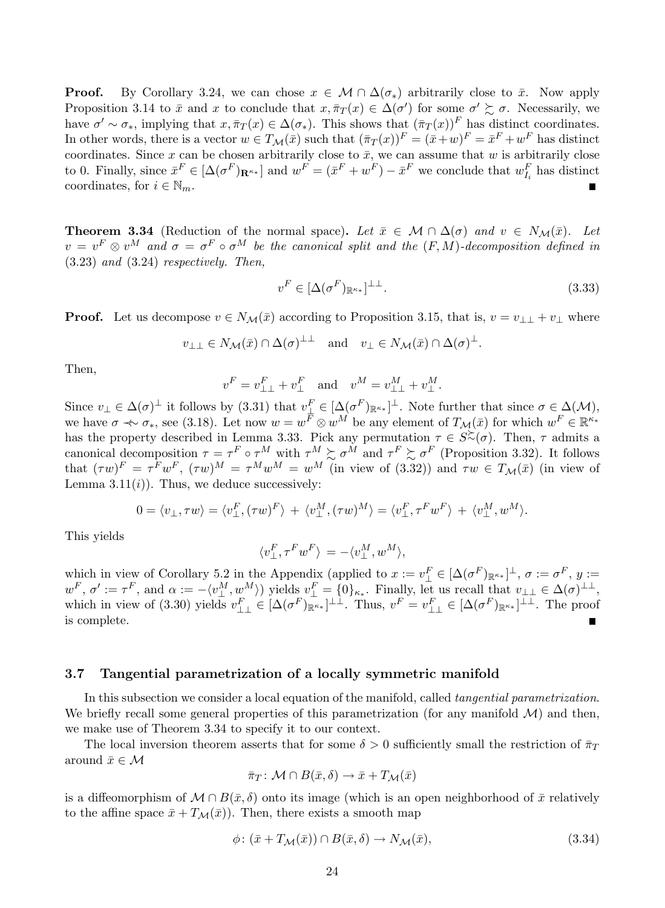**Proof.** By Corollary 3.24, we can chose $x \in \mathcal{M} \cap \Delta(\sigma_*)$ arbitrarily close to $\bar{x}$. Now apply Proposition 3.14 to $\bar{x}$ and $x$ to conclude that $x, \bar{\pi}_T(x) \in \Delta(\sigma')$ for some $\sigma' \succsim \sigma$. Necessarily, we have $\sigma' \sim \sigma_*$, implying that $x, \bar{\pi}_T(x) \in \Delta(\sigma_*)$. This shows that $(\bar{\pi}_T(x))^F$ has distinct coordinates. In other words, there is a vector $w \in T_{\mathcal{M}}(\bar{x})$ such that $(\bar{\pi}_T(x))^F = (\bar{x}+w)^F = \bar{x}^F + w^F$ has distinct coordinates. Since $x$ can be chosen arbitrarily close to $\bar{x}$, we can assume that $w$ is arbitrarily close to 0. Finally, since $\bar{x}^F \in [\Delta(\sigma^F)_{\mathbf{R}^{\kappa_*}}]$ and $w^F = (\bar{x}^F + w^F) - \bar{x}^F$ we conclude that $w^F_{I_i}$ has distinct coordinates, for $i \in \mathbb{N}_m$. ■

**Theorem 3.34** (Reduction of the normal space)**.** *Let $\bar{x} \in \mathcal{M} \cap \Delta(\sigma)$ and $v \in N_{\mathcal{M}}(\bar{x})$. Let $v = v^F \otimes v^M$ and $\sigma = \sigma^F \circ \sigma^M$ be the canonical split and the $(F, M)$-decomposition defined in (3.23) and (3.24) respectively. Then,*

$$v^F \in [\Delta(\sigma^F)_{\mathbb{R}^{\kappa_*}}]^{\perp\perp}. \tag{3.33}$$

**Proof.** Let us decompose $v \in N_{\mathcal{M}}(\bar{x})$ according to Proposition 3.15, that is, $v = v_{\perp\perp} + v_{\perp}$ where

$$v_{\perp\perp} \in N_{\mathcal{M}}(\bar{x}) \cap \Delta(\sigma)^{\perp\perp} \quad \text{and} \quad v_{\perp} \in N_{\mathcal{M}}(\bar{x}) \cap \Delta(\sigma)^{\perp}.$$

Then,

$$v^F = v^F_{\perp\perp} + v^F_{\perp} \quad \text{and} \quad v^M = v^M_{\perp\perp} + v^M_{\perp}.$$

Since $v_{\perp} \in \Delta(\sigma)^{\perp}$ it follows by (3.31) that $v^F_{\perp} \in [\Delta(\sigma^F)_{\mathbb{R}^{\kappa_*}}]^{\perp}$. Note further that since $\sigma \in \Delta(\mathcal{M})$, we have $\sigma \not\sim \sigma_*$, see (3.18). Let now $w = w^F \otimes w^M$ be any element of $T_{\mathcal{M}}(\bar{x})$ for which $w^F \in \mathbb{R}^{\kappa_*}$ has the property described in Lemma 3.33. Pick any permutation $\tau \in S^{\succsim}(\sigma)$. Then, $\tau$ admits a canonical decomposition $\tau = \tau^F \circ \tau^M$ with $\tau^M \succsim \sigma^M$ and $\tau^F \succsim \sigma^F$ (Proposition 3.32). It follows that $(\tau w)^F = \tau^F w^F$, $(\tau w)^M = \tau^M w^M = w^M$ (in view of (3.32)) and $\tau w \in T_{\mathcal{M}}(\bar{x})$ (in view of Lemma 3.11$(i)$). Thus, we deduce successively:

$$0 = \langle v_{\perp}, \tau w \rangle = \langle v^F_{\perp}, (\tau w)^F \rangle \, + \, \langle v^M_{\perp}, (\tau w)^M \rangle = \langle v^F_{\perp}, \tau^F w^F \rangle \, + \, \langle v^M_{\perp}, w^M \rangle.$$

This yields

$$\langle v^F_{\perp}, \tau^F w^F \rangle \, = -\langle v^M_{\perp}, w^M \rangle,$$

which in view of Corollary 5.2 in the Appendix (applied to $x := v^F_{\perp} \in [\Delta(\sigma^F)_{\mathbb{R}^{\kappa_*}}]^{\perp}$, $\sigma := \sigma^F$, $y := w^F$, $\sigma' := \tau^F$, and $\alpha := -\langle v^M_{\perp}, w^M \rangle$) yields $v^F_{\perp} = \{0\}_{\kappa_*}$. Finally, let us recall that $v_{\perp\perp} \in \Delta(\sigma)^{\perp\perp}$, which in view of (3.30) yields $v^F_{\perp\perp} \in [\Delta(\sigma^F)_{\mathbb{R}^{\kappa_*}}]^{\perp\perp}$. Thus, $v^F = v^F_{\perp\perp} \in [\Delta(\sigma^F)_{\mathbb{R}^{\kappa_*}}]^{\perp\perp}$. The proof is complete. ■

### 3.7 Tangential parametrization of a locally symmetric manifold

In this subsection we consider a local equation of the manifold, called *tangential parametrization*. We briefly recall some general properties of this parametrization (for any manifold $\mathcal{M}$) and then, we make use of Theorem 3.34 to specify it to our context.

The local inversion theorem asserts that for some $\delta > 0$ sufficiently small the restriction of $\bar{\pi}_T$ around $\bar{x} \in \mathcal{M}$

$$\bar{\pi}_T \colon \mathcal{M} \cap B(\bar{x}, \delta) \to \bar{x} + T_{\mathcal{M}}(\bar{x})$$

is a diffeomorphism of $\mathcal{M} \cap B(\bar{x}, \delta)$ onto its image (which is an open neighborhood of $\bar{x}$ relatively to the affine space $\bar{x} + T_{\mathcal{M}}(\bar{x})$). Then, there exists a smooth map

$$\phi \colon (\bar{x} + T_{\mathcal{M}}(\bar{x})) \cap B(\bar{x}, \delta) \to N_{\mathcal{M}}(\bar{x}), \tag{3.34}$$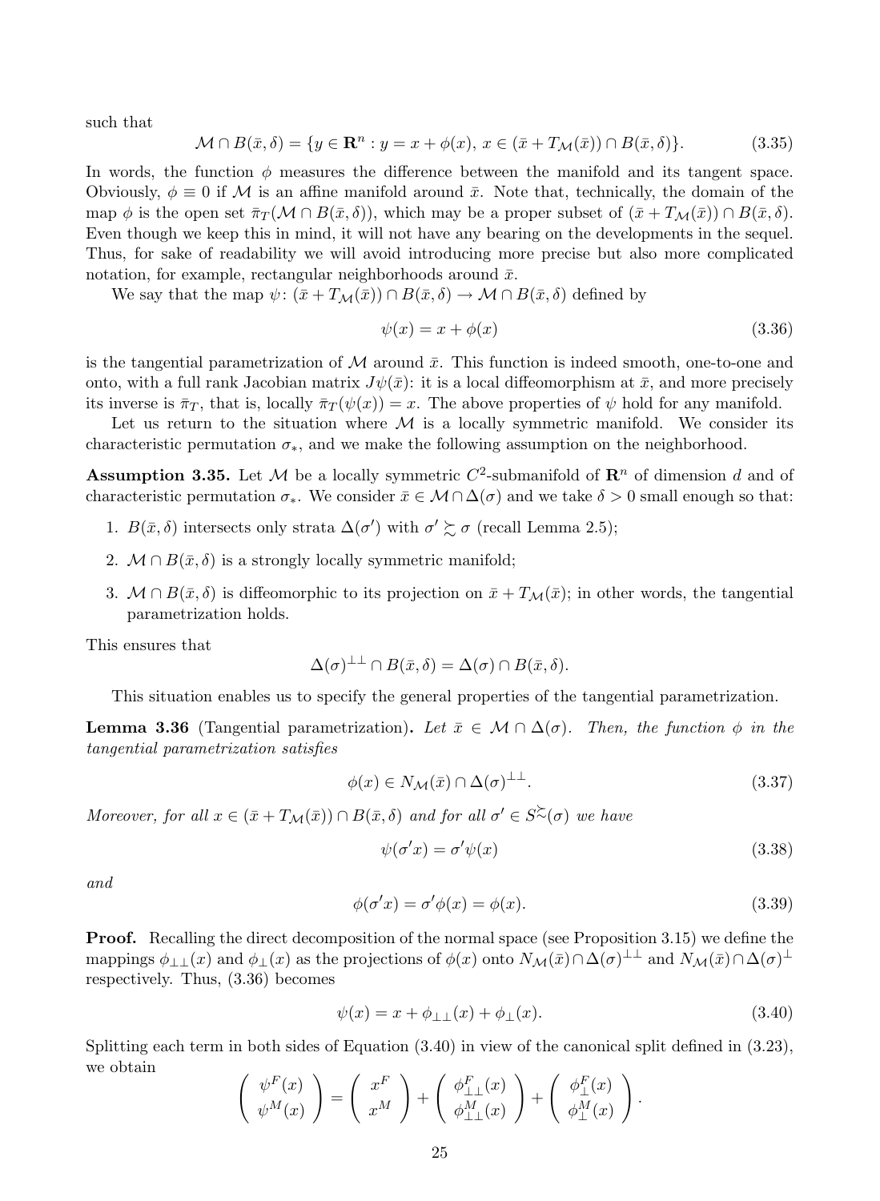such that

$$\mathcal{M} \cap B(\bar{x}, \delta) = \{y \in \mathbf{R}^n : y = x + \phi(x),\ x \in (\bar{x} + T_{\mathcal{M}}(\bar{x})) \cap B(\bar{x}, \delta)\}. \tag{3.35}$$

In words, the function $\phi$ measures the difference between the manifold and its tangent space. Obviously, $\phi \equiv 0$ if $\mathcal{M}$ is an affine manifold around $\bar{x}$. Note that, technically, the domain of the map $\phi$ is the open set $\bar{\pi}_T(\mathcal{M} \cap B(\bar{x}, \delta))$, which may be a proper subset of $(\bar{x} + T_{\mathcal{M}}(\bar{x})) \cap B(\bar{x}, \delta)$. Even though we keep this in mind, it will not have any bearing on the developments in the sequel. Thus, for sake of readability we will avoid introducing more precise but also more complicated notation, for example, rectangular neighborhoods around $\bar{x}$.

We say that the map $\psi\colon (\bar{x} + T_{\mathcal{M}}(\bar{x})) \cap B(\bar{x}, \delta) \to \mathcal{M} \cap B(\bar{x}, \delta)$ defined by

$$\psi(x) = x + \phi(x) \tag{3.36}$$

is the tangential parametrization of $\mathcal{M}$ around $\bar{x}$. This function is indeed smooth, one-to-one and onto, with a full rank Jacobian matrix $J\psi(\bar{x})$: it is a local diffeomorphism at $\bar{x}$, and more precisely its inverse is $\bar{\pi}_T$, that is, locally $\bar{\pi}_T(\psi(x)) = x$. The above properties of $\psi$ hold for any manifold.

Let us return to the situation where $\mathcal{M}$ is a locally symmetric manifold. We consider its characteristic permutation $\sigma_*$, and we make the following assumption on the neighborhood.

**Assumption 3.35.** Let $\mathcal{M}$ be a locally symmetric $C^2$-submanifold of $\mathbf{R}^n$ of dimension $d$ and of characteristic permutation $\sigma_*$. We consider $\bar{x} \in \mathcal{M} \cap \Delta(\sigma)$ and we take $\delta > 0$ small enough so that:

1. $B(\bar{x}, \delta)$ intersects only strata $\Delta(\sigma')$ with $\sigma' \succsim \sigma$ (recall Lemma 2.5);
2. $\mathcal{M} \cap B(\bar{x}, \delta)$ is a strongly locally symmetric manifold;
3. $\mathcal{M} \cap B(\bar{x}, \delta)$ is diffeomorphic to its projection on $\bar{x} + T_{\mathcal{M}}(\bar{x})$; in other words, the tangential parametrization holds.

This ensures that

$$\Delta(\sigma)^{\perp\perp} \cap B(\bar{x}, \delta) = \Delta(\sigma) \cap B(\bar{x}, \delta).$$

This situation enables us to specify the general properties of the tangential parametrization.

**Lemma 3.36** (Tangential parametrization)**.** *Let $\bar{x} \in \mathcal{M} \cap \Delta(\sigma)$. Then, the function $\phi$ in the tangential parametrization satisfies*

$$\phi(x) \in N_{\mathcal{M}}(\bar{x}) \cap \Delta(\sigma)^{\perp\perp}. \tag{3.37}$$

*Moreover, for all $x \in (\bar{x} + T_{\mathcal{M}}(\bar{x})) \cap B(\bar{x}, \delta)$ and for all $\sigma' \in S^{\succsim}(\sigma)$ we have*

$$\psi(\sigma' x) = \sigma' \psi(x) \tag{3.38}$$

*and*

$$\phi(\sigma' x) = \sigma' \phi(x) = \phi(x). \tag{3.39}$$

**Proof.** Recalling the direct decomposition of the normal space (see Proposition 3.15) we define the mappings $\phi_{\perp\perp}(x)$ and $\phi_{\perp}(x)$ as the projections of $\phi(x)$ onto $N_{\mathcal{M}}(\bar{x}) \cap \Delta(\sigma)^{\perp\perp}$ and $N_{\mathcal{M}}(\bar{x}) \cap \Delta(\sigma)^{\perp}$ respectively. Thus, (3.36) becomes

$$\psi(x) = x + \phi_{\perp\perp}(x) + \phi_{\perp}(x). \tag{3.40}$$

Splitting each term in both sides of Equation (3.40) in view of the canonical split defined in (3.23), we obtain

$$\begin{pmatrix} \psi^F(x) \\ \psi^M(x) \end{pmatrix} = \begin{pmatrix} x^F \\ x^M \end{pmatrix} + \begin{pmatrix} \phi^F_{\perp\perp}(x) \\ \phi^M_{\perp\perp}(x) \end{pmatrix} + \begin{pmatrix} \phi^F_{\perp}(x) \\ \phi^M_{\perp}(x) \end{pmatrix}.$$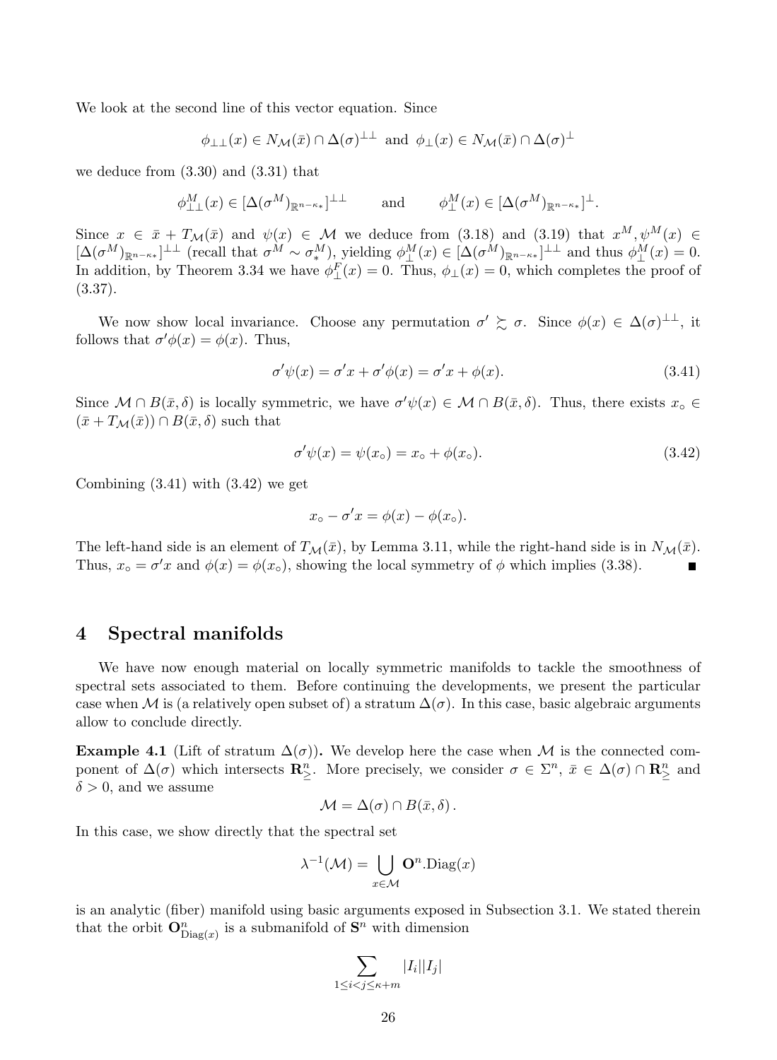We look at the second line of this vector equation. Since

$$\phi_{\perp\perp}(x) \in N_{\mathcal{M}}(\bar{x}) \cap \Delta(\sigma)^{\perp\perp} \text{ and } \phi_{\perp}(x) \in N_{\mathcal{M}}(\bar{x}) \cap \Delta(\sigma)^{\perp}$$

we deduce from (3.30) and (3.31) that

$$\phi^M_{\perp\perp}(x) \in [\Delta(\sigma^M)_{\mathbb{R}^{n-\kappa_*}}]^{\perp\perp} \qquad \text{and} \qquad \phi^M_{\perp}(x) \in [\Delta(\sigma^M)_{\mathbb{R}^{n-\kappa_*}}]^{\perp}.$$

Since $x \in \bar{x} + T_{\mathcal{M}}(\bar{x})$ and $\psi(x) \in \mathcal{M}$ we deduce from (3.18) and (3.19) that $x^M, \psi^M(x) \in [\Delta(\sigma^M)_{\mathbb{R}^{n-\kappa_*}}]^{\perp\perp}$ (recall that $\sigma^M \sim \sigma^M_*$), yielding $\phi^M_{\perp}(x) \in [\Delta(\sigma^M)_{\mathbb{R}^{n-\kappa_*}}]^{\perp\perp}$ and thus $\phi^M_{\perp}(x) = 0$. In addition, by Theorem 3.34 we have $\phi^F_{\perp}(x) = 0$. Thus, $\phi_{\perp}(x) = 0$, which completes the proof of (3.37).

We now show local invariance. Choose any permutation $\sigma' \succsim \sigma$. Since $\phi(x) \in \Delta(\sigma)^{\perp\perp}$, it follows that $\sigma'\phi(x) = \phi(x)$. Thus,

$$\sigma'\psi(x) = \sigma' x + \sigma'\phi(x) = \sigma' x + \phi(x). \tag{3.41}$$

Since $\mathcal{M} \cap B(\bar{x}, \delta)$ is locally symmetric, we have $\sigma'\psi(x) \in \mathcal{M} \cap B(\bar{x}, \delta)$. Thus, there exists $x_\circ \in (\bar{x} + T_{\mathcal{M}}(\bar{x})) \cap B(\bar{x}, \delta)$ such that

$$\sigma'\psi(x) = \psi(x_\circ) = x_\circ + \phi(x_\circ). \tag{3.42}$$

Combining (3.41) with (3.42) we get

$$x_\circ - \sigma' x = \phi(x) - \phi(x_\circ).$$

The left-hand side is an element of $T_{\mathcal{M}}(\bar{x})$, by Lemma 3.11, while the right-hand side is in $N_{\mathcal{M}}(\bar{x})$. Thus, $x_\circ = \sigma' x$ and $\phi(x) = \phi(x_\circ)$, showing the local symmetry of $\phi$ which implies (3.38). ■

# 4 Spectral manifolds

We have now enough material on locally symmetric manifolds to tackle the smoothness of spectral sets associated to them. Before continuing the developments, we present the particular case when $\mathcal{M}$ is (a relatively open subset of) a stratum $\Delta(\sigma)$. In this case, basic algebraic arguments allow to conclude directly.

**Example 4.1** (Lift of stratum $\Delta(\sigma)$)**.** We develop here the case when $\mathcal{M}$ is the connected component of $\Delta(\sigma)$ which intersects $\mathbf{R}^n_{\geq}$. More precisely, we consider $\sigma \in \Sigma^n$, $\bar{x} \in \Delta(\sigma) \cap \mathbf{R}^n_{\geq}$ and $\delta > 0$, and we assume

$$\mathcal{M} = \Delta(\sigma) \cap B(\bar{x}, \delta)\,.$$

In this case, we show directly that the spectral set

$$\lambda^{-1}(\mathcal{M}) = \bigcup_{x \in \mathcal{M}} \mathbf{O}^n.\mathrm{Diag}(x)$$

is an analytic (fiber) manifold using basic arguments exposed in Subsection 3.1. We stated therein that the orbit $\mathbf{O}^n_{\mathrm{Diag}(x)}$ is a submanifold of $\mathbf{S}^n$ with dimension

$$\sum_{1 \leq i < j \leq \kappa + m} |I_i||I_j|$$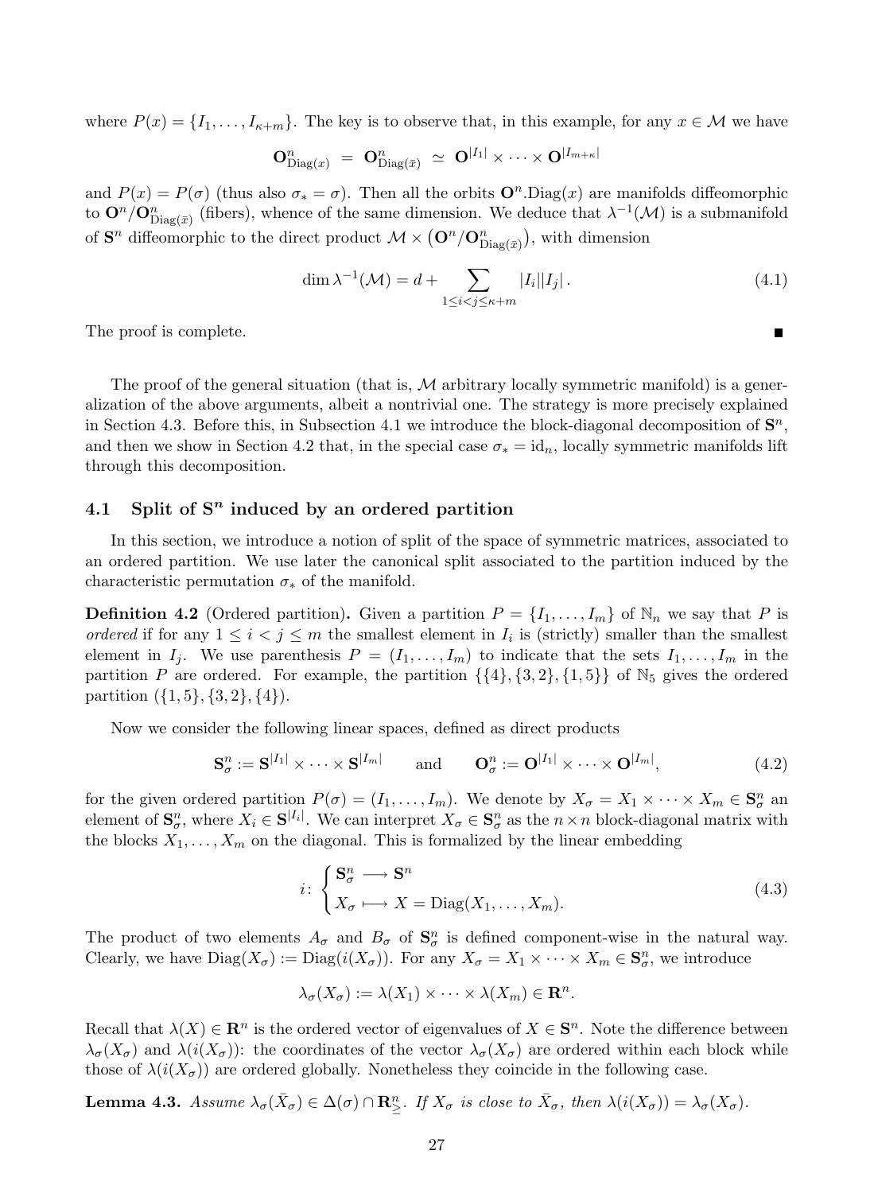where $P(x) = \{I_1, \ldots, I_{\kappa+m}\}$. The key is to observe that, in this example, for any $x \in \mathcal{M}$ we have

$$\mathbf{O}^n_{\mathrm{Diag}(x)} \;=\; \mathbf{O}^n_{\mathrm{Diag}(\bar{x})} \;\simeq\; \mathbf{O}^{|I_1|} \times \cdots \times \mathbf{O}^{|I_{m+\kappa}|}$$

and $P(x) = P(\sigma)$ (thus also $\sigma_* = \sigma$). Then all the orbits $\mathbf{O}^n.\mathrm{Diag}(x)$ are manifolds diffeomorphic to $\mathbf{O}^n/\mathbf{O}^n_{\mathrm{Diag}(\bar{x})}$ (fibers), whence of the same dimension. We deduce that $\lambda^{-1}(\mathcal{M})$ is a submanifold of $\mathbf{S}^n$ diffeomorphic to the direct product $\mathcal{M} \times \left(\mathbf{O}^n/\mathbf{O}^n_{\mathrm{Diag}(\bar{x})}\right)$, with dimension

$$\dim \lambda^{-1}(\mathcal{M}) = d + \sum_{1 \le i < j \le \kappa+m} |I_i||I_j|\,. \tag{4.1}$$

The proof is complete. ∎

The proof of the general situation (that is, $\mathcal{M}$ arbitrary locally symmetric manifold) is a generalization of the above arguments, albeit a nontrivial one. The strategy is more precisely explained in Section 4.3. Before this, in Subsection 4.1 we introduce the block-diagonal decomposition of $\mathbf{S}^n$, and then we show in Section 4.2 that, in the special case $\sigma_* = \mathrm{id}_n$, locally symmetric manifolds lift through this decomposition.

## 4.1 Split of $\mathbf{S}^n$ induced by an ordered partition

In this section, we introduce a notion of split of the space of symmetric matrices, associated to an ordered partition. We use later the canonical split associated to the partition induced by the characteristic permutation $\sigma_*$ of the manifold.

**Definition 4.2** (Ordered partition)**.** Given a partition $P = \{I_1, \ldots, I_m\}$ of $\mathbb{N}_n$ we say that $P$ is *ordered* if for any $1 \le i < j \le m$ the smallest element in $I_i$ is (strictly) smaller than the smallest element in $I_j$. We use parenthesis $P = (I_1, \ldots, I_m)$ to indicate that the sets $I_1, \ldots, I_m$ in the partition $P$ are ordered. For example, the partition $\{\{4\}, \{3,2\}, \{1,5\}\}$ of $\mathbb{N}_5$ gives the ordered partition $(\{1,5\}, \{3,2\}, \{4\})$.

Now we consider the following linear spaces, defined as direct products

$$\mathbf{S}^n_\sigma := \mathbf{S}^{|I_1|} \times \cdots \times \mathbf{S}^{|I_m|} \qquad \text{and} \qquad \mathbf{O}^n_\sigma := \mathbf{O}^{|I_1|} \times \cdots \times \mathbf{O}^{|I_m|}, \tag{4.2}$$

for the given ordered partition $P(\sigma) = (I_1, \ldots, I_m)$. We denote by $X_\sigma = X_1 \times \cdots \times X_m \in \mathbf{S}^n_\sigma$ an element of $\mathbf{S}^n_\sigma$, where $X_i \in \mathbf{S}^{|I_i|}$. We can interpret $X_\sigma \in \mathbf{S}^n_\sigma$ as the $n \times n$ block-diagonal matrix with the blocks $X_1, \ldots, X_m$ on the diagonal. This is formalized by the linear embedding

$$i\colon \begin{cases} \mathbf{S}^n_\sigma \longrightarrow \mathbf{S}^n \\ X_\sigma \longmapsto X = \mathrm{Diag}(X_1, \ldots, X_m). \end{cases} \tag{4.3}$$

The product of two elements $A_\sigma$ and $B_\sigma$ of $\mathbf{S}^n_\sigma$ is defined component-wise in the natural way. Clearly, we have $\mathrm{Diag}(X_\sigma) := \mathrm{Diag}(i(X_\sigma))$. For any $X_\sigma = X_1 \times \cdots \times X_m \in \mathbf{S}^n_\sigma$, we introduce

$$\lambda_\sigma(X_\sigma) := \lambda(X_1) \times \cdots \times \lambda(X_m) \in \mathbf{R}^n.$$

Recall that $\lambda(X) \in \mathbf{R}^n$ is the ordered vector of eigenvalues of $X \in \mathbf{S}^n$. Note the difference between $\lambda_\sigma(X_\sigma)$ and $\lambda(i(X_\sigma))$: the coordinates of the vector $\lambda_\sigma(X_\sigma)$ are ordered within each block while those of $\lambda(i(X_\sigma))$ are ordered globally. Nonetheless they coincide in the following case.

**Lemma 4.3.** *Assume $\lambda_\sigma(\bar{X}_\sigma) \in \Delta(\sigma) \cap \mathbf{R}^n_{\ge}$. If $X_\sigma$ is close to $\bar{X}_\sigma$, then $\lambda(i(X_\sigma)) = \lambda_\sigma(X_\sigma)$.*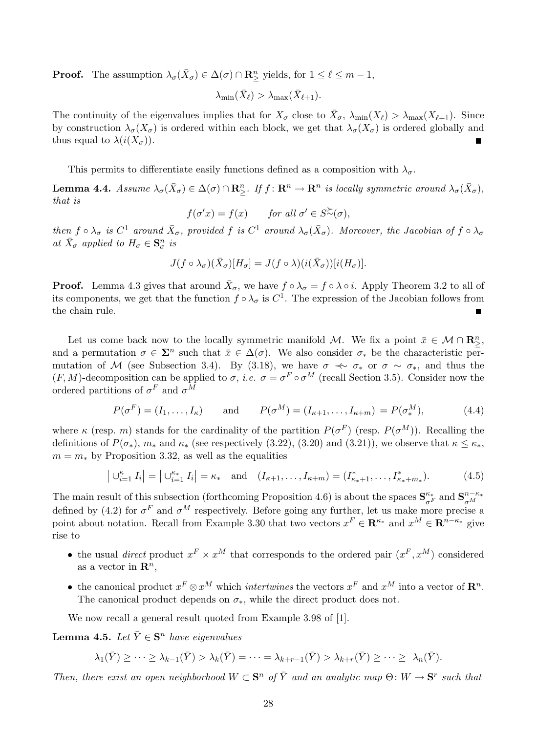**Proof.** The assumption $\lambda_\sigma(\bar{X}_\sigma) \in \Delta(\sigma) \cap \mathbf{R}^n_{\geq}$ yields, for $1 \leq \ell \leq m-1$,

$$\lambda_{\min}(\bar{X}_\ell) > \lambda_{\max}(\bar{X}_{\ell+1}).$$

The continuity of the eigenvalues implies that for $X_\sigma$ close to $\bar{X}_\sigma$, $\lambda_{\min}(X_\ell) > \lambda_{\max}(X_{\ell+1})$. Since by construction $\lambda_\sigma(X_\sigma)$ is ordered within each block, we get that $\lambda_\sigma(X_\sigma)$ is ordered globally and thus equal to $\lambda(i(X_\sigma))$. ∎

This permits to differentiate easily functions defined as a composition with $\lambda_\sigma$.

**Lemma 4.4.** *Assume $\lambda_\sigma(\bar{X}_\sigma) \in \Delta(\sigma) \cap \mathbf{R}^n_{\geq}$. If $f \colon \mathbf{R}^n \to \mathbf{R}^n$ is locally symmetric around $\lambda_\sigma(\bar{X}_\sigma)$, that is*

$$f(\sigma' x) = f(x) \qquad \text{for all } \sigma' \in S^{\succeq}_{\sim}(\sigma),$$

*then $f \circ \lambda_\sigma$ is $C^1$ around $\bar{X}_\sigma$, provided $f$ is $C^1$ around $\lambda_\sigma(\bar{X}_\sigma)$. Moreover, the Jacobian of $f \circ \lambda_\sigma$ at $\bar{X}_\sigma$ applied to $H_\sigma \in \mathbf{S}^n_\sigma$ is*

$$J(f \circ \lambda_\sigma)(\bar{X}_\sigma)[H_\sigma] = J(f \circ \lambda)(i(\bar{X}_\sigma))[i(H_\sigma)].$$

**Proof.** Lemma 4.3 gives that around $\bar{X}_\sigma$, we have $f \circ \lambda_\sigma = f \circ \lambda \circ i$. Apply Theorem 3.2 to all of its components, we get that the function $f \circ \lambda_\sigma$ is $C^1$. The expression of the Jacobian follows from the chain rule. ∎

Let us come back now to the locally symmetric manifold $\mathcal{M}$. We fix a point $\bar{x} \in \mathcal{M} \cap \mathbf{R}^n_{\geq}$, and a permutation $\sigma \in \mathbf{\Sigma}^n$ such that $\bar{x} \in \Delta(\sigma)$. We also consider $\sigma_*$ be the characteristic permutation of $\mathcal{M}$ (see Subsection 3.4). By (3.18), we have $\sigma \not\sim \sigma_*$ or $\sigma \sim \sigma_*$, and thus the $(F, M)$-decomposition can be applied to $\sigma$, *i.e.* $\sigma = \sigma^F \circ \sigma^M$ (recall Section 3.5). Consider now the ordered partitions of $\sigma^F$ and $\sigma^M$

$$P(\sigma^F) = (I_1, \ldots, I_\kappa) \qquad \text{and} \qquad P(\sigma^M) = (I_{\kappa+1}, \ldots, I_{\kappa+m}) = P(\sigma^M_*), \tag{4.4}$$

where $\kappa$ (resp. $m$) stands for the cardinality of the partition $P(\sigma^F)$ (resp. $P(\sigma^M)$). Recalling the definitions of $P(\sigma_*)$, $m_*$ and $\kappa_*$ (see respectively (3.22), (3.20) and (3.21)), we observe that $\kappa \leq \kappa_*$, $m = m_*$ by Proposition 3.32, as well as the equalities

$$\big| \cup_{i=1}^{\kappa} I_i \big| = \big| \cup_{i=1}^{\kappa_*} I_i \big| = \kappa_* \quad \text{and} \quad (I_{\kappa+1}, \ldots, I_{\kappa+m}) = (I^*_{\kappa_*+1}, \ldots, I^*_{\kappa_*+m_*}). \tag{4.5}$$

The main result of this subsection (forthcoming Proposition 4.6) is about the spaces $\mathbf{S}^{\kappa_*}_{\sigma^F}$ and $\mathbf{S}^{n-\kappa_*}_{\sigma^M}$ defined by (4.2) for $\sigma^F$ and $\sigma^M$ respectively. Before going any further, let us make more precise a point about notation. Recall from Example 3.30 that two vectors $x^F \in \mathbf{R}^{\kappa_*}$ and $x^M \in \mathbf{R}^{n-\kappa_*}$ give rise to

- the usual *direct* product $x^F \times x^M$ that corresponds to the ordered pair $(x^F, x^M)$ considered as a vector in $\mathbf{R}^n$,
- the canonical product $x^F \otimes x^M$ which *intertwines* the vectors $x^F$ and $x^M$ into a vector of $\mathbf{R}^n$. The canonical product depends on $\sigma_*$, while the direct product does not.

We now recall a general result quoted from Example 3.98 of [1].

**Lemma 4.5.** *Let $\bar{Y} \in \mathbf{S}^n$ have eigenvalues*

$$\lambda_1(\bar{Y}) \geq \cdots \geq \lambda_{k-1}(\bar{Y}) > \lambda_k(\bar{Y}) = \cdots = \lambda_{k+r-1}(\bar{Y}) > \lambda_{k+r}(\bar{Y}) \geq \cdots \geq \lambda_n(\bar{Y}).$$

*Then, there exist an open neighborhood $W \subset \mathbf{S}^n$ of $\bar{Y}$ and an analytic map $\Theta \colon W \to \mathbf{S}^r$ such that*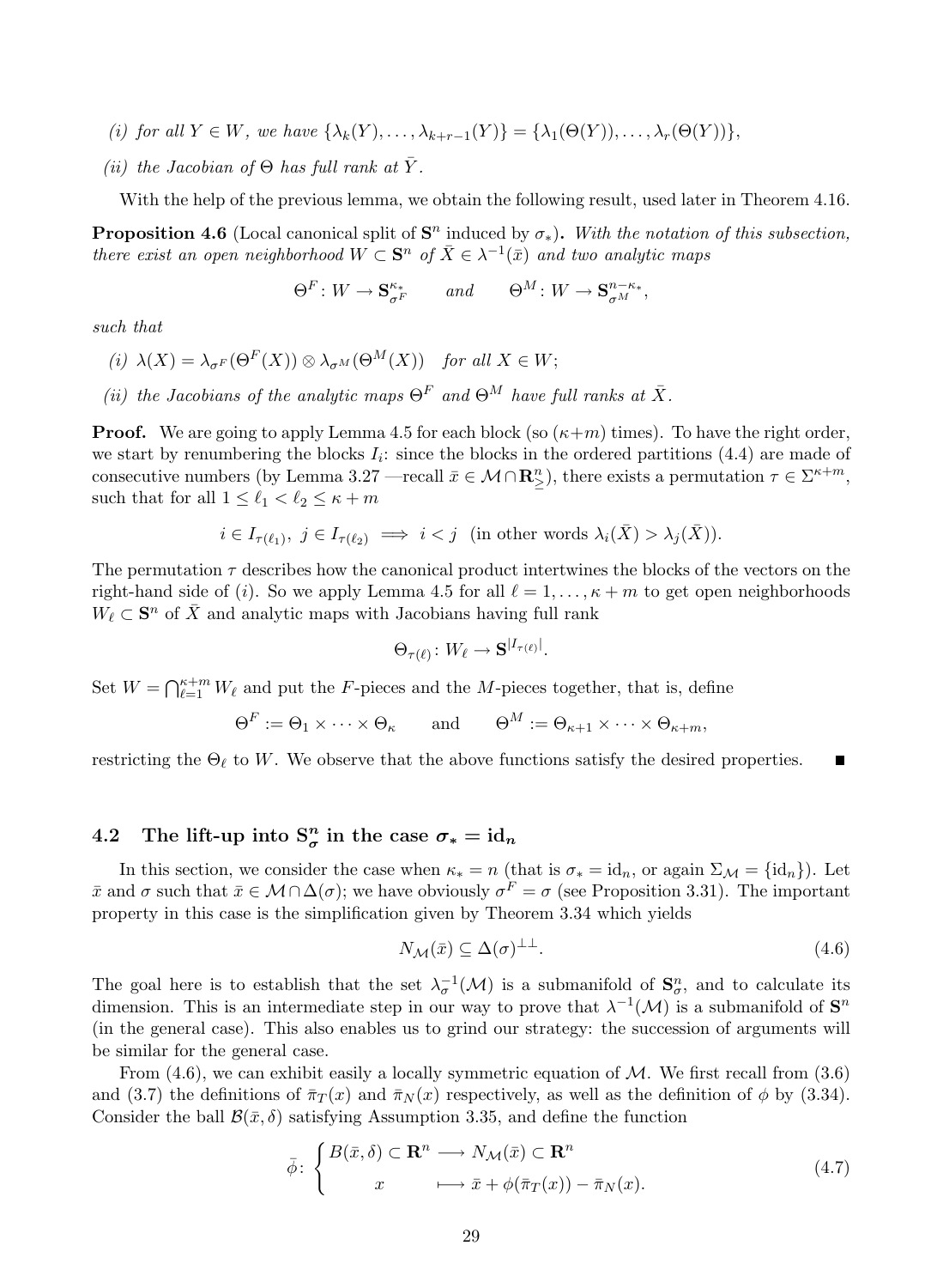*(i) for all $Y \in W$, we have $\{\lambda_k(Y), \ldots, \lambda_{k+r-1}(Y)\} = \{\lambda_1(\Theta(Y)), \ldots, \lambda_r(\Theta(Y))\}$,*

*(ii) the Jacobian of $\Theta$ has full rank at $\bar{Y}$.*

With the help of the previous lemma, we obtain the following result, used later in Theorem 4.16.

**Proposition 4.6** (Local canonical split of $\mathbf{S}^n$ induced by $\sigma_*$)**.** *With the notation of this subsection, there exist an open neighborhood $W \subset \mathbf{S}^n$ of $\bar{X} \in \lambda^{-1}(\bar{x})$ and two analytic maps*

$$\Theta^F : W \to \mathbf{S}^{\kappa_*}_{\sigma^F} \qquad \text{and} \qquad \Theta^M : W \to \mathbf{S}^{n-\kappa_*}_{\sigma^M},$$

*such that*

*(i) $\lambda(X) = \lambda_{\sigma^F}(\Theta^F(X)) \otimes \lambda_{\sigma^M}(\Theta^M(X))$ for all $X \in W$;*

*(ii) the Jacobians of the analytic maps $\Theta^F$ and $\Theta^M$ have full ranks at $\bar{X}$.*

**Proof.** We are going to apply Lemma 4.5 for each block (so $(\kappa+m)$ times). To have the right order, we start by renumbering the blocks $I_i$: since the blocks in the ordered partitions (4.4) are made of consecutive numbers (by Lemma 3.27 —recall $\bar{x} \in \mathcal{M} \cap \mathbf{R}^n_{\geq}$), there exists a permutation $\tau \in \Sigma^{\kappa+m}$, such that for all $1 \leq \ell_1 < \ell_2 \leq \kappa + m$

$$i \in I_{\tau(\ell_1)},\ j \in I_{\tau(\ell_2)} \implies i < j \ \ \text{(in other words } \lambda_i(\bar{X}) > \lambda_j(\bar{X})\text{)}.$$

The permutation $\tau$ describes how the canonical product intertwines the blocks of the vectors on the right-hand side of $(i)$. So we apply Lemma 4.5 for all $\ell = 1, \ldots, \kappa + m$ to get open neighborhoods $W_\ell \subset \mathbf{S}^n$ of $\bar{X}$ and analytic maps with Jacobians having full rank

$$\Theta_{\tau(\ell)} : W_\ell \to \mathbf{S}^{|I_{\tau(\ell)}|}.$$

Set $W = \bigcap_{\ell=1}^{\kappa+m} W_\ell$ and put the $F$-pieces and the $M$-pieces together, that is, define

$$\Theta^F := \Theta_1 \times \cdots \times \Theta_\kappa \qquad \text{and} \qquad \Theta^M := \Theta_{\kappa+1} \times \cdots \times \Theta_{\kappa+m},$$

restricting the $\Theta_\ell$ to $W$. We observe that the above functions satisfy the desired properties. ∎

## 4.2 The lift-up into $\mathbf{S}^n_\sigma$ in the case $\sigma_* = \mathrm{id}_n$

In this section, we consider the case when $\kappa_* = n$ (that is $\sigma_* = \mathrm{id}_n$, or again $\Sigma_{\mathcal{M}} = \{\mathrm{id}_n\}$). Let $\bar{x}$ and $\sigma$ such that $\bar{x} \in \mathcal{M} \cap \Delta(\sigma)$; we have obviously $\sigma^F = \sigma$ (see Proposition 3.31). The important property in this case is the simplification given by Theorem 3.34 which yields

$$N_{\mathcal{M}}(\bar{x}) \subseteq \Delta(\sigma)^{\perp\perp}. \tag{4.6}$$

The goal here is to establish that the set $\lambda_\sigma^{-1}(\mathcal{M})$ is a submanifold of $\mathbf{S}^n_\sigma$, and to calculate its dimension. This is an intermediate step in our way to prove that $\lambda^{-1}(\mathcal{M})$ is a submanifold of $\mathbf{S}^n$ (in the general case). This also enables us to grind our strategy: the succession of arguments will be similar for the general case.

From (4.6), we can exhibit easily a locally symmetric equation of $\mathcal{M}$. We first recall from (3.6) and (3.7) the definitions of $\bar{\pi}_T(x)$ and $\bar{\pi}_N(x)$ respectively, as well as the definition of $\phi$ by (3.34). Consider the ball $\mathcal{B}(\bar{x}, \delta)$ satisfying Assumption 3.35, and define the function

$$\bar{\phi} : \begin{cases} B(\bar{x}, \delta) \subset \mathbf{R}^n \longrightarrow N_{\mathcal{M}}(\bar{x}) \subset \mathbf{R}^n \\ \qquad\quad x \qquad\quad \longmapsto \bar{x} + \phi(\bar{\pi}_T(x)) - \bar{\pi}_N(x). \end{cases} \tag{4.7}$$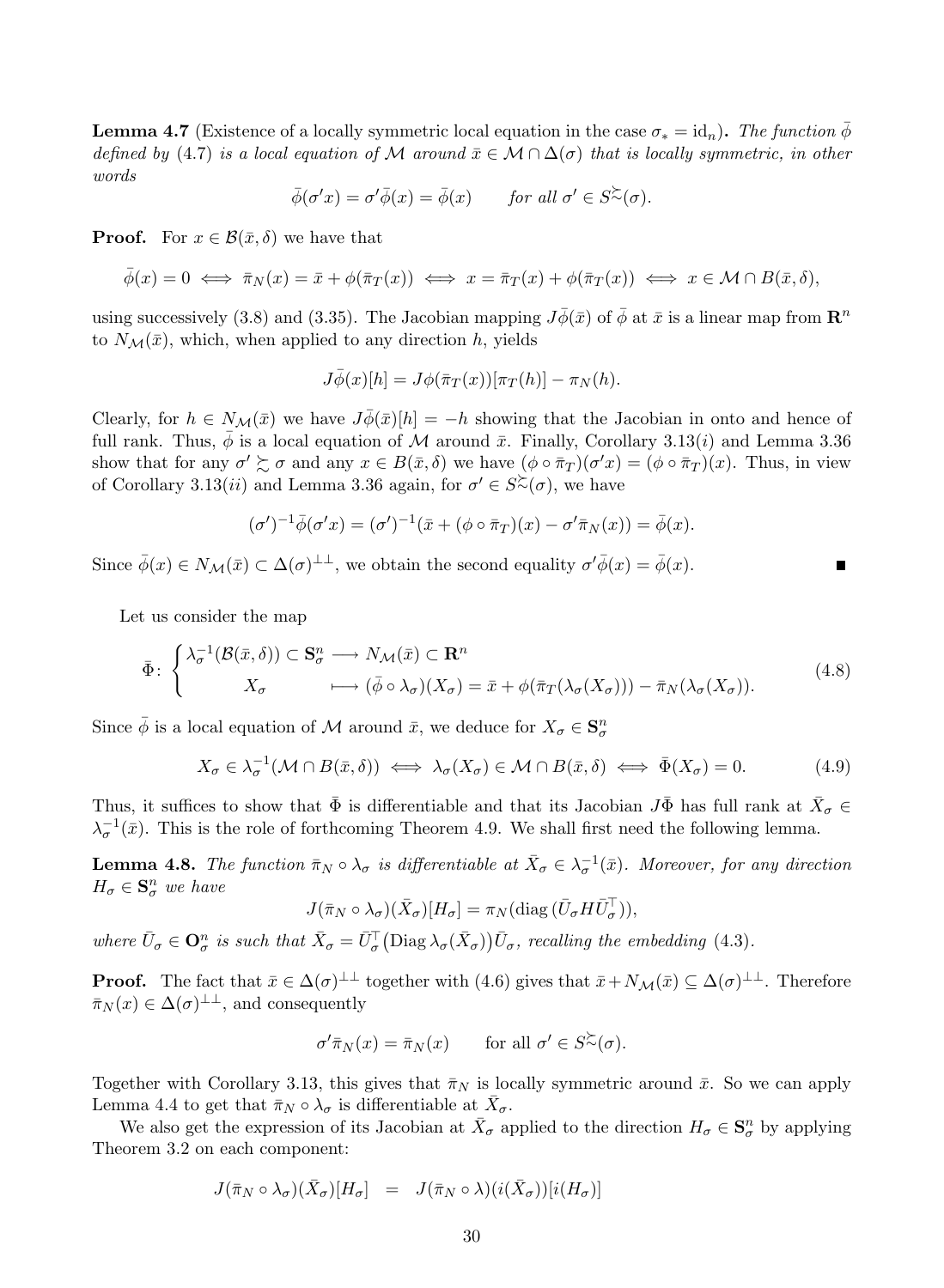**Lemma 4.7** (Existence of a locally symmetric local equation in the case $\sigma_* = \mathrm{id}_n$)**.** *The function $\bar\phi$ defined by (4.7) is a local equation of $\mathcal{M}$ around $\bar x \in \mathcal{M} \cap \Delta(\sigma)$ that is locally symmetric, in other words*

$$\bar\phi(\sigma' x) = \sigma' \bar\phi(x) = \bar\phi(x) \qquad \text{for all } \sigma' \in S^{\succsim}(\sigma).$$

**Proof.** For $x \in \mathcal{B}(\bar x, \delta)$ we have that

$$\bar\phi(x) = 0 \iff \bar\pi_N(x) = \bar x + \phi(\bar\pi_T(x)) \iff x = \bar\pi_T(x) + \phi(\bar\pi_T(x)) \iff x \in \mathcal{M} \cap B(\bar x, \delta),$$

using successively (3.8) and (3.35). The Jacobian mapping $J\bar\phi(\bar x)$ of $\bar\phi$ at $\bar x$ is a linear map from $\mathbf{R}^n$ to $N_{\mathcal{M}}(\bar x)$, which, when applied to any direction $h$, yields

$$J\bar\phi(x)[h] = J\phi(\bar\pi_T(x))[\pi_T(h)] - \pi_N(h).$$

Clearly, for $h \in N_{\mathcal{M}}(\bar x)$ we have $J\bar\phi(\bar x)[h] = -h$ showing that the Jacobian in onto and hence of full rank. Thus, $\bar\phi$ is a local equation of $\mathcal{M}$ around $\bar x$. Finally, Corollary 3.13($i$) and Lemma 3.36 show that for any $\sigma' \succsim \sigma$ and any $x \in B(\bar x, \delta)$ we have $(\phi \circ \bar\pi_T)(\sigma' x) = (\phi \circ \bar\pi_T)(x)$. Thus, in view of Corollary 3.13($ii$) and Lemma 3.36 again, for $\sigma' \in S^{\succsim}(\sigma)$, we have

$$(\sigma')^{-1}\bar\phi(\sigma' x) = (\sigma')^{-1}(\bar x + (\phi \circ \bar\pi_T)(x) - \sigma'\bar\pi_N(x)) = \bar\phi(x).$$

Since $\bar\phi(x) \in N_{\mathcal{M}}(\bar x) \subset \Delta(\sigma)^{\perp\perp}$, we obtain the second equality $\sigma'\bar\phi(x) = \bar\phi(x)$. ∎

Let us consider the map

$$\bar\Phi \colon \begin{cases} \lambda_\sigma^{-1}(\mathcal{B}(\bar x, \delta)) \subset \mathbf{S}^n_\sigma \longrightarrow N_{\mathcal{M}}(\bar x) \subset \mathbf{R}^n \\ \qquad\quad X_\sigma \qquad\quad \longmapsto (\bar\phi \circ \lambda_\sigma)(X_\sigma) = \bar x + \phi(\bar\pi_T(\lambda_\sigma(X_\sigma))) - \bar\pi_N(\lambda_\sigma(X_\sigma)). \end{cases} \tag{4.8}$$

Since $\bar\phi$ is a local equation of $\mathcal{M}$ around $\bar x$, we deduce for $X_\sigma \in \mathbf{S}^n_\sigma$

$$X_\sigma \in \lambda_\sigma^{-1}(\mathcal{M} \cap B(\bar x, \delta)) \iff \lambda_\sigma(X_\sigma) \in \mathcal{M} \cap B(\bar x, \delta) \iff \bar\Phi(X_\sigma) = 0. \tag{4.9}$$

Thus, it suffices to show that $\bar\Phi$ is differentiable and that its Jacobian $J\bar\Phi$ has full rank at $\bar X_\sigma \in \lambda_\sigma^{-1}(\bar x)$. This is the role of forthcoming Theorem 4.9. We shall first need the following lemma.

**Lemma 4.8.** *The function $\bar\pi_N \circ \lambda_\sigma$ is differentiable at $\bar X_\sigma \in \lambda_\sigma^{-1}(\bar x)$. Moreover, for any direction $H_\sigma \in \mathbf{S}^n_\sigma$ we have*

$$J(\bar\pi_N \circ \lambda_\sigma)(\bar X_\sigma)[H_\sigma] = \pi_N(\mathrm{diag}\,(\bar U_\sigma H \bar U_\sigma^\top)),$$

*where $\bar U_\sigma \in \mathbf{O}^n_\sigma$ is such that $\bar X_\sigma = \bar U_\sigma^\top \big(\mathrm{Diag}\,\lambda_\sigma(\bar X_\sigma)\big)\bar U_\sigma$, recalling the embedding (4.3).*

**Proof.** The fact that $\bar x \in \Delta(\sigma)^{\perp\perp}$ together with (4.6) gives that $\bar x + N_{\mathcal{M}}(\bar x) \subseteq \Delta(\sigma)^{\perp\perp}$. Therefore $\bar\pi_N(x) \in \Delta(\sigma)^{\perp\perp}$, and consequently

$$\sigma'\bar\pi_N(x) = \bar\pi_N(x) \qquad \text{for all } \sigma' \in S^{\succsim}(\sigma).$$

Together with Corollary 3.13, this gives that $\bar\pi_N$ is locally symmetric around $\bar x$. So we can apply Lemma 4.4 to get that $\bar\pi_N \circ \lambda_\sigma$ is differentiable at $\bar X_\sigma$.

We also get the expression of its Jacobian at $\bar X_\sigma$ applied to the direction $H_\sigma \in \mathbf{S}^n_\sigma$ by applying Theorem 3.2 on each component:

$$J(\bar\pi_N \circ \lambda_\sigma)(\bar X_\sigma)[H_\sigma] \;=\; J(\bar\pi_N \circ \lambda)(i(\bar X_\sigma))[i(H_\sigma)]$$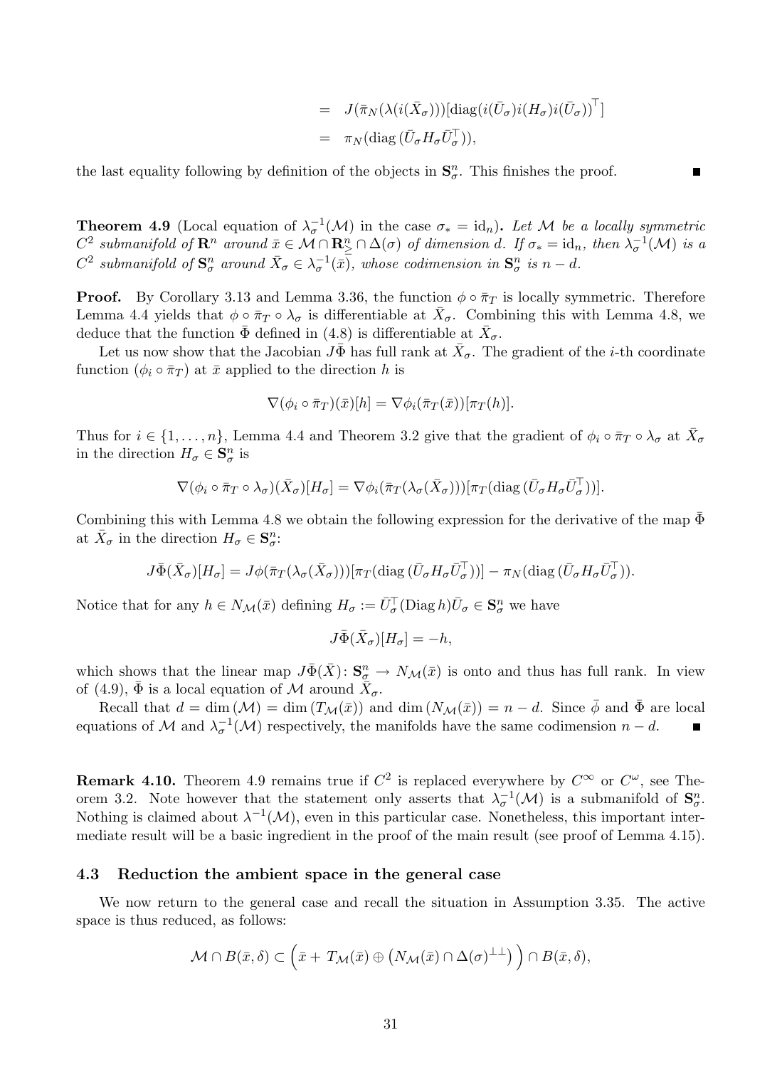$$= J(\bar{\pi}_N(\lambda(i(\bar{X}_\sigma)))[\mathrm{diag}(i(\bar{U}_\sigma)i(H_\sigma)i(\bar{U}_\sigma))^\top]$$
$$= \pi_N(\mathrm{diag}\,(\bar{U}_\sigma H_\sigma \bar{U}_\sigma^\top)),$$

the last equality following by definition of the objects in $\mathbf{S}^n_\sigma$. This finishes the proof. ∎

**Theorem 4.9** (Local equation of $\lambda_\sigma^{-1}(\mathcal{M})$ in the case $\sigma_* = \mathrm{id}_n$)**.** *Let $\mathcal{M}$ be a locally symmetric $C^2$ submanifold of $\mathbf{R}^n$ around $\bar{x} \in \mathcal{M} \cap \mathbf{R}^n_{\geq} \cap \Delta(\sigma)$ of dimension $d$. If $\sigma_* = \mathrm{id}_n$, then $\lambda_\sigma^{-1}(\mathcal{M})$ is a $C^2$ submanifold of $\mathbf{S}^n_\sigma$ around $\bar{X}_\sigma \in \lambda_\sigma^{-1}(\bar{x})$, whose codimension in $\mathbf{S}^n_\sigma$ is $n-d$.*

**Proof.** By Corollary 3.13 and Lemma 3.36, the function $\phi \circ \bar{\pi}_T$ is locally symmetric. Therefore Lemma 4.4 yields that $\phi \circ \bar{\pi}_T \circ \lambda_\sigma$ is differentiable at $\bar{X}_\sigma$. Combining this with Lemma 4.8, we deduce that the function $\bar{\Phi}$ defined in (4.8) is differentiable at $\bar{X}_\sigma$.

Let us now show that the Jacobian $J\bar{\Phi}$ has full rank at $\bar{X}_\sigma$. The gradient of the $i$-th coordinate function $(\phi_i \circ \bar{\pi}_T)$ at $\bar{x}$ applied to the direction $h$ is

$$\nabla(\phi_i \circ \bar{\pi}_T)(\bar{x})[h] = \nabla\phi_i(\bar{\pi}_T(\bar{x}))[\pi_T(h)].$$

Thus for $i \in \{1, \ldots, n\}$, Lemma 4.4 and Theorem 3.2 give that the gradient of $\phi_i \circ \bar{\pi}_T \circ \lambda_\sigma$ at $\bar{X}_\sigma$ in the direction $H_\sigma \in \mathbf{S}^n_\sigma$ is

$$\nabla(\phi_i \circ \bar{\pi}_T \circ \lambda_\sigma)(\bar{X}_\sigma)[H_\sigma] = \nabla\phi_i(\bar{\pi}_T(\lambda_\sigma(\bar{X}_\sigma)))[\pi_T(\mathrm{diag}\,(\bar{U}_\sigma H_\sigma \bar{U}_\sigma^\top))].$$

Combining this with Lemma 4.8 we obtain the following expression for the derivative of the map $\bar{\Phi}$ at $\bar{X}_\sigma$ in the direction $H_\sigma \in \mathbf{S}^n_\sigma$:

$$J\bar{\Phi}(\bar{X}_\sigma)[H_\sigma] = J\phi(\bar{\pi}_T(\lambda_\sigma(\bar{X}_\sigma)))[\pi_T(\mathrm{diag}\,(\bar{U}_\sigma H_\sigma \bar{U}_\sigma^\top))] - \pi_N(\mathrm{diag}\,(\bar{U}_\sigma H_\sigma \bar{U}_\sigma^\top)).$$

Notice that for any $h \in N_\mathcal{M}(\bar{x})$ defining $H_\sigma := \bar{U}_\sigma^\top(\mathrm{Diag}\,h)\bar{U}_\sigma \in \mathbf{S}^n_\sigma$ we have

$$J\bar{\Phi}(\bar{X}_\sigma)[H_\sigma] = -h,$$

which shows that the linear map $J\bar{\Phi}(\bar{X})\colon \mathbf{S}^n_\sigma \to N_\mathcal{M}(\bar{x})$ is onto and thus has full rank. In view of (4.9), $\bar{\Phi}$ is a local equation of $\mathcal{M}$ around $\bar{X}_\sigma$.

Recall that $d = \dim(\mathcal{M}) = \dim(T_\mathcal{M}(\bar{x}))$ and $\dim(N_\mathcal{M}(\bar{x})) = n - d$. Since $\bar{\phi}$ and $\bar{\Phi}$ are local equations of $\mathcal{M}$ and $\lambda_\sigma^{-1}(\mathcal{M})$ respectively, the manifolds have the same codimension $n-d$. ∎

**Remark 4.10.** Theorem 4.9 remains true if $C^2$ is replaced everywhere by $C^\infty$ or $C^\omega$, see Theorem 3.2. Note however that the statement only asserts that $\lambda_\sigma^{-1}(\mathcal{M})$ is a submanifold of $\mathbf{S}^n_\sigma$. Nothing is claimed about $\lambda^{-1}(\mathcal{M})$, even in this particular case. Nonetheless, this important intermediate result will be a basic ingredient in the proof of the main result (see proof of Lemma 4.15).

### 4.3 Reduction the ambient space in the general case

We now return to the general case and recall the situation in Assumption 3.35. The active space is thus reduced, as follows:

$$\mathcal{M} \cap B(\bar{x}, \delta) \subset \Big(\bar{x} + T_\mathcal{M}(\bar{x}) \oplus \big(N_\mathcal{M}(\bar{x}) \cap \Delta(\sigma)^{\perp\perp}\big)\Big) \cap B(\bar{x}, \delta),$$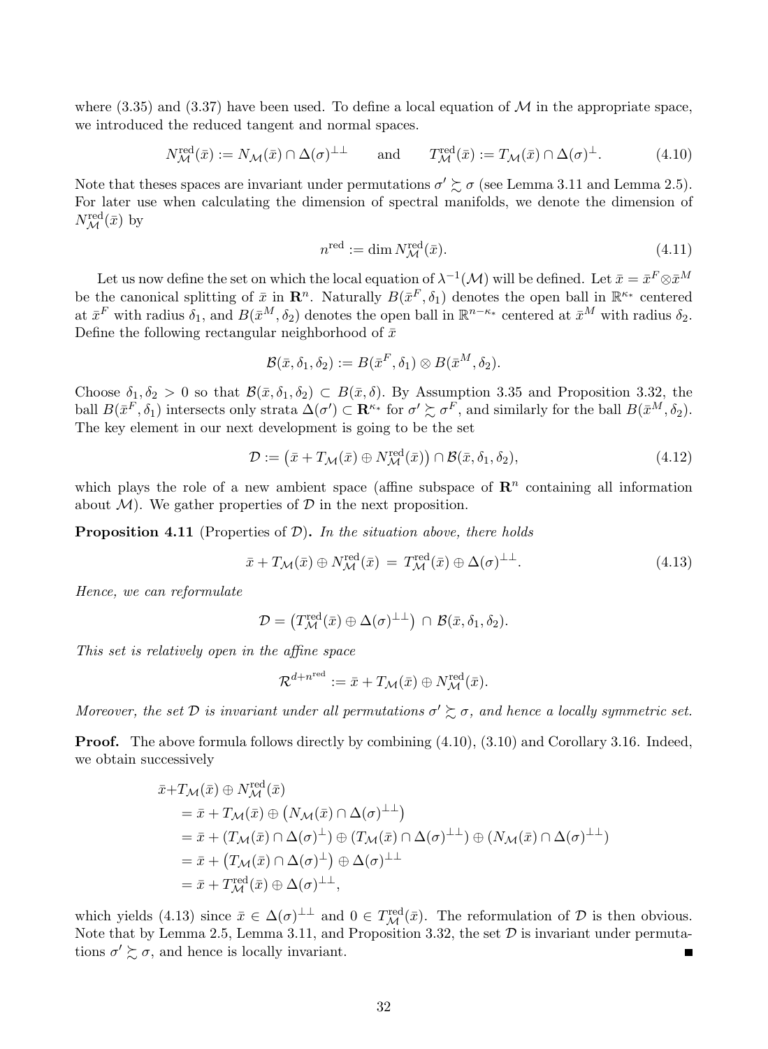where (3.35) and (3.37) have been used. To define a local equation of $\mathcal{M}$ in the appropriate space, we introduced the reduced tangent and normal spaces.

$$N_{\mathcal{M}}^{\rm red}(\bar{x}) := N_{\mathcal{M}}(\bar{x}) \cap \Delta(\sigma)^{\perp\perp} \qquad \text{and} \qquad T_{\mathcal{M}}^{\rm red}(\bar{x}) := T_{\mathcal{M}}(\bar{x}) \cap \Delta(\sigma)^{\perp}. \tag{4.10}$$

Note that theses spaces are invariant under permutations $\sigma' \succsim \sigma$ (see Lemma 3.11 and Lemma 2.5). For later use when calculating the dimension of spectral manifolds, we denote the dimension of $N_{\mathcal{M}}^{\rm red}(\bar{x})$ by

$$n^{\rm red} := \dim N_{\mathcal{M}}^{\rm red}(\bar{x}). \tag{4.11}$$

Let us now define the set on which the local equation of $\lambda^{-1}(\mathcal{M})$ will be defined. Let $\bar{x} = \bar{x}^F \otimes \bar{x}^M$ be the canonical splitting of $\bar{x}$ in $\mathbf{R}^n$. Naturally $B(\bar{x}^F, \delta_1)$ denotes the open ball in $\mathbb{R}^{\kappa_*}$ centered at $\bar{x}^F$ with radius $\delta_1$, and $B(\bar{x}^M, \delta_2)$ denotes the open ball in $\mathbb{R}^{n-\kappa_*}$ centered at $\bar{x}^M$ with radius $\delta_2$. Define the following rectangular neighborhood of $\bar{x}$

$$\mathcal{B}(\bar{x}, \delta_1, \delta_2) := B(\bar{x}^F, \delta_1) \otimes B(\bar{x}^M, \delta_2).$$

Choose $\delta_1, \delta_2 > 0$ so that $\mathcal{B}(\bar{x}, \delta_1, \delta_2) \subset B(\bar{x}, \delta)$. By Assumption 3.35 and Proposition 3.32, the ball $B(\bar{x}^F, \delta_1)$ intersects only strata $\Delta(\sigma') \subset \mathbf{R}^{\kappa_*}$ for $\sigma' \succsim \sigma^F$, and similarly for the ball $B(\bar{x}^M, \delta_2)$. The key element in our next development is going to be the set

$$\mathcal{D} := \left(\bar{x} + T_{\mathcal{M}}(\bar{x}) \oplus N_{\mathcal{M}}^{\rm red}(\bar{x})\right) \cap \mathcal{B}(\bar{x}, \delta_1, \delta_2), \tag{4.12}$$

which plays the role of a new ambient space (affine subspace of $\mathbf{R}^n$ containing all information about $\mathcal{M}$). We gather properties of $\mathcal{D}$ in the next proposition.

**Proposition 4.11** (Properties of $\mathcal{D}$)**.** *In the situation above, there holds*

$$\bar{x} + T_{\mathcal{M}}(\bar{x}) \oplus N_{\mathcal{M}}^{\rm red}(\bar{x}) \;=\; T_{\mathcal{M}}^{\rm red}(\bar{x}) \oplus \Delta(\sigma)^{\perp\perp}. \tag{4.13}$$

*Hence, we can reformulate*

$$\mathcal{D} = \left(T_{\mathcal{M}}^{\rm red}(\bar{x}) \oplus \Delta(\sigma)^{\perp\perp}\right) \cap \mathcal{B}(\bar{x}, \delta_1, \delta_2).$$

*This set is relatively open in the affine space*

$$\mathcal{R}^{d+n^{\rm red}} := \bar{x} + T_{\mathcal{M}}(\bar{x}) \oplus N_{\mathcal{M}}^{\rm red}(\bar{x}).$$

*Moreover, the set $\mathcal{D}$ is invariant under all permutations $\sigma' \succsim \sigma$, and hence a locally symmetric set.*

**Proof.** The above formula follows directly by combining (4.10), (3.10) and Corollary 3.16. Indeed, we obtain successively

$$\begin{aligned}
\bar{x}+&T_{\mathcal{M}}(\bar{x}) \oplus N_{\mathcal{M}}^{\rm red}(\bar{x}) \\
&= \bar{x} + T_{\mathcal{M}}(\bar{x}) \oplus \left(N_{\mathcal{M}}(\bar{x}) \cap \Delta(\sigma)^{\perp\perp}\right) \\
&= \bar{x} + (T_{\mathcal{M}}(\bar{x}) \cap \Delta(\sigma)^{\perp}) \oplus (T_{\mathcal{M}}(\bar{x}) \cap \Delta(\sigma)^{\perp\perp}) \oplus (N_{\mathcal{M}}(\bar{x}) \cap \Delta(\sigma)^{\perp\perp}) \\
&= \bar{x} + \left(T_{\mathcal{M}}(\bar{x}) \cap \Delta(\sigma)^{\perp}\right) \oplus \Delta(\sigma)^{\perp\perp} \\
&= \bar{x} + T_{\mathcal{M}}^{\rm red}(\bar{x}) \oplus \Delta(\sigma)^{\perp\perp},
\end{aligned}$$

which yields (4.13) since $\bar{x} \in \Delta(\sigma)^{\perp\perp}$ and $0 \in T_{\mathcal{M}}^{\rm red}(\bar{x})$. The reformulation of $\mathcal{D}$ is then obvious. Note that by Lemma 2.5, Lemma 3.11, and Proposition 3.32, the set $\mathcal{D}$ is invariant under permutations $\sigma' \succsim \sigma$, and hence is locally invariant. ∎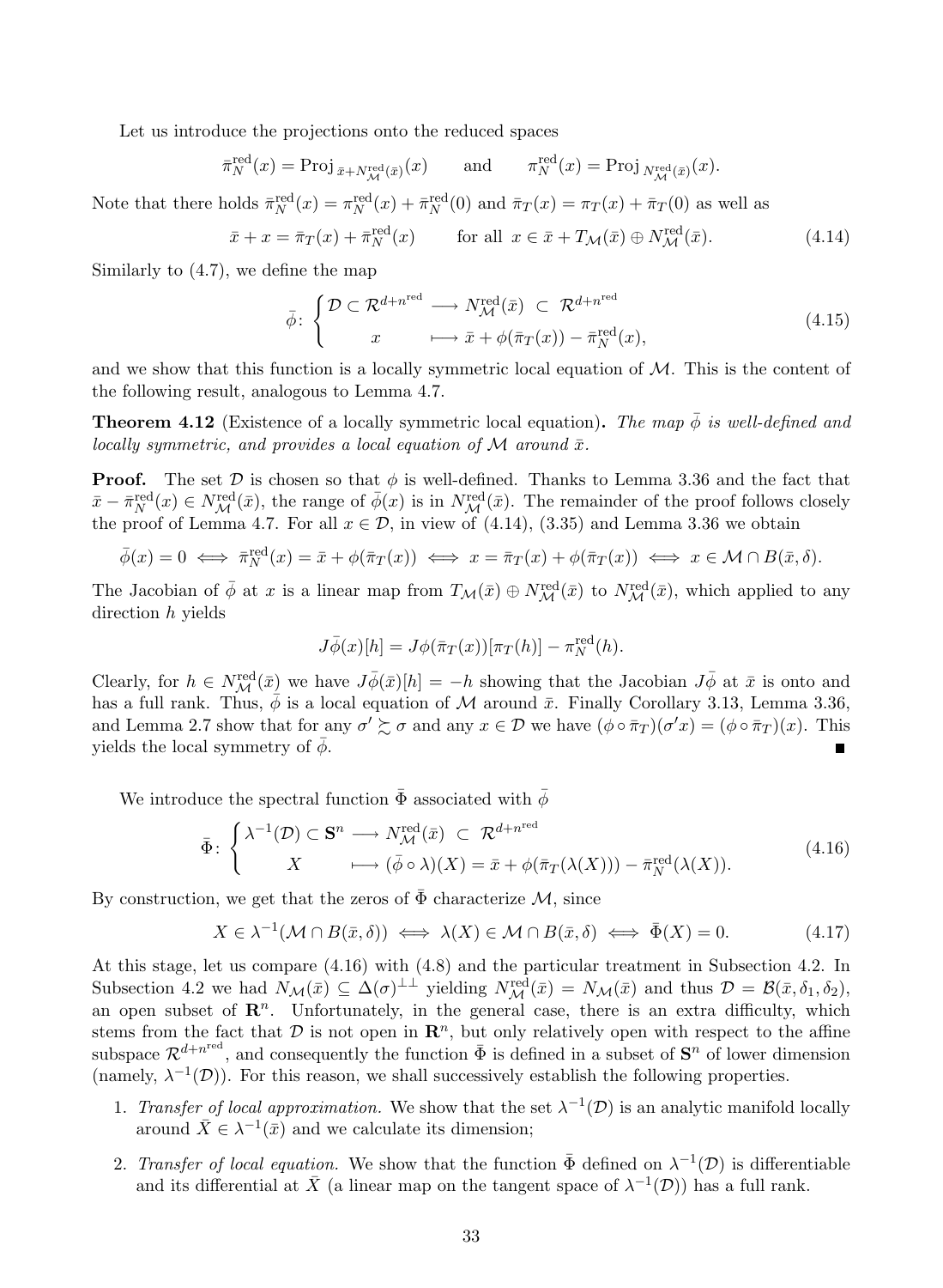Let us introduce the projections onto the reduced spaces

$$\bar{\pi}_N^{\rm red}(x) = \operatorname{Proj}_{\bar{x}+N_{\mathcal{M}}^{\rm red}(\bar{x})}(x) \qquad \text{and} \qquad \pi_N^{\rm red}(x) = \operatorname{Proj}_{N_{\mathcal{M}}^{\rm red}(\bar{x})}(x).$$

Note that there holds $\bar{\pi}_N^{\rm red}(x) = \pi_N^{\rm red}(x) + \bar{\pi}_N^{\rm red}(0)$ and $\bar{\pi}_T(x) = \pi_T(x) + \bar{\pi}_T(0)$ as well as

$$\bar{x} + x = \bar{\pi}_T(x) + \bar{\pi}_N^{\rm red}(x) \qquad \text{for all } x \in \bar{x} + T_{\mathcal{M}}(\bar{x}) \oplus N_{\mathcal{M}}^{\rm red}(\bar{x}). \tag{4.14}$$

Similarly to (4.7), we define the map

$$\bar{\phi}\colon \begin{cases} \mathcal{D} \subset \mathcal{R}^{d+n^{\rm red}} \longrightarrow N_{\mathcal{M}}^{\rm red}(\bar{x}) \ \subset \ \mathcal{R}^{d+n^{\rm red}} \\ \qquad x \qquad \longmapsto \bar{x} + \phi(\bar{\pi}_T(x)) - \bar{\pi}_N^{\rm red}(x), \end{cases} \tag{4.15}$$

and we show that this function is a locally symmetric local equation of $\mathcal{M}$. This is the content of the following result, analogous to Lemma 4.7.

**Theorem 4.12** (Existence of a locally symmetric local equation)**.** *The map $\bar{\phi}$ is well-defined and locally symmetric, and provides a local equation of $\mathcal{M}$ around $\bar{x}$.*

**Proof.** The set $\mathcal{D}$ is chosen so that $\phi$ is well-defined. Thanks to Lemma 3.36 and the fact that $\bar{x} - \bar{\pi}_N^{\rm red}(x) \in N_{\mathcal{M}}^{\rm red}(\bar{x})$, the range of $\bar{\phi}(x)$ is in $N_{\mathcal{M}}^{\rm red}(\bar{x})$. The remainder of the proof follows closely the proof of Lemma 4.7. For all $x \in \mathcal{D}$, in view of (4.14), (3.35) and Lemma 3.36 we obtain

$$\bar{\phi}(x) = 0 \iff \bar{\pi}_N^{\rm red}(x) = \bar{x} + \phi(\bar{\pi}_T(x)) \iff x = \bar{\pi}_T(x) + \phi(\bar{\pi}_T(x)) \iff x \in \mathcal{M} \cap B(\bar{x}, \delta).$$

The Jacobian of $\bar{\phi}$ at $x$ is a linear map from $T_{\mathcal{M}}(\bar{x}) \oplus N_{\mathcal{M}}^{\rm red}(\bar{x})$ to $N_{\mathcal{M}}^{\rm red}(\bar{x})$, which applied to any direction $h$ yields

$$J\bar{\phi}(x)[h] = J\phi(\bar{\pi}_T(x))[\pi_T(h)] - \pi_N^{\rm red}(h).$$

Clearly, for $h \in N_{\mathcal{M}}^{\rm red}(\bar{x})$ we have $J\bar{\phi}(\bar{x})[h] = -h$ showing that the Jacobian $J\bar{\phi}$ at $\bar{x}$ is onto and has a full rank. Thus, $\bar{\phi}$ is a local equation of $\mathcal{M}$ around $\bar{x}$. Finally Corollary 3.13, Lemma 3.36, and Lemma 2.7 show that for any $\sigma' \succsim \sigma$ and any $x \in \mathcal{D}$ we have $(\phi \circ \bar{\pi}_T)(\sigma' x) = (\phi \circ \bar{\pi}_T)(x)$. This yields the local symmetry of $\bar{\phi}$. ∎

We introduce the spectral function $\bar{\Phi}$ associated with $\bar{\phi}$

$$\bar{\Phi}\colon \begin{cases} \lambda^{-1}(\mathcal{D}) \subset \mathbf{S}^n \longrightarrow N_{\mathcal{M}}^{\rm red}(\bar{x}) \ \subset \ \mathcal{R}^{d+n^{\rm red}} \\ \qquad X \qquad \longmapsto (\bar{\phi} \circ \lambda)(X) = \bar{x} + \phi(\bar{\pi}_T(\lambda(X))) - \bar{\pi}_N^{\rm red}(\lambda(X)). \end{cases} \tag{4.16}$$

By construction, we get that the zeros of $\bar{\Phi}$ characterize $\mathcal{M}$, since

$$X \in \lambda^{-1}(\mathcal{M} \cap B(\bar{x}, \delta)) \iff \lambda(X) \in \mathcal{M} \cap B(\bar{x}, \delta) \iff \bar{\Phi}(X) = 0. \tag{4.17}$$

At this stage, let us compare (4.16) with (4.8) and the particular treatment in Subsection 4.2. In Subsection 4.2 we had $N_{\mathcal{M}}(\bar{x}) \subseteq \Delta(\sigma)^{\perp\perp}$ yielding $N_{\mathcal{M}}^{\rm red}(\bar{x}) = N_{\mathcal{M}}(\bar{x})$ and thus $\mathcal{D} = \mathcal{B}(\bar{x}, \delta_1, \delta_2)$, an open subset of $\mathbf{R}^n$. Unfortunately, in the general case, there is an extra difficulty, which stems from the fact that $\mathcal{D}$ is not open in $\mathbf{R}^n$, but only relatively open with respect to the affine subspace $\mathcal{R}^{d+n^{\rm red}}$, and consequently the function $\bar{\Phi}$ is defined in a subset of $\mathbf{S}^n$ of lower dimension (namely, $\lambda^{-1}(\mathcal{D})$). For this reason, we shall successively establish the following properties.

1. *Transfer of local approximation.* We show that the set $\lambda^{-1}(\mathcal{D})$ is an analytic manifold locally around $\bar{X} \in \lambda^{-1}(\bar{x})$ and we calculate its dimension;

2. *Transfer of local equation.* We show that the function $\bar{\Phi}$ defined on $\lambda^{-1}(\mathcal{D})$ is differentiable and its differential at $\bar{X}$ (a linear map on the tangent space of $\lambda^{-1}(\mathcal{D})$) has a full rank.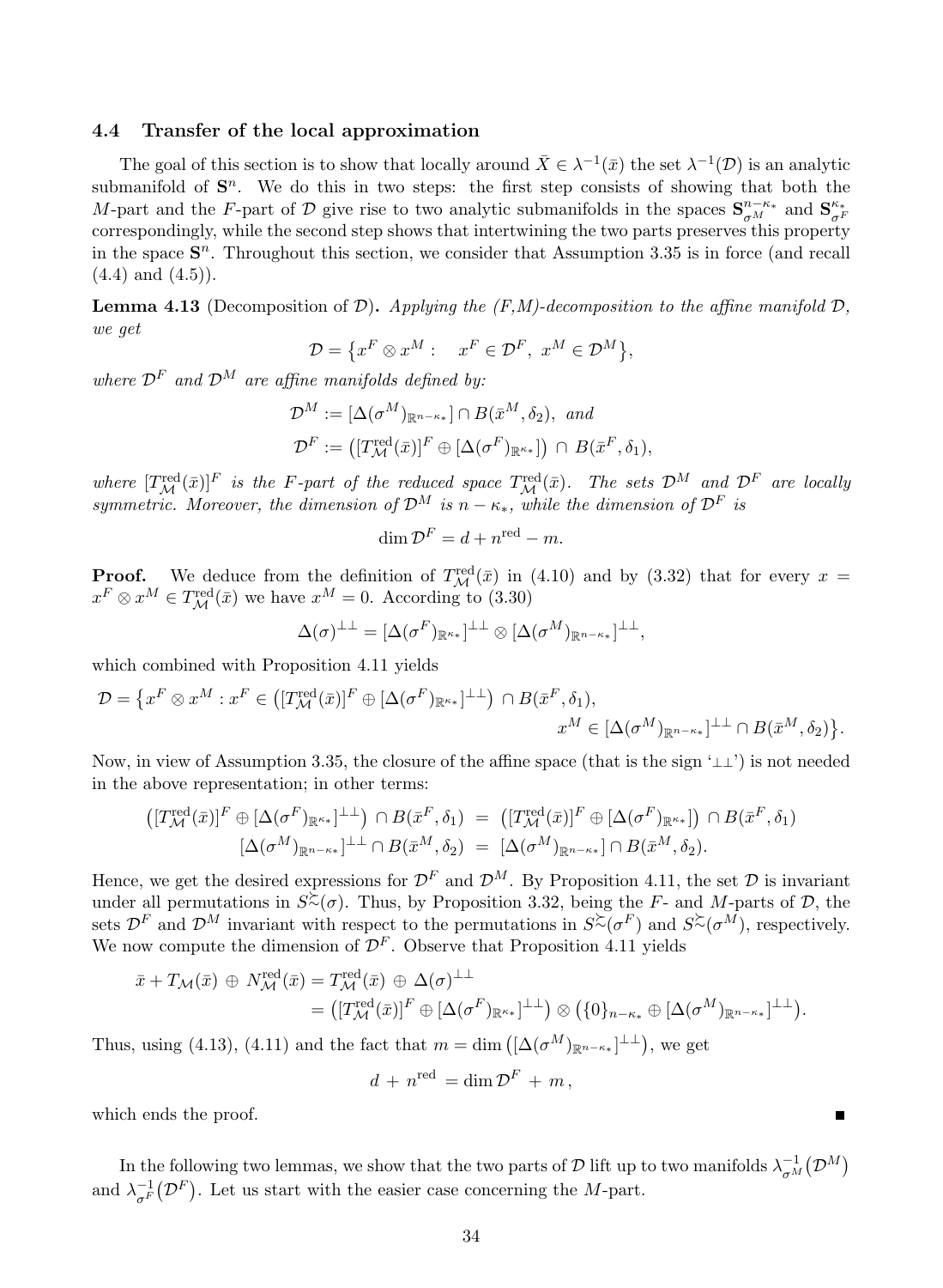### 4.4 Transfer of the local approximation

The goal of this section is to show that locally around $\bar{X} \in \lambda^{-1}(\bar{x})$ the set $\lambda^{-1}(\mathcal{D})$ is an analytic submanifold of $\mathbf{S}^n$. We do this in two steps: the first step consists of showing that both the $M$-part and the $F$-part of $\mathcal{D}$ give rise to two analytic submanifolds in the spaces $\mathbf{S}^{n-\kappa_*}_{\sigma^M}$ and $\mathbf{S}^{\kappa_*}_{\sigma^F}$ correspondingly, while the second step shows that intertwining the two parts preserves this property in the space $\mathbf{S}^n$. Throughout this section, we consider that Assumption 3.35 is in force (and recall (4.4) and (4.5)).

**Lemma 4.13** (Decomposition of $\mathcal{D}$)**.** *Applying the (F,M)-decomposition to the affine manifold $\mathcal{D}$, we get*

$$\mathcal{D} = \big\{ x^F \otimes x^M : \quad x^F \in \mathcal{D}^F,\ x^M \in \mathcal{D}^M \big\},$$

*where $\mathcal{D}^F$ and $\mathcal{D}^M$ are affine manifolds defined by:*

$$\mathcal{D}^M := [\Delta(\sigma^M)_{\mathbb{R}^{n-\kappa_*}}] \cap B(\bar{x}^M, \delta_2), \text{ and}$$
$$\mathcal{D}^F := \big([T^{\text{red}}_{\mathcal{M}}(\bar{x})]^F \oplus [\Delta(\sigma^F)_{\mathbb{R}^{\kappa_*}}]\big) \cap B(\bar{x}^F, \delta_1),$$

*where $[T^{\text{red}}_{\mathcal{M}}(\bar{x})]^F$ is the $F$-part of the reduced space $T^{\text{red}}_{\mathcal{M}}(\bar{x})$. The sets $\mathcal{D}^M$ and $\mathcal{D}^F$ are locally symmetric. Moreover, the dimension of $\mathcal{D}^M$ is $n - \kappa_*$, while the dimension of $\mathcal{D}^F$ is*

$$\dim \mathcal{D}^F = d + n^{\text{red}} - m.$$

**Proof.** We deduce from the definition of $T^{\text{red}}_{\mathcal{M}}(\bar{x})$ in (4.10) and by (3.32) that for every $x = x^F \otimes x^M \in T^{\text{red}}_{\mathcal{M}}(\bar{x})$ we have $x^M = 0$. According to (3.30)

$$\Delta(\sigma)^{\perp\perp} = [\Delta(\sigma^F)_{\mathbb{R}^{\kappa_*}}]^{\perp\perp} \otimes [\Delta(\sigma^M)_{\mathbb{R}^{n-\kappa_*}}]^{\perp\perp},$$

which combined with Proposition 4.11 yields

$$\mathcal{D} = \big\{ x^F \otimes x^M : x^F \in \big([T^{\text{red}}_{\mathcal{M}}(\bar{x})]^F \oplus [\Delta(\sigma^F)_{\mathbb{R}^{\kappa_*}}]^{\perp\perp}\big) \cap B(\bar{x}^F, \delta_1),$$
$$x^M \in [\Delta(\sigma^M)_{\mathbb{R}^{n-\kappa_*}}]^{\perp\perp} \cap B(\bar{x}^M, \delta_2) \big\}.$$

Now, in view of Assumption 3.35, the closure of the affine space (that is the sign '$\perp\perp$') is not needed in the above representation; in other terms:

$$\begin{aligned}
\big([T^{\text{red}}_{\mathcal{M}}(\bar{x})]^F \oplus [\Delta(\sigma^F)_{\mathbb{R}^{\kappa_*}}]^{\perp\perp}\big) \cap B(\bar{x}^F, \delta_1) &= \big([T^{\text{red}}_{\mathcal{M}}(\bar{x})]^F \oplus [\Delta(\sigma^F)_{\mathbb{R}^{\kappa_*}}]\big) \cap B(\bar{x}^F, \delta_1) \\
[\Delta(\sigma^M)_{\mathbb{R}^{n-\kappa_*}}]^{\perp\perp} \cap B(\bar{x}^M, \delta_2) &= [\Delta(\sigma^M)_{\mathbb{R}^{n-\kappa_*}}] \cap B(\bar{x}^M, \delta_2).
\end{aligned}$$

Hence, we get the desired expressions for $\mathcal{D}^F$ and $\mathcal{D}^M$. By Proposition 4.11, the set $\mathcal{D}$ is invariant under all permutations in $S^{\sim}_{\sim}(\sigma)$. Thus, by Proposition 3.32, being the $F$- and $M$-parts of $\mathcal{D}$, the sets $\mathcal{D}^F$ and $\mathcal{D}^M$ invariant with respect to the permutations in $S^{\sim}_{\sim}(\sigma^F)$ and $S^{\sim}_{\sim}(\sigma^M)$, respectively. We now compute the dimension of $\mathcal{D}^F$. Observe that Proposition 4.11 yields

$$\begin{aligned}
\bar{x} + T_{\mathcal{M}}(\bar{x}) \ \oplus\ N^{\text{red}}_{\mathcal{M}}(\bar{x}) &= T^{\text{red}}_{\mathcal{M}}(\bar{x}) \ \oplus\ \Delta(\sigma)^{\perp\perp} \\
&= \big([T^{\text{red}}_{\mathcal{M}}(\bar{x})]^F \oplus [\Delta(\sigma^F)_{\mathbb{R}^{\kappa_*}}]^{\perp\perp}\big) \otimes \big(\{0\}_{n-\kappa_*} \oplus [\Delta(\sigma^M)_{\mathbb{R}^{n-\kappa_*}}]^{\perp\perp}\big).
\end{aligned}$$

Thus, using (4.13), (4.11) and the fact that $m = \dim\big([\Delta(\sigma^M)_{\mathbb{R}^{n-\kappa_*}}]^{\perp\perp}\big)$, we get

$$d \,+\, n^{\text{red}} \,=\, \dim \mathcal{D}^F \,+\, m\,,$$

which ends the proof. ∎

In the following two lemmas, we show that the two parts of $\mathcal{D}$ lift up to two manifolds $\lambda^{-1}_{\sigma^M}\big(\mathcal{D}^M\big)$ and $\lambda^{-1}_{\sigma^F}\big(\mathcal{D}^F\big)$. Let us start with the easier case concerning the $M$-part.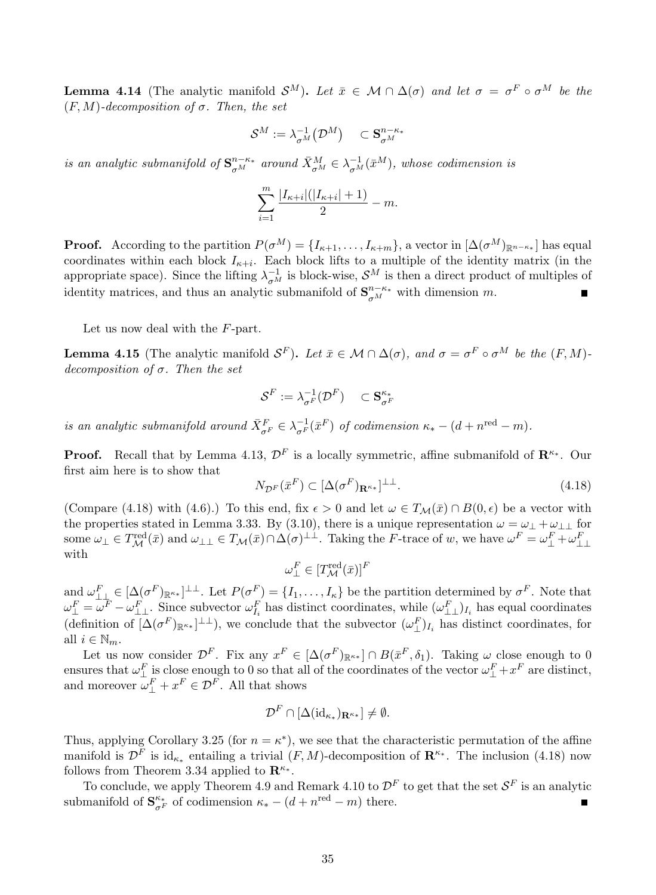**Lemma 4.14** (The analytic manifold $\mathcal{S}^M$)**.** *Let $\bar{x} \in \mathcal{M} \cap \Delta(\sigma)$ and let $\sigma = \sigma^F \circ \sigma^M$ be the $(F, M)$-decomposition of $\sigma$. Then, the set*

$$\mathcal{S}^M := \lambda_{\sigma^M}^{-1}\big(\mathcal{D}^M\big) \quad \subset \mathbf{S}_{\sigma^M}^{n-\kappa_*}$$

*is an analytic submanifold of $\mathbf{S}_{\sigma^M}^{n-\kappa_*}$ around $\bar{X}_{\sigma^M}^M \in \lambda_{\sigma^M}^{-1}(\bar{x}^M)$, whose codimension is*

$$\sum_{i=1}^{m} \frac{|I_{\kappa+i}|(|I_{\kappa+i}|+1)}{2} - m.$$

**Proof.** According to the partition $P(\sigma^M) = \{I_{\kappa+1}, \ldots, I_{\kappa+m}\}$, a vector in $[\Delta(\sigma^M)_{\mathbb{R}^{n-\kappa_*}}]$ has equal coordinates within each block $I_{\kappa+i}$. Each block lifts to a multiple of the identity matrix (in the appropriate space). Since the lifting $\lambda_{\sigma^M}^{-1}$ is block-wise, $\mathcal{S}^M$ is then a direct product of multiples of identity matrices, and thus an analytic submanifold of $\mathbf{S}_{\sigma^M}^{n-\kappa_*}$ with dimension $m$. ∎

Let us now deal with the $F$-part.

**Lemma 4.15** (The analytic manifold $\mathcal{S}^F$)**.** *Let $\bar{x} \in \mathcal{M} \cap \Delta(\sigma)$, and $\sigma = \sigma^F \circ \sigma^M$ be the $(F, M)$-decomposition of $\sigma$. Then the set*

$$\mathcal{S}^F := \lambda_{\sigma^F}^{-1}(\mathcal{D}^F) \quad \subset \mathbf{S}_{\sigma^F}^{\kappa_*}$$

*is an analytic submanifold around $\bar{X}_{\sigma^F}^F \in \lambda_{\sigma^F}^{-1}(\bar{x}^F)$ of codimension $\kappa_* - (d + n^{\text{red}} - m)$.*

**Proof.** Recall that by Lemma 4.13, $\mathcal{D}^F$ is a locally symmetric, affine submanifold of $\mathbf{R}^{\kappa_*}$. Our first aim here is to show that

$$N_{\mathcal{D}^F}(\bar{x}^F) \subset [\Delta(\sigma^F)_{\mathbf{R}^{\kappa_*}}]^{\perp\perp}. \tag{4.18}$$

(Compare (4.18) with (4.6).) To this end, fix $\epsilon > 0$ and let $\omega \in T_{\mathcal{M}}(\bar{x}) \cap B(0, \epsilon)$ be a vector with the properties stated in Lemma 3.33. By (3.10), there is a unique representation $\omega = \omega_{\perp} + \omega_{\perp\perp}$ for some $\omega_{\perp} \in T_{\mathcal{M}}^{\text{red}}(\bar{x})$ and $\omega_{\perp\perp} \in T_{\mathcal{M}}(\bar{x}) \cap \Delta(\sigma)^{\perp\perp}$. Taking the $F$-trace of $w$, we have $\omega^F = \omega_{\perp}^F + \omega_{\perp\perp}^F$ with

$$\omega_{\perp}^F \in [T_{\mathcal{M}}^{\text{red}}(\bar{x})]^F$$

and $\omega_{\perp\perp}^F \in [\Delta(\sigma^F)_{\mathbb{R}^{\kappa_*}}]^{\perp\perp}$. Let $P(\sigma^F) = \{I_1, \ldots, I_\kappa\}$ be the partition determined by $\sigma^F$. Note that $\omega_{\perp}^F = \omega^F - \omega_{\perp\perp}^F$. Since subvector $\omega_{I_i}^F$ has distinct coordinates, while $(\omega_{\perp\perp}^F)_{I_i}$ has equal coordinates (definition of $[\Delta(\sigma^F)_{\mathbb{R}^{\kappa_*}}]^{\perp\perp}$), we conclude that the subvector $(\omega_{\perp}^F)_{I_i}$ has distinct coordinates, for all $i \in \mathbb{N}_m$.

Let us now consider $\mathcal{D}^F$. Fix any $x^F \in [\Delta(\sigma^F)_{\mathbb{R}^{\kappa_*}}] \cap B(\bar{x}^F, \delta_1)$. Taking $\omega$ close enough to 0 ensures that $\omega_{\perp}^F$ is close enough to 0 so that all of the coordinates of the vector $\omega_{\perp}^F + x^F$ are distinct, and moreover $\omega_{\perp}^F + x^F \in \mathcal{D}^F$. All that shows

$$\mathcal{D}^F \cap [\Delta(\text{id}_{\kappa_*})_{\mathbf{R}^{\kappa_*}}] \neq \emptyset.$$

Thus, applying Corollary 3.25 (for $n = \kappa^*$), we see that the characteristic permutation of the affine manifold is $\mathcal{D}^F$ is $\text{id}_{\kappa_*}$ entailing a trivial $(F, M)$-decomposition of $\mathbf{R}^{\kappa_*}$. The inclusion (4.18) now follows from Theorem 3.34 applied to $\mathbf{R}^{\kappa_*}$.

To conclude, we apply Theorem 4.9 and Remark 4.10 to $\mathcal{D}^F$ to get that the set $\mathcal{S}^F$ is an analytic submanifold of $\mathbf{S}_{\sigma^F}^{\kappa_*}$ of codimension $\kappa_* - (d + n^{\text{red}} - m)$ there. ∎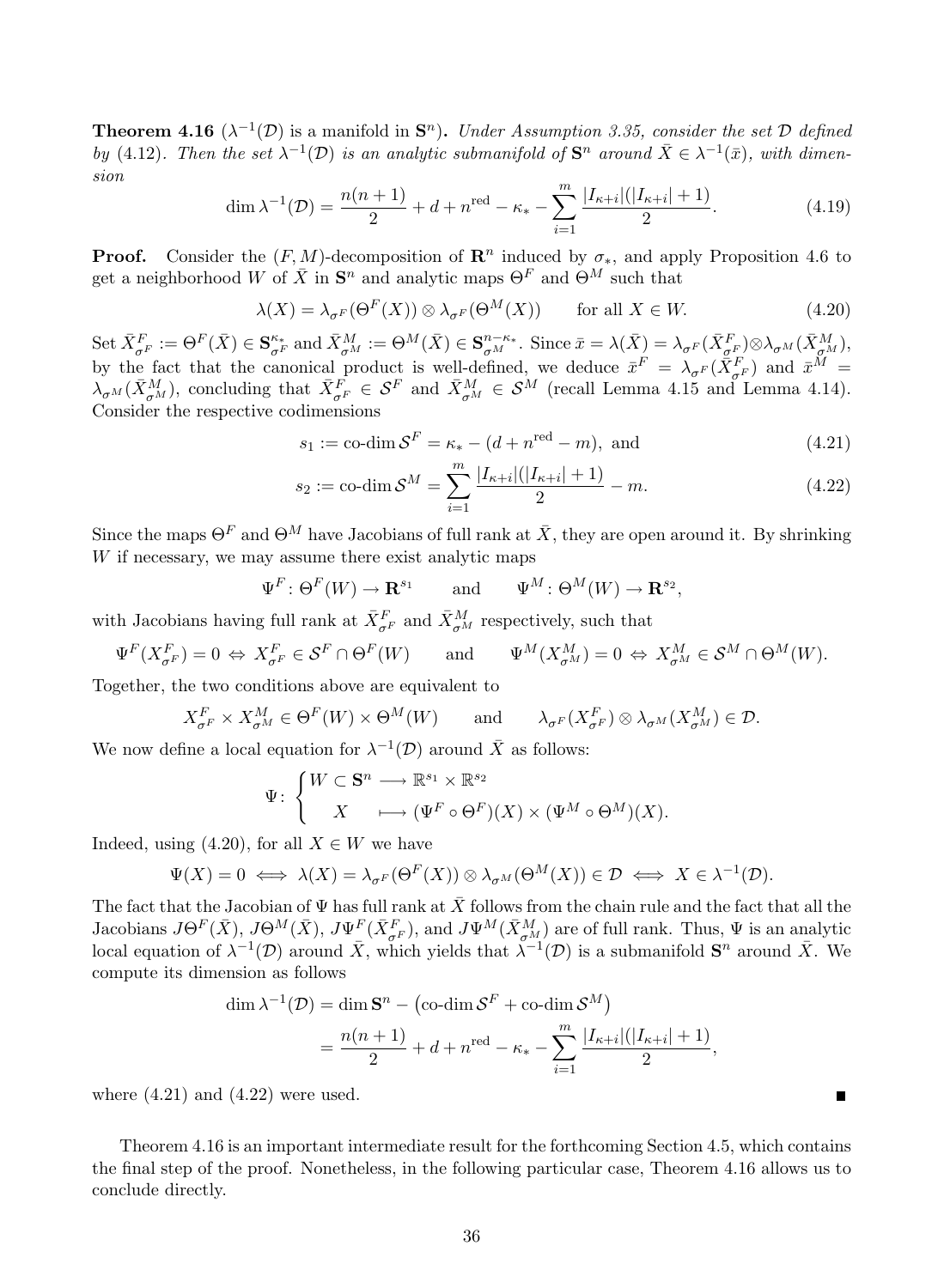**Theorem 4.16** ($\lambda^{-1}(\mathcal{D})$ **is a manifold in** $\mathbf{S}^n$**).** *Under Assumption 3.35, consider the set $\mathcal{D}$ defined by (4.12). Then the set $\lambda^{-1}(\mathcal{D})$ is an analytic submanifold of $\mathbf{S}^n$ around $\bar{X} \in \lambda^{-1}(\bar{x})$, with dimension*

$$\dim \lambda^{-1}(\mathcal{D}) = \frac{n(n+1)}{2} + d + n^{\text{red}} - \kappa_* - \sum_{i=1}^{m} \frac{|I_{\kappa+i}|(|I_{\kappa+i}|+1)}{2}. \tag{4.19}$$

**Proof.** Consider the $(F, M)$-decomposition of $\mathbf{R}^n$ induced by $\sigma_*$, and apply Proposition 4.6 to get a neighborhood $W$ of $\bar{X}$ in $\mathbf{S}^n$ and analytic maps $\Theta^F$ and $\Theta^M$ such that

$$\lambda(X) = \lambda_{\sigma^F}(\Theta^F(X)) \otimes \lambda_{\sigma^F}(\Theta^M(X)) \qquad \text{for all } X \in W. \tag{4.20}$$

Set $\bar{X}^F_{\sigma^F} := \Theta^F(\bar{X}) \in \mathbf{S}^{\kappa_*}_{\sigma^F}$ and $\bar{X}^M_{\sigma^M} := \Theta^M(\bar{X}) \in \mathbf{S}^{n-\kappa_*}_{\sigma^M}$. Since $\bar{x} = \lambda(\bar{X}) = \lambda_{\sigma^F}(\bar{X}^F_{\sigma^F}) \otimes \lambda_{\sigma^M}(\bar{X}^M_{\sigma^M})$, by the fact that the canonical product is well-defined, we deduce $\bar{x}^F = \lambda_{\sigma^F}(\bar{X}^F_{\sigma^F})$ and $\bar{x}^M = \lambda_{\sigma^M}(\bar{X}^M_{\sigma^M})$, concluding that $\bar{X}^F_{\sigma^F} \in \mathcal{S}^F$ and $\bar{X}^M_{\sigma^M} \in \mathcal{S}^M$ (recall Lemma 4.15 and Lemma 4.14). Consider the respective codimensions

$$s_1 := \text{co-dim}\, \mathcal{S}^F = \kappa_* - (d + n^{\text{red}} - m), \text{ and} \tag{4.21}$$

$$s_2 := \text{co-dim}\, \mathcal{S}^M = \sum_{i=1}^{m} \frac{|I_{\kappa+i}|(|I_{\kappa+i}|+1)}{2} - m. \tag{4.22}$$

Since the maps $\Theta^F$ and $\Theta^M$ have Jacobians of full rank at $\bar{X}$, they are open around it. By shrinking $W$ if necessary, we may assume there exist analytic maps

$$\Psi^F \colon \Theta^F(W) \to \mathbf{R}^{s_1} \qquad \text{and} \qquad \Psi^M \colon \Theta^M(W) \to \mathbf{R}^{s_2},$$

with Jacobians having full rank at $\bar{X}^F_{\sigma^F}$ and $\bar{X}^M_{\sigma^M}$ respectively, such that

$$\Psi^F(X^F_{\sigma^F}) = 0 \Leftrightarrow X^F_{\sigma^F} \in \mathcal{S}^F \cap \Theta^F(W) \qquad \text{and} \qquad \Psi^M(X^M_{\sigma^M}) = 0 \Leftrightarrow X^M_{\sigma^M} \in \mathcal{S}^M \cap \Theta^M(W).$$

Together, the two conditions above are equivalent to

$$X^F_{\sigma^F} \times X^M_{\sigma^M} \in \Theta^F(W) \times \Theta^M(W) \qquad \text{and} \qquad \lambda_{\sigma^F}(X^F_{\sigma^F}) \otimes \lambda_{\sigma^M}(X^M_{\sigma^M}) \in \mathcal{D}.$$

We now define a local equation for $\lambda^{-1}(\mathcal{D})$ around $\bar{X}$ as follows:

$$\Psi \colon \begin{cases} W \subset \mathbf{S}^n \longrightarrow \mathbb{R}^{s_1} \times \mathbb{R}^{s_2} \\ \quad X \quad \longmapsto (\Psi^F \circ \Theta^F)(X) \times (\Psi^M \circ \Theta^M)(X). \end{cases}$$

Indeed, using (4.20), for all $X \in W$ we have

$$\Psi(X) = 0 \iff \lambda(X) = \lambda_{\sigma^F}(\Theta^F(X)) \otimes \lambda_{\sigma^M}(\Theta^M(X)) \in \mathcal{D} \iff X \in \lambda^{-1}(\mathcal{D}).$$

The fact that the Jacobian of $\Psi$ has full rank at $\bar{X}$ follows from the chain rule and the fact that all the Jacobians $J\Theta^F(\bar{X})$, $J\Theta^M(\bar{X})$, $J\Psi^F(\bar{X}^F_{\sigma^F})$, and $J\Psi^M(\bar{X}^M_{\sigma^M})$ are of full rank. Thus, $\Psi$ is an analytic local equation of $\lambda^{-1}(\mathcal{D})$ around $\bar{X}$, which yields that $\lambda^{-1}(\mathcal{D})$ is a submanifold $\mathbf{S}^n$ around $\bar{X}$. We compute its dimension as follows

$$\begin{aligned} \dim \lambda^{-1}(\mathcal{D}) &= \dim \mathbf{S}^n - \left(\text{co-dim}\, \mathcal{S}^F + \text{co-dim}\, \mathcal{S}^M\right) \\ &= \frac{n(n+1)}{2} + d + n^{\text{red}} - \kappa_* - \sum_{i=1}^{m} \frac{|I_{\kappa+i}|(|I_{\kappa+i}|+1)}{2}, \end{aligned}$$

where (4.21) and (4.22) were used. ∎

Theorem 4.16 is an important intermediate result for the forthcoming Section 4.5, which contains the final step of the proof. Nonetheless, in the following particular case, Theorem 4.16 allows us to conclude directly.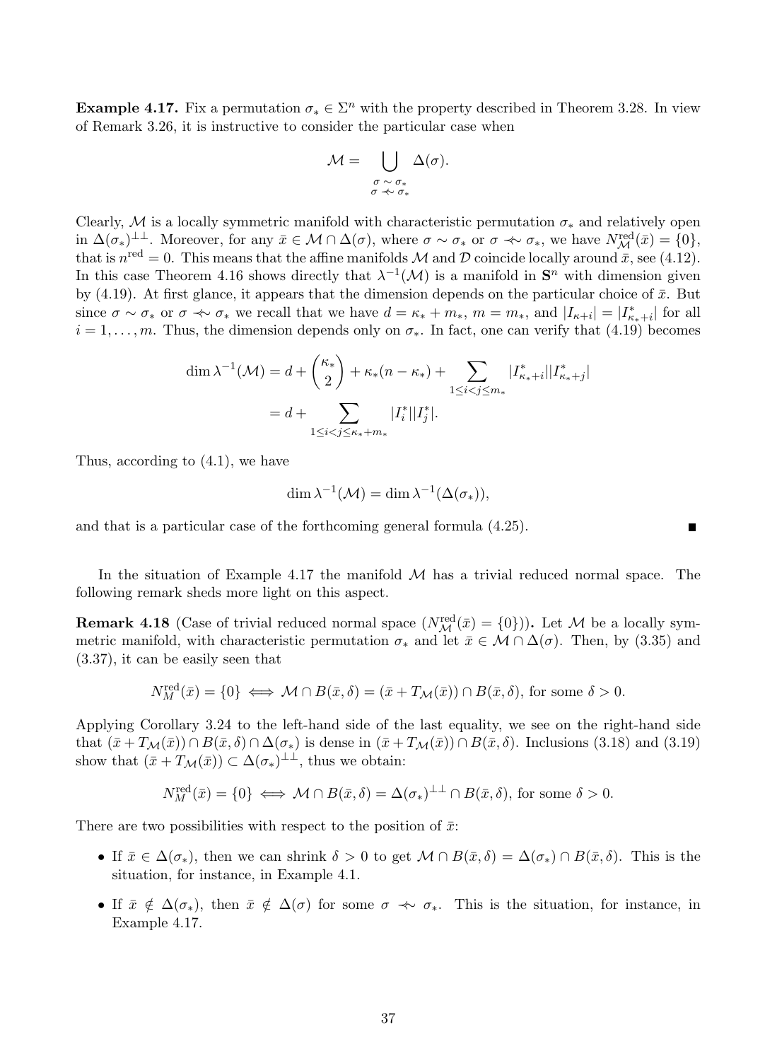**Example 4.17.** Fix a permutation $\sigma_* \in \Sigma^n$ with the property described in Theorem 3.28. In view of Remark 3.26, it is instructive to consider the particular case when

$$\mathcal{M} = \bigcup_{\substack{\sigma \sim \sigma_* \\ \sigma \not\leadsto \sigma_*}} \Delta(\sigma).$$

Clearly, $\mathcal{M}$ is a locally symmetric manifold with characteristic permutation $\sigma_*$ and relatively open in $\Delta(\sigma_*)^{\perp\perp}$. Moreover, for any $\bar{x} \in \mathcal{M} \cap \Delta(\sigma)$, where $\sigma \sim \sigma_*$ or $\sigma \not\leadsto \sigma_*$, we have $N^{\text{red}}_{\mathcal{M}}(\bar{x}) = \{0\}$, that is $n^{\text{red}} = 0$. This means that the affine manifolds $\mathcal{M}$ and $\mathcal{D}$ coincide locally around $\bar{x}$, see (4.12). In this case Theorem 4.16 shows directly that $\lambda^{-1}(\mathcal{M})$ is a manifold in $\mathbf{S}^n$ with dimension given by (4.19). At first glance, it appears that the dimension depends on the particular choice of $\bar{x}$. But since $\sigma \sim \sigma_*$ or $\sigma \not\leadsto \sigma_*$ we recall that we have $d = \kappa_* + m_*$, $m = m_*$, and $|I_{\kappa+i}| = |I^*_{\kappa_*+i}|$ for all $i = 1, \ldots, m$. Thus, the dimension depends only on $\sigma_*$. In fact, one can verify that (4.19) becomes

$$\begin{aligned}
\dim \lambda^{-1}(\mathcal{M}) &= d + \binom{\kappa_*}{2} + \kappa_*(n - \kappa_*) + \sum_{1 \le i < j \le m_*} |I^*_{\kappa_*+i}||I^*_{\kappa_*+j}| \\
&= d + \sum_{1 \le i < j \le \kappa_* + m_*} |I^*_i||I^*_j|.
\end{aligned}$$

Thus, according to (4.1), we have

$$\dim \lambda^{-1}(\mathcal{M}) = \dim \lambda^{-1}(\Delta(\sigma_*)),$$

and that is a particular case of the forthcoming general formula (4.25). ∎

In the situation of Example 4.17 the manifold $\mathcal{M}$ has a trivial reduced normal space. The following remark sheds more light on this aspect.

**Remark 4.18** (Case of trivial reduced normal space ($N^{\text{red}}_{\mathcal{M}}(\bar{x}) = \{0\}$))**.** Let $\mathcal{M}$ be a locally symmetric manifold, with characteristic permutation $\sigma_*$ and let $\bar{x} \in \mathcal{M} \cap \Delta(\sigma)$. Then, by (3.35) and (3.37), it can be easily seen that

$$N^{\text{red}}_{M}(\bar{x}) = \{0\} \iff \mathcal{M} \cap B(\bar{x}, \delta) = (\bar{x} + T_{\mathcal{M}}(\bar{x})) \cap B(\bar{x}, \delta), \text{ for some } \delta > 0.$$

Applying Corollary 3.24 to the left-hand side of the last equality, we see on the right-hand side that $(\bar{x} + T_{\mathcal{M}}(\bar{x})) \cap B(\bar{x}, \delta) \cap \Delta(\sigma_*)$ is dense in $(\bar{x} + T_{\mathcal{M}}(\bar{x})) \cap B(\bar{x}, \delta)$. Inclusions (3.18) and (3.19) show that $(\bar{x} + T_{\mathcal{M}}(\bar{x})) \subset \Delta(\sigma_*)^{\perp\perp}$, thus we obtain:

$$N^{\text{red}}_{M}(\bar{x}) = \{0\} \iff \mathcal{M} \cap B(\bar{x}, \delta) = \Delta(\sigma_*)^{\perp\perp} \cap B(\bar{x}, \delta), \text{ for some } \delta > 0.$$

There are two possibilities with respect to the position of $\bar{x}$:

- If $\bar{x} \in \Delta(\sigma_*)$, then we can shrink $\delta > 0$ to get $\mathcal{M} \cap B(\bar{x}, \delta) = \Delta(\sigma_*) \cap B(\bar{x}, \delta)$. This is the situation, for instance, in Example 4.1.
- If $\bar{x} \notin \Delta(\sigma_*)$, then $\bar{x} \notin \Delta(\sigma)$ for some $\sigma \not\leadsto \sigma_*$. This is the situation, for instance, in Example 4.17.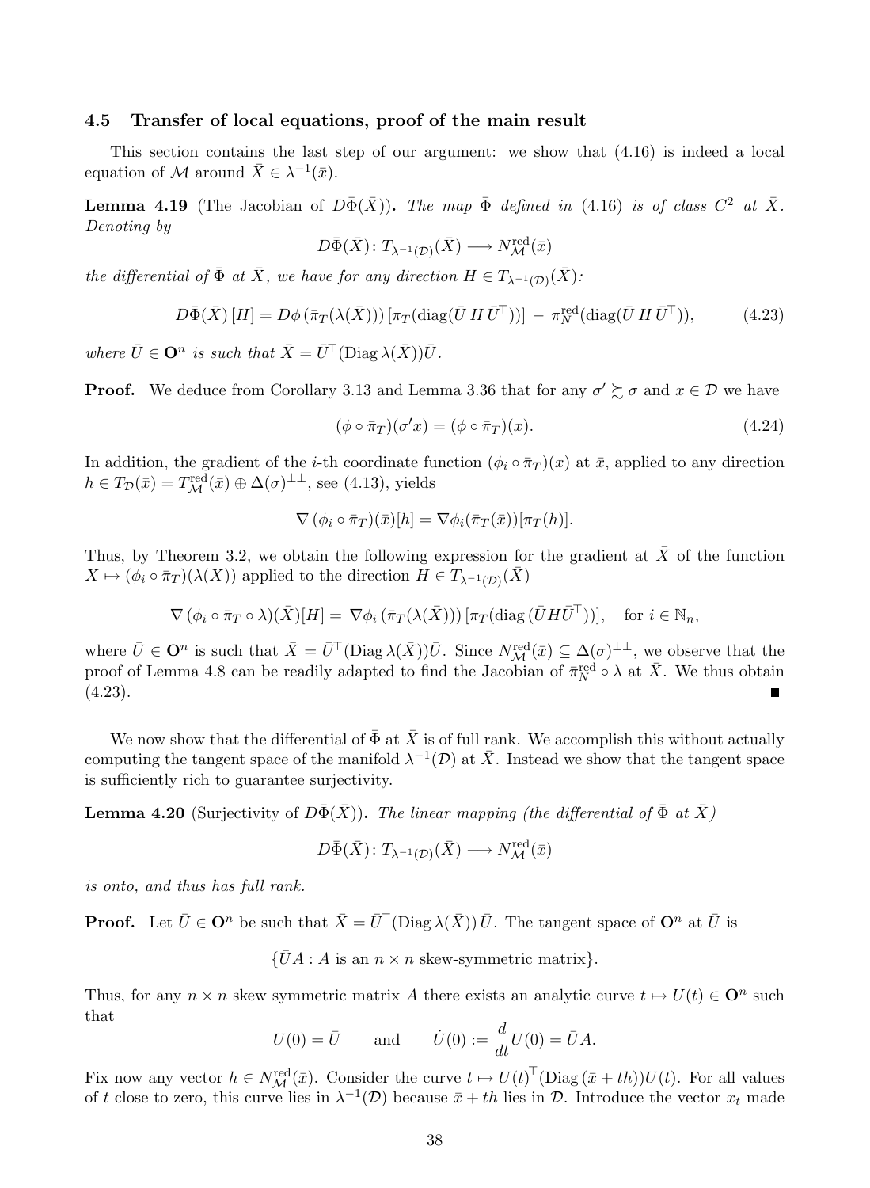### 4.5 Transfer of local equations, proof of the main result

This section contains the last step of our argument: we show that (4.16) is indeed a local equation of $\mathcal{M}$ around $\bar{X} \in \lambda^{-1}(\bar{x})$.

**Lemma 4.19** (The Jacobian of $D\bar{\Phi}(\bar{X})$). *The map $\bar{\Phi}$ defined in* (4.16) *is of class $C^2$ at $\bar{X}$. Denoting by*

$$D\bar{\Phi}(\bar{X}) \colon T_{\lambda^{-1}(\mathcal{D})}(\bar{X}) \longrightarrow N^{\rm red}_{\mathcal{M}}(\bar{x})$$

*the differential of $\bar{\Phi}$ at $\bar{X}$, we have for any direction $H \in T_{\lambda^{-1}(\mathcal{D})}(\bar{X})$:*

$$D\bar{\Phi}(\bar{X})\,[H] = D\phi\,(\bar{\pi}_T(\lambda(\bar{X})))\,[\pi_T(\mathrm{diag}(\bar{U}\,H\,\bar{U}^\top))] \;-\; \pi^{\rm red}_N(\mathrm{diag}(\bar{U}\,H\,\bar{U}^\top)), \tag{4.23}$$

*where $\bar{U} \in \mathbf{O}^n$ is such that $\bar{X} = \bar{U}^\top(\mathrm{Diag}\,\lambda(\bar{X}))\bar{U}$.*

**Proof.** We deduce from Corollary 3.13 and Lemma 3.36 that for any $\sigma' \succsim \sigma$ and $x \in \mathcal{D}$ we have

$$(\phi \circ \bar{\pi}_T)(\sigma' x) = (\phi \circ \bar{\pi}_T)(x). \tag{4.24}$$

In addition, the gradient of the $i$-th coordinate function $(\phi_i \circ \bar{\pi}_T)(x)$ at $\bar{x}$, applied to any direction $h \in T_{\mathcal{D}}(\bar{x}) = T^{\rm red}_{\mathcal{M}}(\bar{x}) \oplus \Delta(\sigma)^{\perp\perp}$, see (4.13), yields

$$\nabla\,(\phi_i \circ \bar{\pi}_T)(\bar{x})[h] = \nabla\phi_i(\bar{\pi}_T(\bar{x}))[\pi_T(h)].$$

Thus, by Theorem 3.2, we obtain the following expression for the gradient at $\bar{X}$ of the function $X \mapsto (\phi_i \circ \bar{\pi}_T)(\lambda(X))$ applied to the direction $H \in T_{\lambda^{-1}(\mathcal{D})}(\bar{X})$

$$\nabla\,(\phi_i \circ \bar{\pi}_T \circ \lambda)(\bar{X})[H] = \;\nabla\phi_i\,(\bar{\pi}_T(\lambda(\bar{X})))\,[\pi_T(\mathrm{diag}\,(\bar{U}H\bar{U}^\top))], \quad \text{for } i \in \mathbb{N}_n,$$

where $\bar{U} \in \mathbf{O}^n$ is such that $\bar{X} = \bar{U}^\top(\mathrm{Diag}\,\lambda(\bar{X}))\bar{U}$. Since $N^{\rm red}_{\mathcal{M}}(\bar{x}) \subseteq \Delta(\sigma)^{\perp\perp}$, we observe that the proof of Lemma 4.8 can be readily adapted to find the Jacobian of $\bar{\pi}^{\rm red}_N \circ \lambda$ at $\bar{X}$. We thus obtain (4.23). ∎

We now show that the differential of $\bar{\Phi}$ at $\bar{X}$ is of full rank. We accomplish this without actually computing the tangent space of the manifold $\lambda^{-1}(\mathcal{D})$ at $\bar{X}$. Instead we show that the tangent space is sufficiently rich to guarantee surjectivity.

**Lemma 4.20** (Surjectivity of $D\bar{\Phi}(\bar{X})$). *The linear mapping (the differential of $\bar{\Phi}$ at $\bar{X}$)*

$$D\bar{\Phi}(\bar{X}) \colon T_{\lambda^{-1}(\mathcal{D})}(\bar{X}) \longrightarrow N^{\rm red}_{\mathcal{M}}(\bar{x})$$

*is onto, and thus has full rank.*

**Proof.** Let $\bar{U} \in \mathbf{O}^n$ be such that $\bar{X} = \bar{U}^\top(\mathrm{Diag}\,\lambda(\bar{X}))\,\bar{U}$. The tangent space of $\mathbf{O}^n$ at $\bar{U}$ is

$$\{\bar{U}A : A \text{ is an } n \times n \text{ skew-symmetric matrix}\}.$$

Thus, for any $n \times n$ skew symmetric matrix $A$ there exists an analytic curve $t \mapsto U(t) \in \mathbf{O}^n$ such that

$$U(0) = \bar{U} \qquad \text{and} \qquad \dot{U}(0) := \frac{d}{dt}U(0) = \bar{U}A.$$

Fix now any vector $h \in N^{\rm red}_{\mathcal{M}}(\bar{x})$. Consider the curve $t \mapsto U(t)^\top(\mathrm{Diag}\,(\bar{x} + th))U(t)$. For all values of $t$ close to zero, this curve lies in $\lambda^{-1}(\mathcal{D})$ because $\bar{x} + th$ lies in $\mathcal{D}$. Introduce the vector $x_t$ made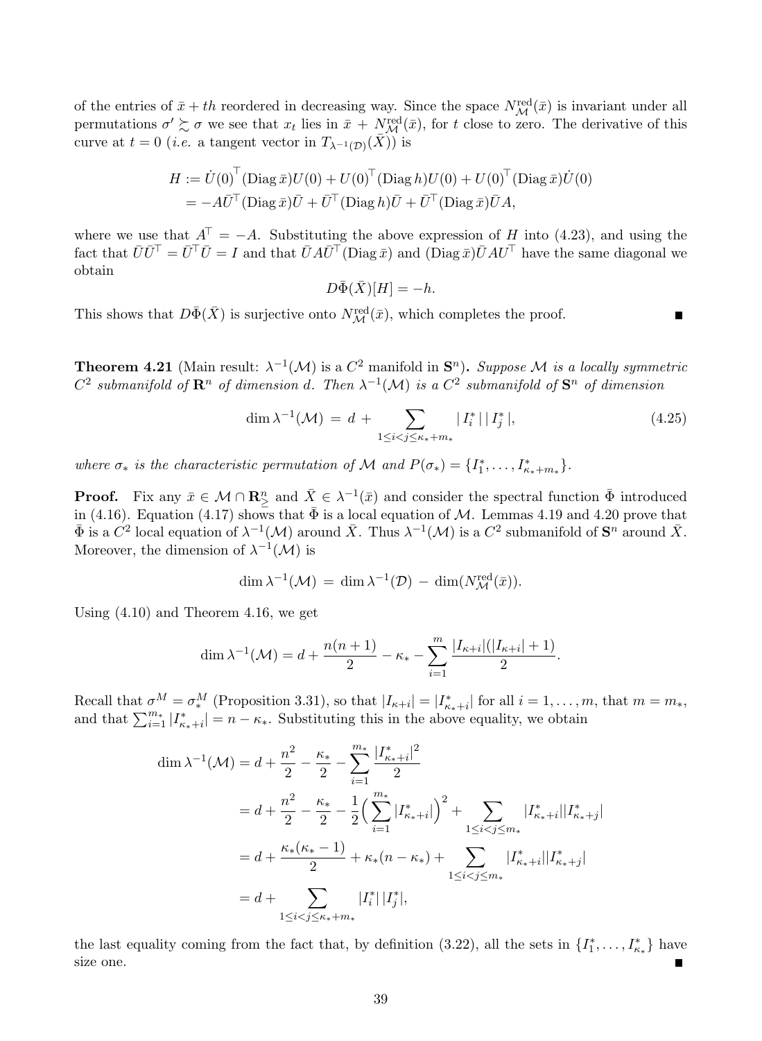of the entries of $\bar{x} + th$ reordered in decreasing way. Since the space $N^{\text{red}}_{\mathcal{M}}(\bar{x})$ is invariant under all permutations $\sigma' \succsim \sigma$ we see that $x_t$ lies in $\bar{x} + N^{\text{red}}_{\mathcal{M}}(\bar{x})$, for $t$ close to zero. The derivative of this curve at $t = 0$ (*i.e.* a tangent vector in $T_{\lambda^{-1}(\mathcal{D})}(\bar{X})$) is

$$
\begin{aligned}
H &:= \dot{U}(0)^\top (\operatorname{Diag} \bar{x}) U(0) + U(0)^\top (\operatorname{Diag} h) U(0) + U(0)^\top (\operatorname{Diag} \bar{x}) \dot{U}(0) \\
&= -A \bar{U}^\top (\operatorname{Diag} \bar{x}) \bar{U} + \bar{U}^\top (\operatorname{Diag} h) \bar{U} + \bar{U}^\top (\operatorname{Diag} \bar{x}) \bar{U} A,
\end{aligned}
$$

where we use that $A^\top = -A$. Substituting the above expression of $H$ into (4.23), and using the fact that $\bar{U}\bar{U}^\top = \bar{U}^\top \bar{U} = I$ and that $\bar{U} A \bar{U}^\top (\operatorname{Diag} \bar{x})$ and $(\operatorname{Diag} \bar{x}) \bar{U} A U^\top$ have the same diagonal we obtain

$$
D\bar{\Phi}(\bar{X})[H] = -h.
$$

This shows that $D\bar{\Phi}(\bar{X})$ is surjective onto $N^{\text{red}}_{\mathcal{M}}(\bar{x})$, which completes the proof. ∎

**Theorem 4.21** (Main result: $\lambda^{-1}(\mathcal{M})$ is a $C^2$ manifold in $\mathbf{S}^n$)**.** *Suppose $\mathcal{M}$ is a locally symmetric $C^2$ submanifold of $\mathbf{R}^n$ of dimension $d$. Then $\lambda^{-1}(\mathcal{M})$ is a $C^2$ submanifold of $\mathbf{S}^n$ of dimension*

$$
\dim \lambda^{-1}(\mathcal{M}) \;=\; d + \sum_{1 \le i < j \le \kappa_* + m_*} |\, I^*_i \,|\, |\, I^*_j \,|, \tag{4.25}
$$

*where $\sigma_*$ is the characteristic permutation of $\mathcal{M}$ and $P(\sigma_*) = \{I^*_1, \ldots, I^*_{\kappa_* + m_*}\}$.*

**Proof.** Fix any $\bar{x} \in \mathcal{M} \cap \mathbf{R}^n_{\geq}$ and $\bar{X} \in \lambda^{-1}(\bar{x})$ and consider the spectral function $\bar{\Phi}$ introduced in (4.16). Equation (4.17) shows that $\bar{\Phi}$ is a local equation of $\mathcal{M}$. Lemmas 4.19 and 4.20 prove that $\bar{\Phi}$ is a $C^2$ local equation of $\lambda^{-1}(\mathcal{M})$ around $\bar{X}$. Thus $\lambda^{-1}(\mathcal{M})$ is a $C^2$ submanifold of $\mathbf{S}^n$ around $\bar{X}$. Moreover, the dimension of $\lambda^{-1}(\mathcal{M})$ is

$$
\dim \lambda^{-1}(\mathcal{M}) \;=\; \dim \lambda^{-1}(\mathcal{D}) \;-\; \dim(N^{\text{red}}_{\mathcal{M}}(\bar{x})).
$$

Using (4.10) and Theorem 4.16, we get

$$
\dim \lambda^{-1}(\mathcal{M}) = d + \frac{n(n+1)}{2} - \kappa_* - \sum_{i=1}^{m} \frac{|I_{\kappa+i}|(|I_{\kappa+i}|+1)}{2}.
$$

Recall that $\sigma^M = \sigma^M_*$ (Proposition 3.31), so that $|I_{\kappa+i}| = |I^*_{\kappa_*+i}|$ for all $i = 1, \ldots, m$, that $m = m_*$, and that $\sum_{i=1}^{m_*} |I^*_{\kappa_*+i}| = n - \kappa_*$. Substituting this in the above equality, we obtain

$$
\begin{aligned}
\dim \lambda^{-1}(\mathcal{M}) &= d + \frac{n^2}{2} - \frac{\kappa_*}{2} - \sum_{i=1}^{m_*} \frac{|I^*_{\kappa_*+i}|^2}{2} \\
&= d + \frac{n^2}{2} - \frac{\kappa_*}{2} - \frac{1}{2}\Big(\sum_{i=1}^{m_*} |I^*_{\kappa_*+i}|\Big)^2 + \sum_{1 \le i < j \le m_*} |I^*_{\kappa_*+i}||I^*_{\kappa_*+j}| \\
&= d + \frac{\kappa_*(\kappa_*-1)}{2} + \kappa_*(n - \kappa_*) + \sum_{1 \le i < j \le m_*} |I^*_{\kappa_*+i}||I^*_{\kappa_*+j}| \\
&= d + \sum_{1 \le i < j \le \kappa_* + m_*} |I^*_i|\,|I^*_j|,
\end{aligned}
$$

the last equality coming from the fact that, by definition (3.22), all the sets in $\{I^*_1, \ldots, I^*_{\kappa_*}\}$ have size one. ∎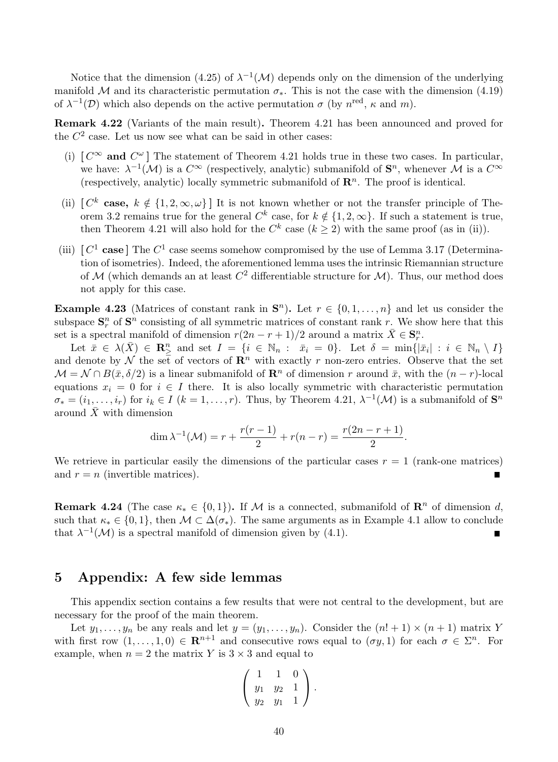Notice that the dimension (4.25) of $\lambda^{-1}(\mathcal{M})$ depends only on the dimension of the underlying manifold $\mathcal{M}$ and its characteristic permutation $\sigma_*$. This is not the case with the dimension (4.19) of $\lambda^{-1}(\mathcal{D})$ which also depends on the active permutation $\sigma$ (by $n^{\text{red}}$, $\kappa$ and $m$).

**Remark 4.22** (Variants of the main result)**.** Theorem 4.21 has been announced and proved for the $C^2$ case. Let us now see what can be said in other cases:

(i) [ $C^\infty$ **and** $C^\omega$ ] The statement of Theorem 4.21 holds true in these two cases. In particular, we have: $\lambda^{-1}(\mathcal{M})$ is a $C^\infty$ (respectively, analytic) submanifold of $\mathbf{S}^n$, whenever $\mathcal{M}$ is a $C^\infty$ (respectively, analytic) locally symmetric submanifold of $\mathbf{R}^n$. The proof is identical.

(ii) [ $C^k$ **case,** $k \notin \{1, 2, \infty, \omega\}$ ] It is not known whether or not the transfer principle of Theorem 3.2 remains true for the general $C^k$ case, for $k \notin \{1, 2, \infty\}$. If such a statement is true, then Theorem 4.21 will also hold for the $C^k$ case ($k \geq 2$) with the same proof (as in (ii)).

(iii) [ $C^1$ **case** ] The $C^1$ case seems somehow compromised by the use of Lemma 3.17 (Determination of isometries). Indeed, the aforementioned lemma uses the intrinsic Riemannian structure of $\mathcal{M}$ (which demands an at least $C^2$ differentiable structure for $\mathcal{M}$). Thus, our method does not apply for this case.

**Example 4.23** (Matrices of constant rank in $\mathbf{S}^n$)**.** Let $r \in \{0, 1, \ldots, n\}$ and let us consider the subspace $\mathbf{S}^n_r$ of $\mathbf{S}^n$ consisting of all symmetric matrices of constant rank $r$. We show here that this set is a spectral manifold of dimension $r(2n-r+1)/2$ around a matrix $\bar{X} \in \mathbf{S}^n_r$.

Let $\bar{x} \in \lambda(\bar{X}) \in \mathbf{R}^n_{\geq}$ and set $I = \{i \in \mathbb{N}_n : \; \bar{x}_i = 0\}$. Let $\delta = \min\{|\bar{x}_i| : i \in \mathbb{N}_n \setminus I\}$ and denote by $\mathcal{N}$ the set of vectors of $\mathbf{R}^n$ with exactly $r$ non-zero entries. Observe that the set $\mathcal{M} = \mathcal{N} \cap B(\bar{x}, \delta/2)$ is a linear submanifold of $\mathbf{R}^n$ of dimension $r$ around $\bar{x}$, with the $(n-r)$-local equations $x_i = 0$ for $i \in I$ there. It is also locally symmetric with characteristic permutation $\sigma_* = (i_1, \ldots, i_r)$ for $i_k \in I$ ($k = 1, \ldots, r$). Thus, by Theorem 4.21, $\lambda^{-1}(\mathcal{M})$ is a submanifold of $\mathbf{S}^n$ around $\bar{X}$ with dimension

$$\dim \lambda^{-1}(\mathcal{M}) = r + \frac{r(r-1)}{2} + r(n-r) = \frac{r(2n-r+1)}{2}.$$

We retrieve in particular easily the dimensions of the particular cases $r = 1$ (rank-one matrices) and $r = n$ (invertible matrices). ∎

**Remark 4.24** (The case $\kappa_* \in \{0, 1\}$)**.** If $\mathcal{M}$ is a connected, submanifold of $\mathbf{R}^n$ of dimension $d$, such that $\kappa_* \in \{0, 1\}$, then $\mathcal{M} \subset \Delta(\sigma_*)$. The same arguments as in Example 4.1 allow to conclude that $\lambda^{-1}(\mathcal{M})$ is a spectral manifold of dimension given by (4.1). ∎

## 5 Appendix: A few side lemmas

This appendix section contains a few results that were not central to the development, but are necessary for the proof of the main theorem.

Let $y_1, \ldots, y_n$ be any reals and let $y = (y_1, \ldots, y_n)$. Consider the $(n!+1) \times (n+1)$ matrix $Y$ with first row $(1, \ldots, 1, 0) \in \mathbf{R}^{n+1}$ and consecutive rows equal to $(\sigma y, 1)$ for each $\sigma \in \Sigma^n$. For example, when $n = 2$ the matrix $Y$ is $3 \times 3$ and equal to

$$\begin{pmatrix} 1 & 1 & 0 \\ y_1 & y_2 & 1 \\ y_2 & y_1 & 1 \end{pmatrix}.$$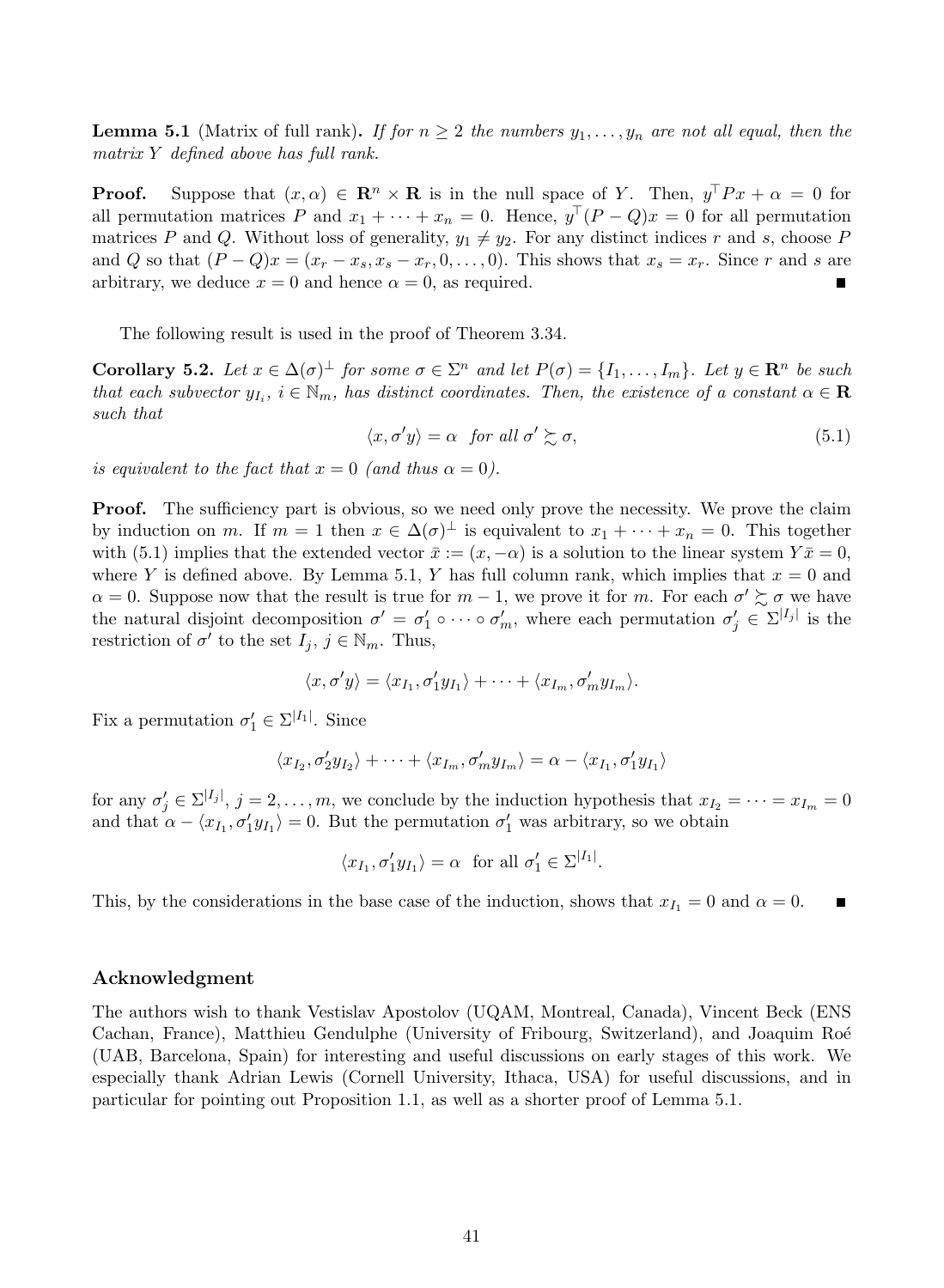**Lemma 5.1** (Matrix of full rank)**.** *If for $n \geq 2$ the numbers $y_1, \ldots, y_n$ are not all equal, then the matrix $Y$ defined above has full rank.*

**Proof.** Suppose that $(x, \alpha) \in \mathbf{R}^n \times \mathbf{R}$ is in the null space of $Y$. Then, $y^\top Px + \alpha = 0$ for all permutation matrices $P$ and $x_1 + \cdots + x_n = 0$. Hence, $y^\top (P - Q)x = 0$ for all permutation matrices $P$ and $Q$. Without loss of generality, $y_1 \neq y_2$. For any distinct indices $r$ and $s$, choose $P$ and $Q$ so that $(P - Q)x = (x_r - x_s, x_s - x_r, 0, \ldots, 0)$. This shows that $x_s = x_r$. Since $r$ and $s$ are arbitrary, we deduce $x = 0$ and hence $\alpha = 0$, as required. ■

The following result is used in the proof of Theorem 3.34.

**Corollary 5.2.** *Let $x \in \Delta(\sigma)^\perp$ for some $\sigma \in \Sigma^n$ and let $P(\sigma) = \{I_1, \ldots, I_m\}$. Let $y \in \mathbf{R}^n$ be such that each subvector $y_{I_i}$, $i \in \mathbb{N}_m$, has distinct coordinates. Then, the existence of a constant $\alpha \in \mathbf{R}$ such that*

$$\langle x, \sigma' y \rangle = \alpha \quad \text{for all } \sigma' \succsim \sigma, \tag{5.1}$$

*is equivalent to the fact that $x = 0$ (and thus $\alpha = 0$).*

**Proof.** The sufficiency part is obvious, so we need only prove the necessity. We prove the claim by induction on $m$. If $m = 1$ then $x \in \Delta(\sigma)^\perp$ is equivalent to $x_1 + \cdots + x_n = 0$. This together with (5.1) implies that the extended vector $\bar{x} := (x, -\alpha)$ is a solution to the linear system $Y\bar{x} = 0$, where $Y$ is defined above. By Lemma 5.1, $Y$ has full column rank, which implies that $x = 0$ and $\alpha = 0$. Suppose now that the result is true for $m - 1$, we prove it for $m$. For each $\sigma' \succsim \sigma$ we have the natural disjoint decomposition $\sigma' = \sigma'_1 \circ \cdots \circ \sigma'_m$, where each permutation $\sigma'_j \in \Sigma^{|I_j|}$ is the restriction of $\sigma'$ to the set $I_j$, $j \in \mathbb{N}_m$. Thus,

$$\langle x, \sigma' y \rangle = \langle x_{I_1}, \sigma'_1 y_{I_1} \rangle + \cdots + \langle x_{I_m}, \sigma'_m y_{I_m} \rangle.$$

Fix a permutation $\sigma'_1 \in \Sigma^{|I_1|}$. Since

$$\langle x_{I_2}, \sigma'_2 y_{I_2} \rangle + \cdots + \langle x_{I_m}, \sigma'_m y_{I_m} \rangle = \alpha - \langle x_{I_1}, \sigma'_1 y_{I_1} \rangle$$

for any $\sigma'_j \in \Sigma^{|I_j|}$, $j = 2, \ldots, m$, we conclude by the induction hypothesis that $x_{I_2} = \cdots = x_{I_m} = 0$ and that $\alpha - \langle x_{I_1}, \sigma'_1 y_{I_1} \rangle = 0$. But the permutation $\sigma'_1$ was arbitrary, so we obtain

$$\langle x_{I_1}, \sigma'_1 y_{I_1} \rangle = \alpha \quad \text{for all } \sigma'_1 \in \Sigma^{|I_1|}.$$

This, by the considerations in the base case of the induction, shows that $x_{I_1} = 0$ and $\alpha = 0$. ■

## Acknowledgment

The authors wish to thank Vestislav Apostolov (UQAM, Montreal, Canada), Vincent Beck (ENS Cachan, France), Matthieu Gendulphe (University of Fribourg, Switzerland), and Joaquim Roé (UAB, Barcelona, Spain) for interesting and useful discussions on early stages of this work. We especially thank Adrian Lewis (Cornell University, Ithaca, USA) for useful discussions, and in particular for pointing out Proposition 1.1, as well as a shorter proof of Lemma 5.1.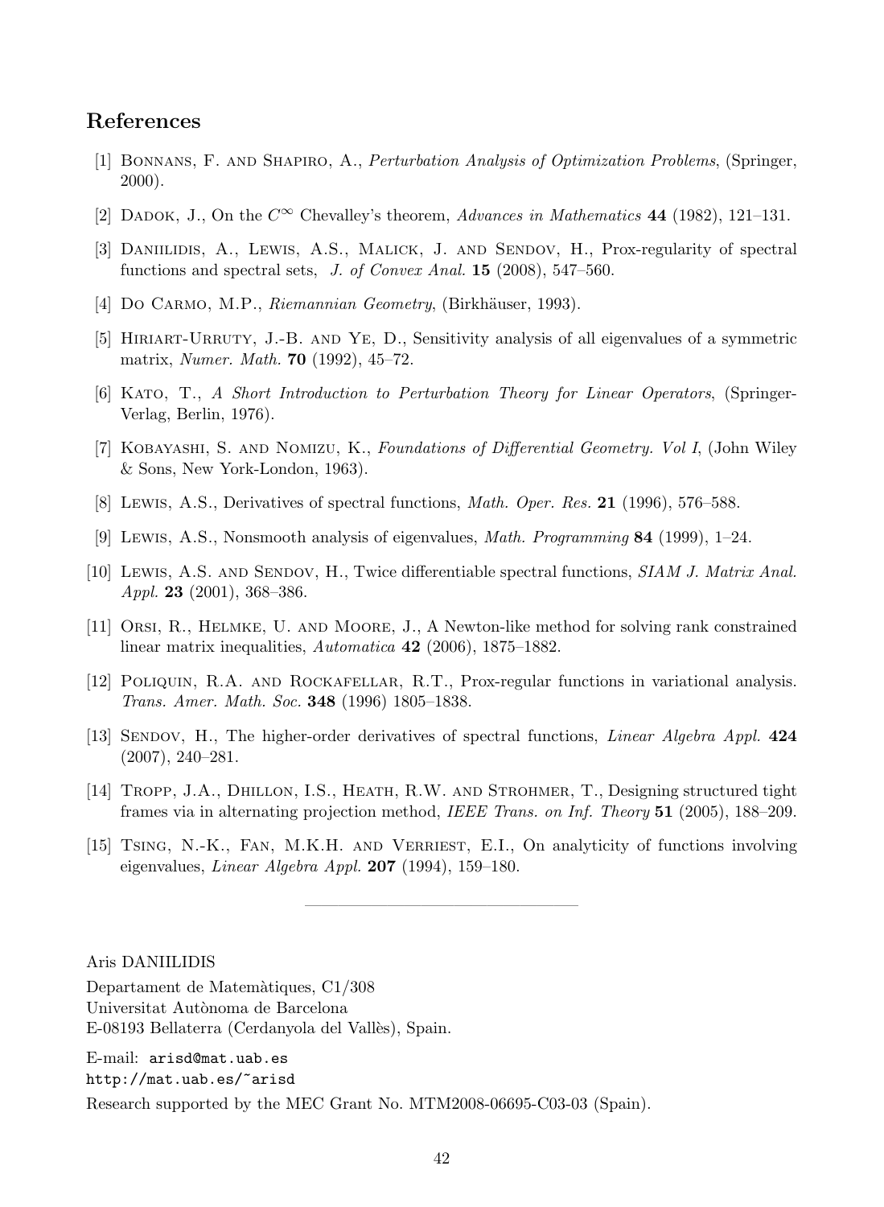## References

[1] Bonnans, F. and Shapiro, A., *Perturbation Analysis of Optimization Problems*, (Springer, 2000).

[2] Dadok, J., On the $C^\infty$ Chevalley's theorem, *Advances in Mathematics* **44** (1982), 121–131.

[3] Daniilidis, A., Lewis, A.S., Malick, J. and Sendov, H., Prox-regularity of spectral functions and spectral sets, *J. of Convex Anal.* **15** (2008), 547–560.

[4] Do Carmo, M.P., *Riemannian Geometry*, (Birkhäuser, 1993).

[5] Hiriart-Urruty, J.-B. and Ye, D., Sensitivity analysis of all eigenvalues of a symmetric matrix, *Numer. Math.* **70** (1992), 45–72.

[6] Kato, T., *A Short Introduction to Perturbation Theory for Linear Operators*, (Springer-Verlag, Berlin, 1976).

[7] Kobayashi, S. and Nomizu, K., *Foundations of Differential Geometry. Vol I*, (John Wiley & Sons, New York-London, 1963).

[8] Lewis, A.S., Derivatives of spectral functions, *Math. Oper. Res.* **21** (1996), 576–588.

[9] Lewis, A.S., Nonsmooth analysis of eigenvalues, *Math. Programming* **84** (1999), 1–24.

[10] Lewis, A.S. and Sendov, H., Twice differentiable spectral functions, *SIAM J. Matrix Anal. Appl.* **23** (2001), 368–386.

[11] Orsi, R., Helmke, U. and Moore, J., A Newton-like method for solving rank constrained linear matrix inequalities, *Automatica* **42** (2006), 1875–1882.

[12] Poliquin, R.A. and Rockafellar, R.T., Prox-regular functions in variational analysis. *Trans. Amer. Math. Soc.* **348** (1996) 1805–1838.

[13] Sendov, H., The higher-order derivatives of spectral functions, *Linear Algebra Appl.* **424** (2007), 240–281.

[14] Tropp, J.A., Dhillon, I.S., Heath, R.W. and Strohmer, T., Designing structured tight frames via in alternating projection method, *IEEE Trans. on Inf. Theory* **51** (2005), 188–209.

[15] Tsing, N.-K., Fan, M.K.H. and Verriest, E.I., On analyticity of functions involving eigenvalues, *Linear Algebra Appl.* **207** (1994), 159–180.

---

Aris DANIILIDIS

Departament de Matemàtiques, C1/308
Universitat Autònoma de Barcelona
E-08193 Bellaterra (Cerdanyola del Vallès), Spain.

E-mail: arisd@mat.uab.es
http://mat.uab.es/~arisd

Research supported by the MEC Grant No. MTM2008-06695-C03-03 (Spain).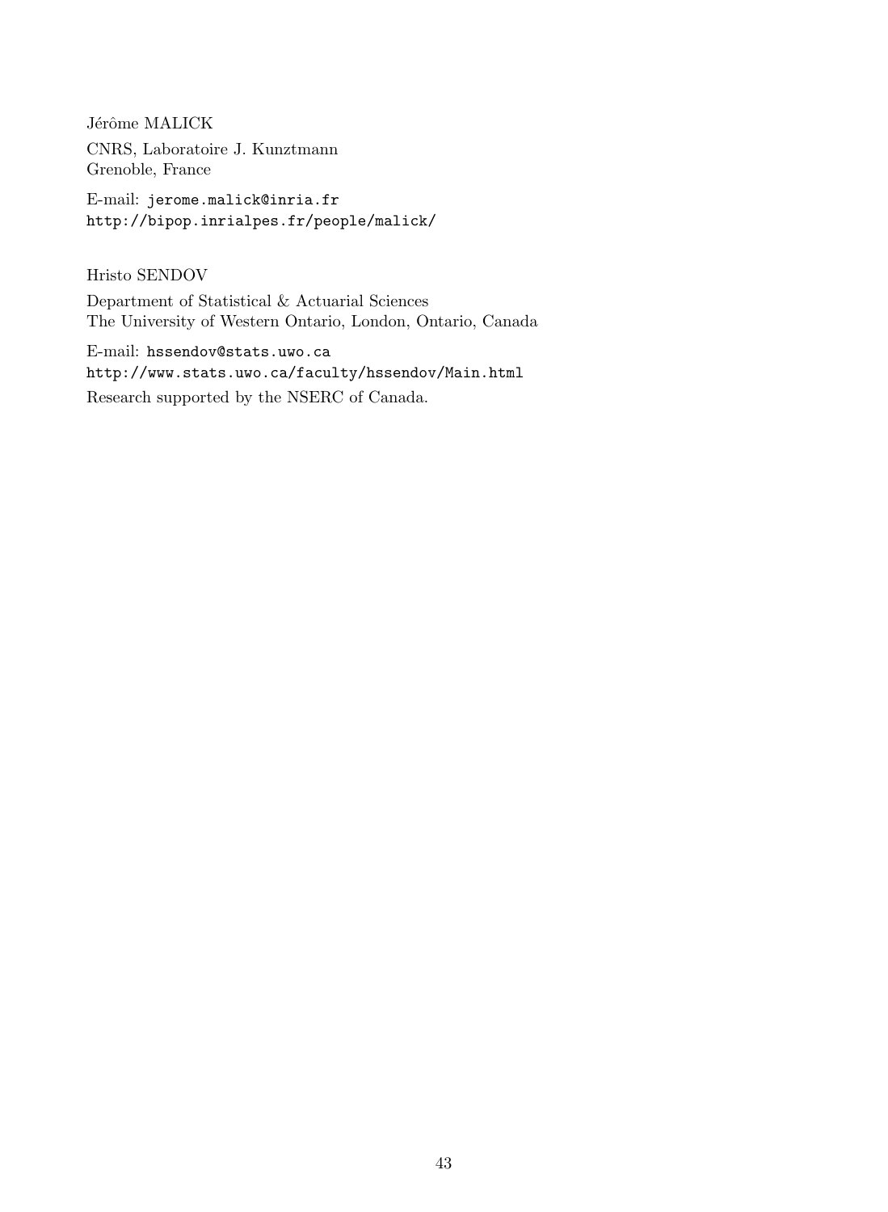Jérôme MALICK

CNRS, Laboratoire J. Kunztmann
Grenoble, France

E-mail: jerome.malick@inria.fr
http://bipop.inrialpes.fr/people/malick/

Hristo SENDOV

Department of Statistical & Actuarial Sciences
The University of Western Ontario, London, Ontario, Canada

E-mail: hssendov@stats.uwo.ca
http://www.stats.uwo.ca/faculty/hssendov/Main.html
Research supported by the NSERC of Canada.